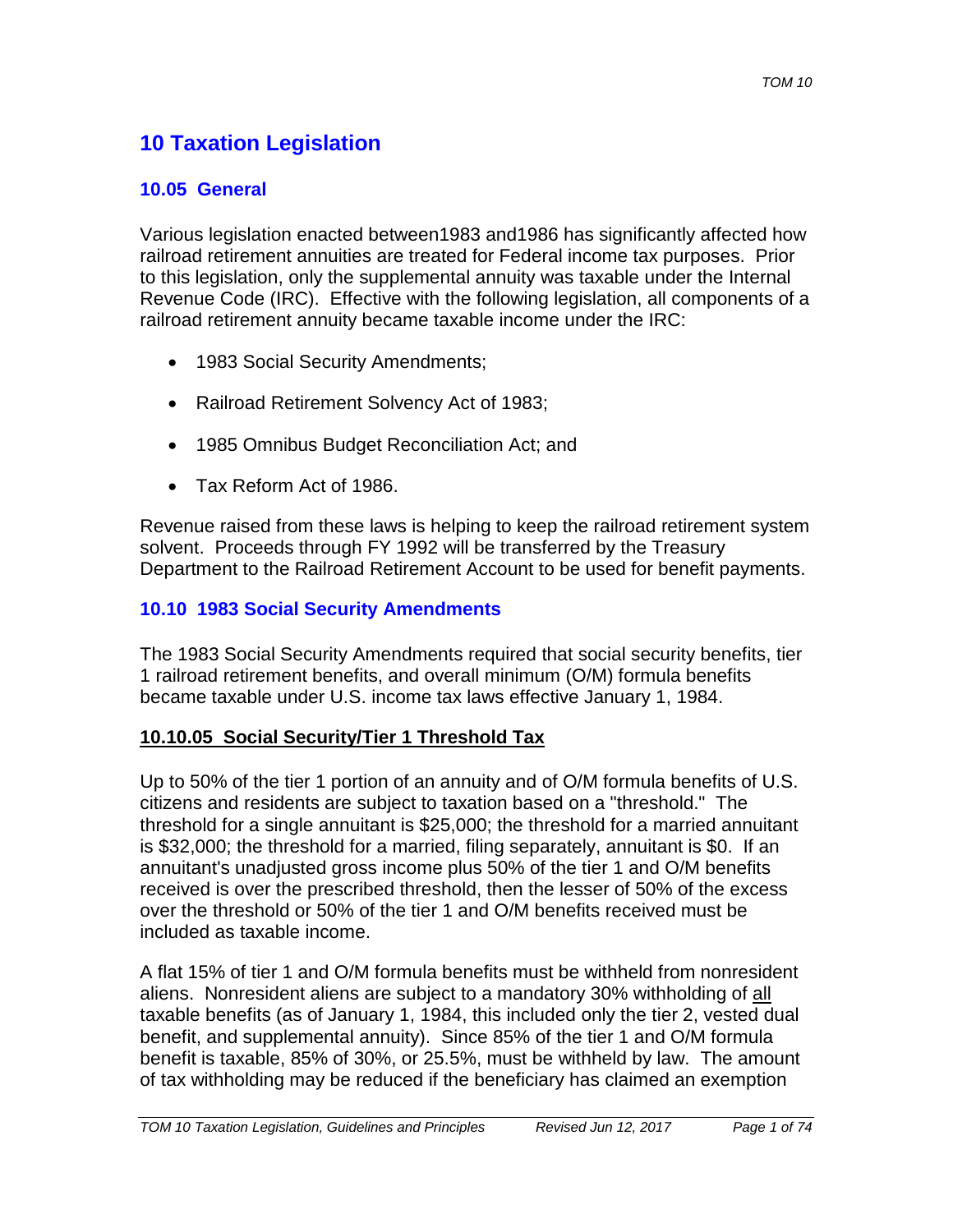// Page 1 of 74 (doc 942edf06b454)
# 10 Taxation Legislation

## 10.05 General

Various legislation enacted between1983 and1986 has significantly affected how railroad retirement annuities are treated for Federal income tax purposes. Prior to this legislation, only the supplemental annuity was taxable under the Internal Revenue Code (IRC). Effective with the following legislation, all components of a railroad retirement annuity became taxable income under the IRC:

- 1983 Social Security Amendments;
- Railroad Retirement Solvency Act of 1983;
- 1985 Omnibus Budget Reconciliation Act; and
- Tax Reform Act of 1986.

Revenue raised from these laws is helping to keep the railroad retirement system solvent. Proceeds through FY 1992 will be transferred by the Treasury Department to the Railroad Retirement Account to be used for benefit payments.

## 10.10 1983 Social Security Amendments

The 1983 Social Security Amendments required that social security benefits, tier 1 railroad retirement benefits, and overall minimum (O/M) formula benefits became taxable under U.S. income tax laws effective January 1, 1984.

### 10.10.05 Social Security/Tier 1 Threshold Tax

Up to 50% of the tier 1 portion of an annuity and of O/M formula benefits of U.S. citizens and residents are subject to taxation based on a "threshold." The threshold for a single annuitant is $25,000; the threshold for a married annuitant is $32,000; the threshold for a married, filing separately, annuitant is $0. If an annuitant's unadjusted gross income plus 50% of the tier 1 and O/M benefits received is over the prescribed threshold, then the lesser of 50% of the excess over the threshold or 50% of the tier 1 and O/M benefits received must be included as taxable income.

A flat 15% of tier 1 and O/M formula benefits must be withheld from nonresident aliens. Nonresident aliens are subject to a mandatory 30% withholding of all taxable benefits (as of January 1, 1984, this included only the tier 2, vested dual benefit, and supplemental annuity). Since 85% of the tier 1 and O/M formula benefit is taxable, 85% of 30%, or 25.5%, must be withheld by law. The amount of tax withholding may be reduced if the beneficiary has claimed an exemption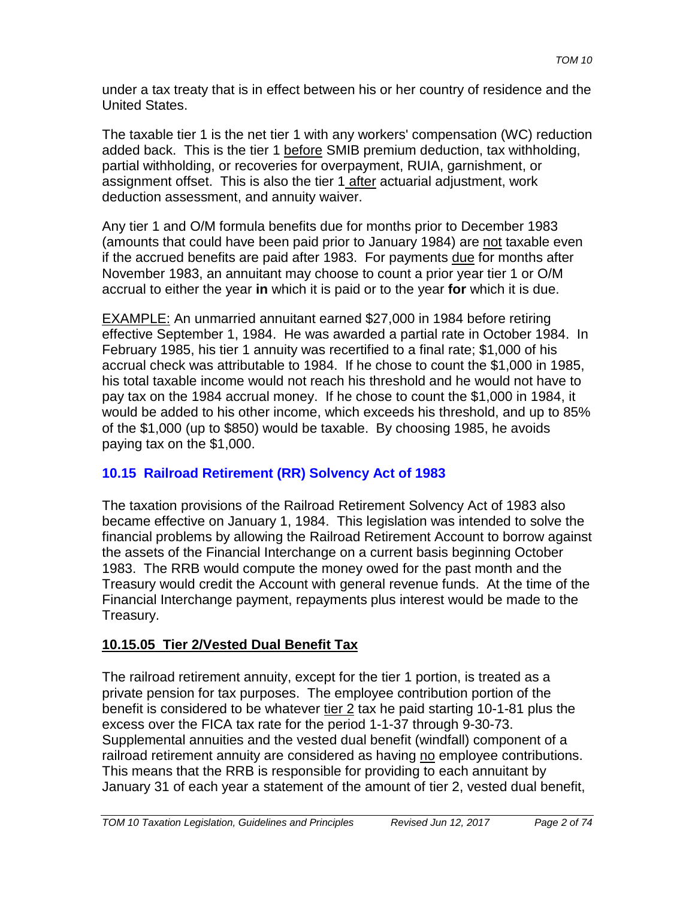under a tax treaty that is in effect between his or her country of residence and the United States.

The taxable tier 1 is the net tier 1 with any workers' compensation (WC) reduction added back. This is the tier 1 before SMIB premium deduction, tax withholding, partial withholding, or recoveries for overpayment, RUIA, garnishment, or assignment offset. This is also the tier 1 after actuarial adjustment, work deduction assessment, and annuity waiver.

Any tier 1 and O/M formula benefits due for months prior to December 1983 (amounts that could have been paid prior to January 1984) are not taxable even if the accrued benefits are paid after 1983. For payments due for months after November 1983, an annuitant may choose to count a prior year tier 1 or O/M accrual to either the year **in** which it is paid or to the year **for** which it is due.

EXAMPLE: An unmarried annuitant earned $27,000 in 1984 before retiring effective September 1, 1984. He was awarded a partial rate in October 1984. In February 1985, his tier 1 annuity was recertified to a final rate; $1,000 of his accrual check was attributable to 1984. If he chose to count the $1,000 in 1985, his total taxable income would not reach his threshold and he would not have to pay tax on the 1984 accrual money. If he chose to count the $1,000 in 1984, it would be added to his other income, which exceeds his threshold, and up to 85% of the $1,000 (up to $850) would be taxable. By choosing 1985, he avoids paying tax on the $1,000.

## 10.15 Railroad Retirement (RR) Solvency Act of 1983

The taxation provisions of the Railroad Retirement Solvency Act of 1983 also became effective on January 1, 1984. This legislation was intended to solve the financial problems by allowing the Railroad Retirement Account to borrow against the assets of the Financial Interchange on a current basis beginning October 1983. The RRB would compute the money owed for the past month and the Treasury would credit the Account with general revenue funds. At the time of the Financial Interchange payment, repayments plus interest would be made to the Treasury.

### 10.15.05 Tier 2/Vested Dual Benefit Tax

The railroad retirement annuity, except for the tier 1 portion, is treated as a private pension for tax purposes. The employee contribution portion of the benefit is considered to be whatever tier 2 tax he paid starting 10-1-81 plus the excess over the FICA tax rate for the period 1-1-37 through 9-30-73. Supplemental annuities and the vested dual benefit (windfall) component of a railroad retirement annuity are considered as having no employee contributions. This means that the RRB is responsible for providing to each annuitant by January 31 of each year a statement of the amount of tier 2, vested dual benefit,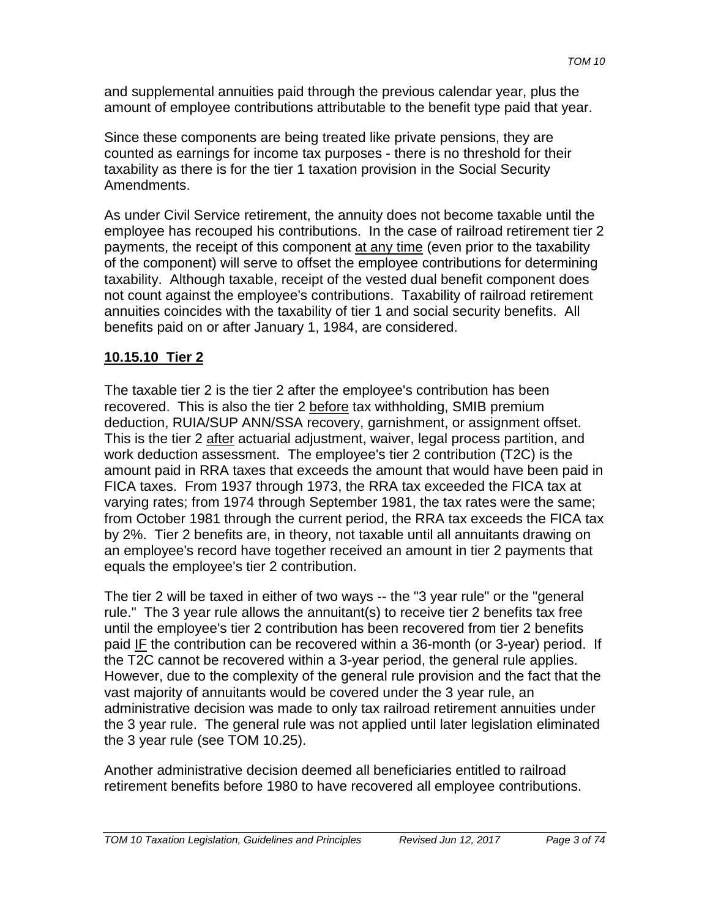and supplemental annuities paid through the previous calendar year, plus the amount of employee contributions attributable to the benefit type paid that year.

Since these components are being treated like private pensions, they are counted as earnings for income tax purposes - there is no threshold for their taxability as there is for the tier 1 taxation provision in the Social Security Amendments.

As under Civil Service retirement, the annuity does not become taxable until the employee has recouped his contributions. In the case of railroad retirement tier 2 payments, the receipt of this component <u>at any time</u> (even prior to the taxability of the component) will serve to offset the employee contributions for determining taxability. Although taxable, receipt of the vested dual benefit component does not count against the employee's contributions. Taxability of railroad retirement annuities coincides with the taxability of tier 1 and social security benefits. All benefits paid on or after January 1, 1984, are considered.

## 10.15.10 Tier 2

The taxable tier 2 is the tier 2 after the employee's contribution has been recovered. This is also the tier 2 <u>before</u> tax withholding, SMIB premium deduction, RUIA/SUP ANN/SSA recovery, garnishment, or assignment offset. This is the tier 2 <u>after</u> actuarial adjustment, waiver, legal process partition, and work deduction assessment. The employee's tier 2 contribution (T2C) is the amount paid in RRA taxes that exceeds the amount that would have been paid in FICA taxes. From 1937 through 1973, the RRA tax exceeded the FICA tax at varying rates; from 1974 through September 1981, the tax rates were the same; from October 1981 through the current period, the RRA tax exceeds the FICA tax by 2%. Tier 2 benefits are, in theory, not taxable until all annuitants drawing on an employee's record have together received an amount in tier 2 payments that equals the employee's tier 2 contribution.

The tier 2 will be taxed in either of two ways -- the "3 year rule" or the "general rule." The 3 year rule allows the annuitant(s) to receive tier 2 benefits tax free until the employee's tier 2 contribution has been recovered from tier 2 benefits paid <u>IF</u> the contribution can be recovered within a 36-month (or 3-year) period. If the T2C cannot be recovered within a 3-year period, the general rule applies. However, due to the complexity of the general rule provision and the fact that the vast majority of annuitants would be covered under the 3 year rule, an administrative decision was made to only tax railroad retirement annuities under the 3 year rule. The general rule was not applied until later legislation eliminated the 3 year rule (see TOM 10.25).

Another administrative decision deemed all beneficiaries entitled to railroad retirement benefits before 1980 to have recovered all employee contributions.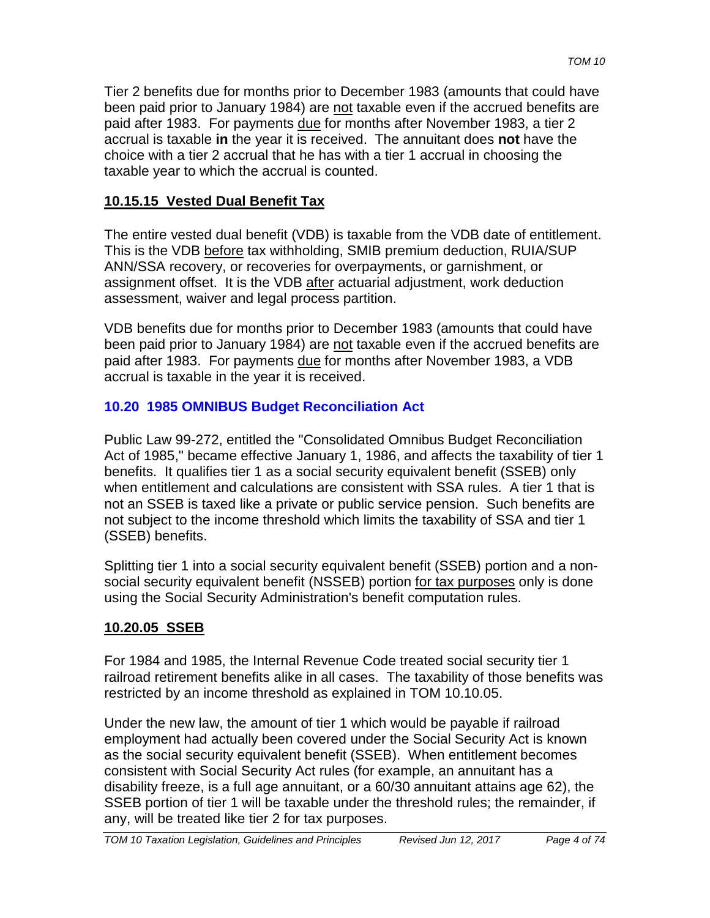Tier 2 benefits due for months prior to December 1983 (amounts that could have been paid prior to January 1984) are not taxable even if the accrued benefits are paid after 1983. For payments due for months after November 1983, a tier 2 accrual is taxable **in** the year it is received. The annuitant does **not** have the choice with a tier 2 accrual that he has with a tier 1 accrual in choosing the taxable year to which the accrual is counted.

### 10.15.15 Vested Dual Benefit Tax

The entire vested dual benefit (VDB) is taxable from the VDB date of entitlement. This is the VDB before tax withholding, SMIB premium deduction, RUIA/SUP ANN/SSA recovery, or recoveries for overpayments, or garnishment, or assignment offset. It is the VDB after actuarial adjustment, work deduction assessment, waiver and legal process partition.

VDB benefits due for months prior to December 1983 (amounts that could have been paid prior to January 1984) are not taxable even if the accrued benefits are paid after 1983. For payments due for months after November 1983, a VDB accrual is taxable in the year it is received.

## 10.20 1985 OMNIBUS Budget Reconciliation Act

Public Law 99-272, entitled the "Consolidated Omnibus Budget Reconciliation Act of 1985," became effective January 1, 1986, and affects the taxability of tier 1 benefits. It qualifies tier 1 as a social security equivalent benefit (SSEB) only when entitlement and calculations are consistent with SSA rules. A tier 1 that is not an SSEB is taxed like a private or public service pension. Such benefits are not subject to the income threshold which limits the taxability of SSA and tier 1 (SSEB) benefits.

Splitting tier 1 into a social security equivalent benefit (SSEB) portion and a non-social security equivalent benefit (NSSEB) portion for tax purposes only is done using the Social Security Administration's benefit computation rules.

### 10.20.05 SSEB

For 1984 and 1985, the Internal Revenue Code treated social security tier 1 railroad retirement benefits alike in all cases. The taxability of those benefits was restricted by an income threshold as explained in TOM 10.10.05.

Under the new law, the amount of tier 1 which would be payable if railroad employment had actually been covered under the Social Security Act is known as the social security equivalent benefit (SSEB). When entitlement becomes consistent with Social Security Act rules (for example, an annuitant has a disability freeze, is a full age annuitant, or a 60/30 annuitant attains age 62), the SSEB portion of tier 1 will be taxable under the threshold rules; the remainder, if any, will be treated like tier 2 for tax purposes.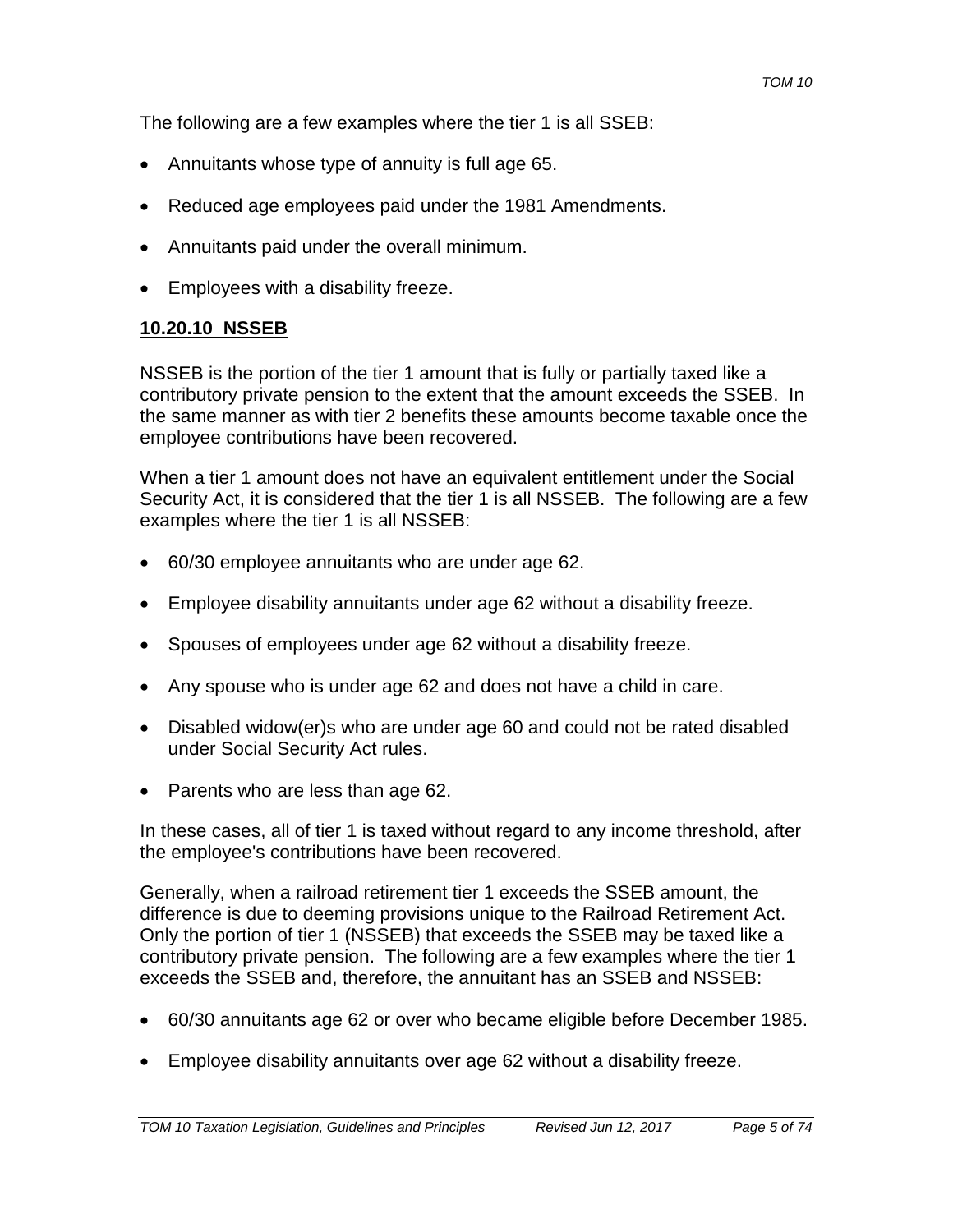The following are a few examples where the tier 1 is all SSEB:

- Annuitants whose type of annuity is full age 65.
- Reduced age employees paid under the 1981 Amendments.
- Annuitants paid under the overall minimum.
- Employees with a disability freeze.

## **10.20.10 NSSEB**

NSSEB is the portion of the tier 1 amount that is fully or partially taxed like a contributory private pension to the extent that the amount exceeds the SSEB. In the same manner as with tier 2 benefits these amounts become taxable once the employee contributions have been recovered.

When a tier 1 amount does not have an equivalent entitlement under the Social Security Act, it is considered that the tier 1 is all NSSEB. The following are a few examples where the tier 1 is all NSSEB:

- 60/30 employee annuitants who are under age 62.
- Employee disability annuitants under age 62 without a disability freeze.
- Spouses of employees under age 62 without a disability freeze.
- Any spouse who is under age 62 and does not have a child in care.
- Disabled widow(er)s who are under age 60 and could not be rated disabled under Social Security Act rules.
- Parents who are less than age 62.

In these cases, all of tier 1 is taxed without regard to any income threshold, after the employee's contributions have been recovered.

Generally, when a railroad retirement tier 1 exceeds the SSEB amount, the difference is due to deeming provisions unique to the Railroad Retirement Act. Only the portion of tier 1 (NSSEB) that exceeds the SSEB may be taxed like a contributory private pension. The following are a few examples where the tier 1 exceeds the SSEB and, therefore, the annuitant has an SSEB and NSSEB:

- 60/30 annuitants age 62 or over who became eligible before December 1985.
- Employee disability annuitants over age 62 without a disability freeze.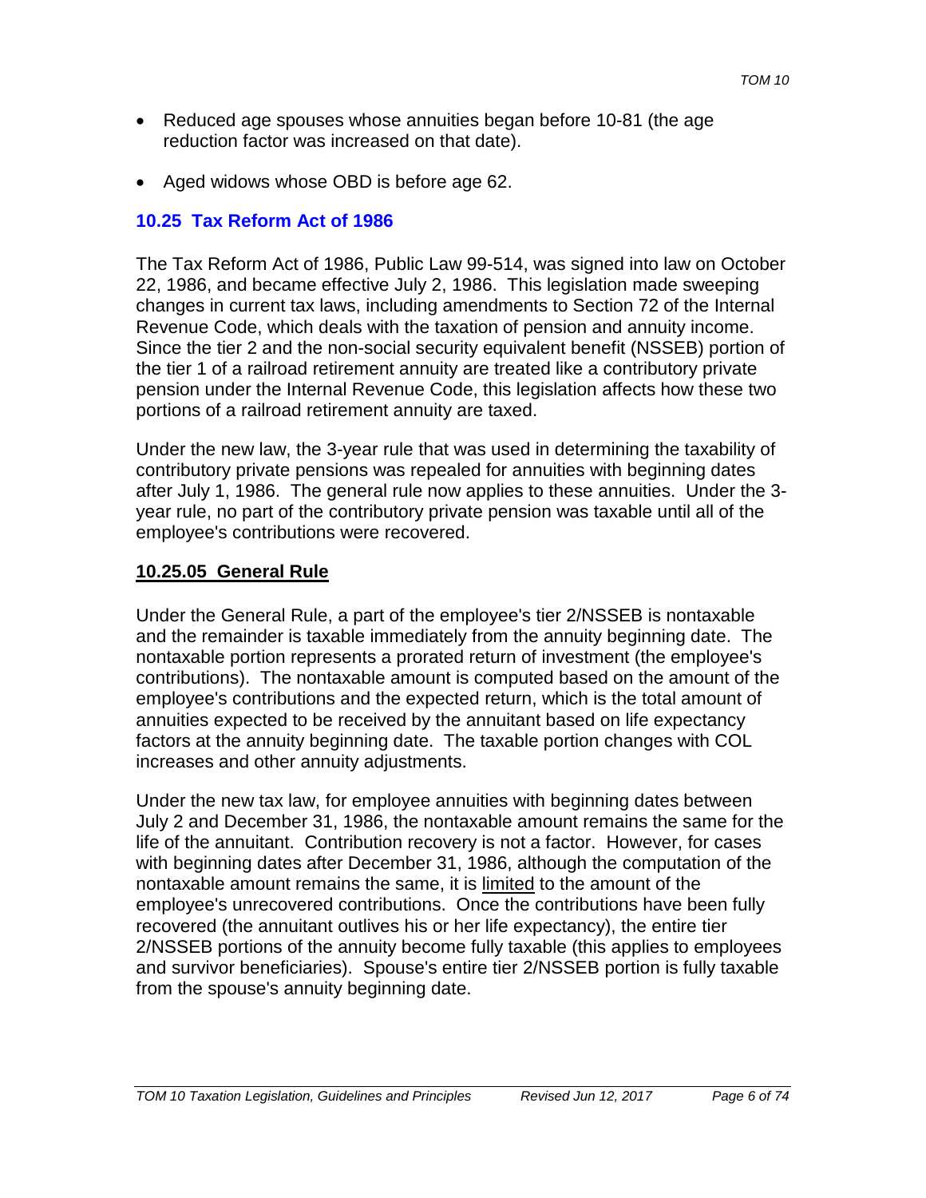- Reduced age spouses whose annuities began before 10-81 (the age reduction factor was increased on that date).
- Aged widows whose OBD is before age 62.

## 10.25 Tax Reform Act of 1986

The Tax Reform Act of 1986, Public Law 99-514, was signed into law on October 22, 1986, and became effective July 2, 1986. This legislation made sweeping changes in current tax laws, including amendments to Section 72 of the Internal Revenue Code, which deals with the taxation of pension and annuity income. Since the tier 2 and the non-social security equivalent benefit (NSSEB) portion of the tier 1 of a railroad retirement annuity are treated like a contributory private pension under the Internal Revenue Code, this legislation affects how these two portions of a railroad retirement annuity are taxed.

Under the new law, the 3-year rule that was used in determining the taxability of contributory private pensions was repealed for annuities with beginning dates after July 1, 1986. The general rule now applies to these annuities. Under the 3-year rule, no part of the contributory private pension was taxable until all of the employee's contributions were recovered.

### 10.25.05 General Rule

Under the General Rule, a part of the employee's tier 2/NSSEB is nontaxable and the remainder is taxable immediately from the annuity beginning date. The nontaxable portion represents a prorated return of investment (the employee's contributions). The nontaxable amount is computed based on the amount of the employee's contributions and the expected return, which is the total amount of annuities expected to be received by the annuitant based on life expectancy factors at the annuity beginning date. The taxable portion changes with COL increases and other annuity adjustments.

Under the new tax law, for employee annuities with beginning dates between July 2 and December 31, 1986, the nontaxable amount remains the same for the life of the annuitant. Contribution recovery is not a factor. However, for cases with beginning dates after December 31, 1986, although the computation of the nontaxable amount remains the same, it is limited to the amount of the employee's unrecovered contributions. Once the contributions have been fully recovered (the annuitant outlives his or her life expectancy), the entire tier 2/NSSEB portions of the annuity become fully taxable (this applies to employees and survivor beneficiaries). Spouse's entire tier 2/NSSEB portion is fully taxable from the spouse's annuity beginning date.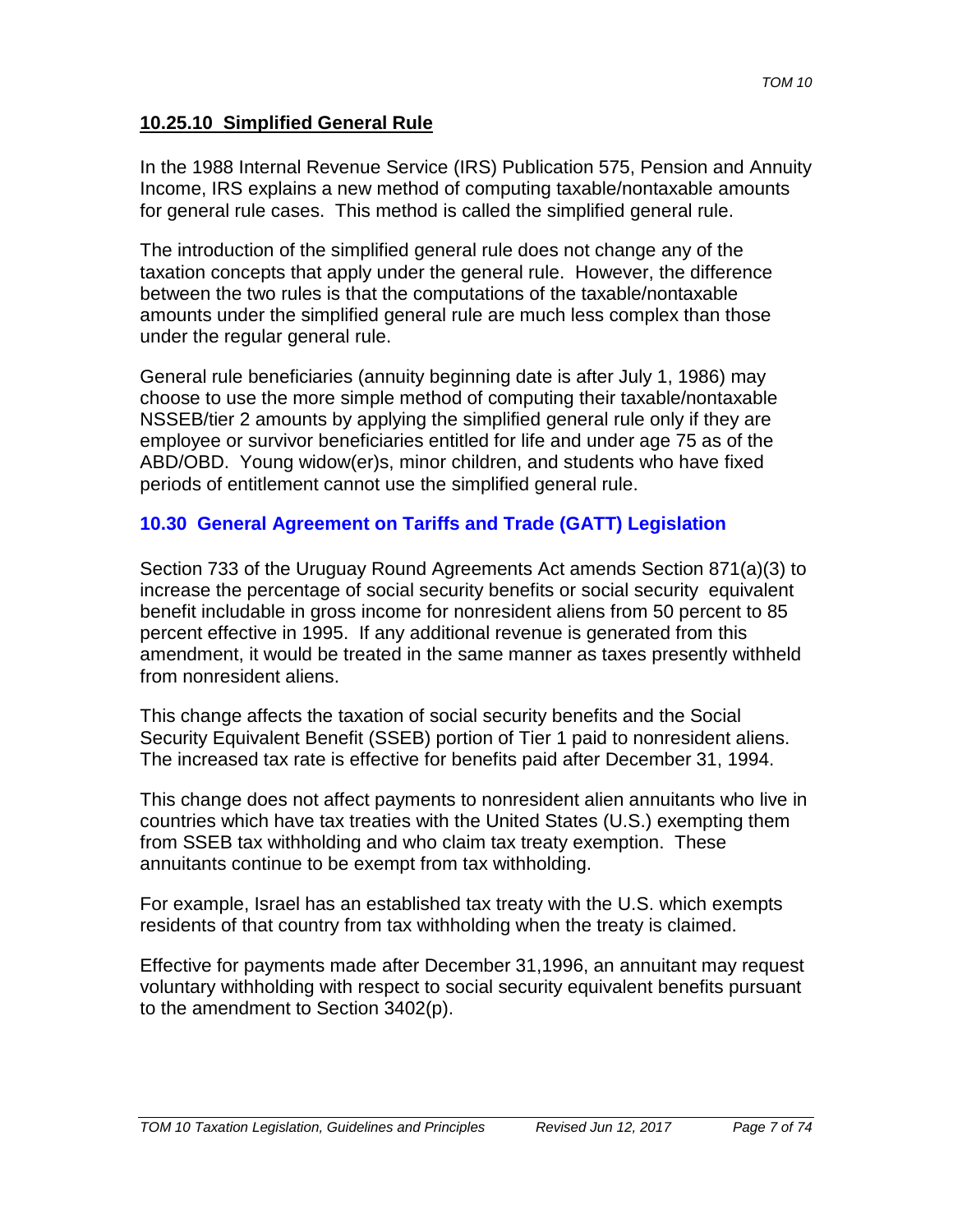### 10.25.10 Simplified General Rule

In the 1988 Internal Revenue Service (IRS) Publication 575, Pension and Annuity Income, IRS explains a new method of computing taxable/nontaxable amounts for general rule cases. This method is called the simplified general rule.

The introduction of the simplified general rule does not change any of the taxation concepts that apply under the general rule. However, the difference between the two rules is that the computations of the taxable/nontaxable amounts under the simplified general rule are much less complex than those under the regular general rule.

General rule beneficiaries (annuity beginning date is after July 1, 1986) may choose to use the more simple method of computing their taxable/nontaxable NSSEB/tier 2 amounts by applying the simplified general rule only if they are employee or survivor beneficiaries entitled for life and under age 75 as of the ABD/OBD. Young widow(er)s, minor children, and students who have fixed periods of entitlement cannot use the simplified general rule.

## 10.30 General Agreement on Tariffs and Trade (GATT) Legislation

Section 733 of the Uruguay Round Agreements Act amends Section 871(a)(3) to increase the percentage of social security benefits or social security equivalent benefit includable in gross income for nonresident aliens from 50 percent to 85 percent effective in 1995. If any additional revenue is generated from this amendment, it would be treated in the same manner as taxes presently withheld from nonresident aliens.

This change affects the taxation of social security benefits and the Social Security Equivalent Benefit (SSEB) portion of Tier 1 paid to nonresident aliens. The increased tax rate is effective for benefits paid after December 31, 1994.

This change does not affect payments to nonresident alien annuitants who live in countries which have tax treaties with the United States (U.S.) exempting them from SSEB tax withholding and who claim tax treaty exemption. These annuitants continue to be exempt from tax withholding.

For example, Israel has an established tax treaty with the U.S. which exempts residents of that country from tax withholding when the treaty is claimed.

Effective for payments made after December 31,1996, an annuitant may request voluntary withholding with respect to social security equivalent benefits pursuant to the amendment to Section 3402(p).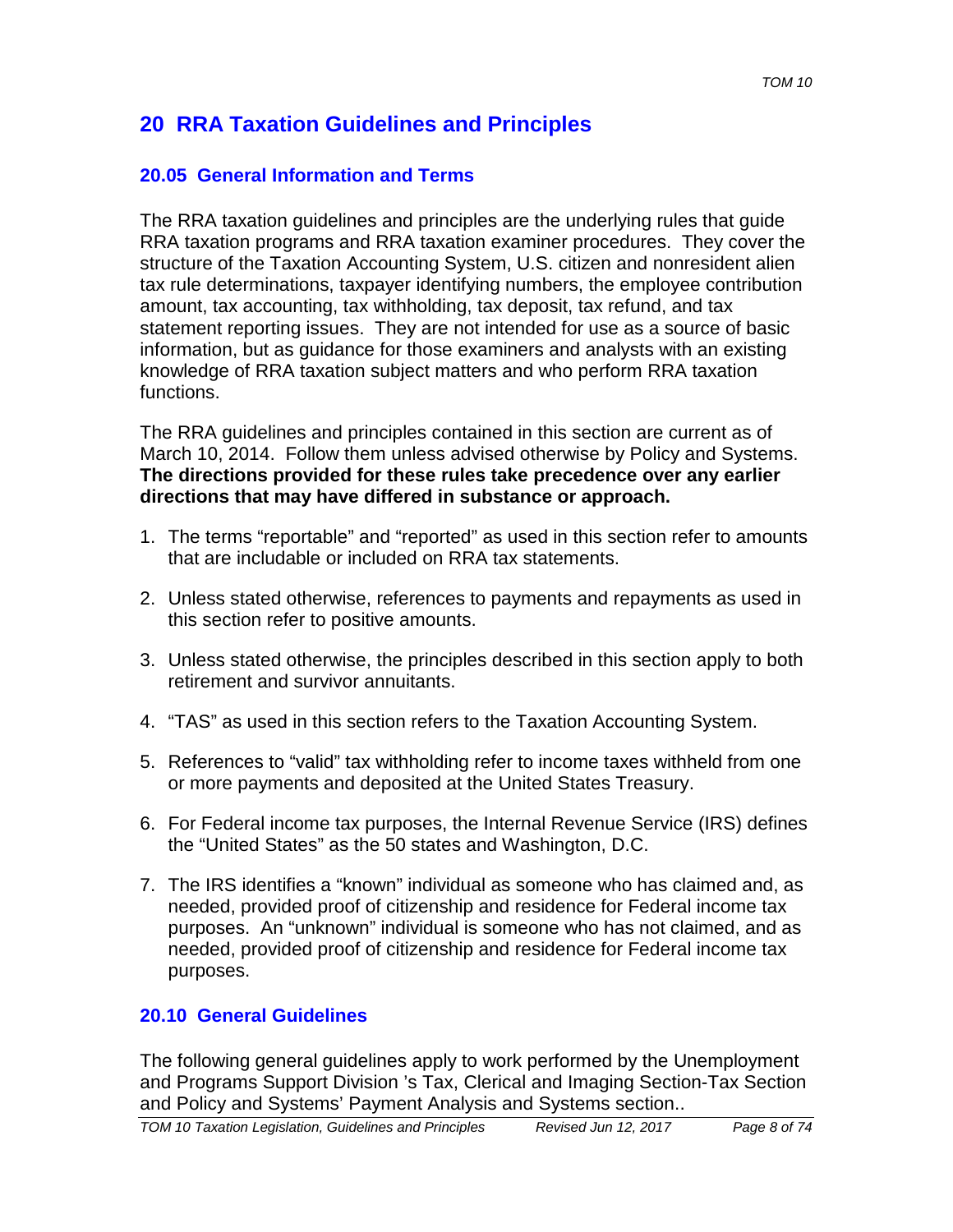# 20 RRA Taxation Guidelines and Principles

## 20.05 General Information and Terms

The RRA taxation guidelines and principles are the underlying rules that guide RRA taxation programs and RRA taxation examiner procedures. They cover the structure of the Taxation Accounting System, U.S. citizen and nonresident alien tax rule determinations, taxpayer identifying numbers, the employee contribution amount, tax accounting, tax withholding, tax deposit, tax refund, and tax statement reporting issues. They are not intended for use as a source of basic information, but as guidance for those examiners and analysts with an existing knowledge of RRA taxation subject matters and who perform RRA taxation functions.

The RRA guidelines and principles contained in this section are current as of March 10, 2014. Follow them unless advised otherwise by Policy and Systems. **The directions provided for these rules take precedence over any earlier directions that may have differed in substance or approach.**

1. The terms "reportable" and "reported" as used in this section refer to amounts that are includable or included on RRA tax statements.
2. Unless stated otherwise, references to payments and repayments as used in this section refer to positive amounts.
3. Unless stated otherwise, the principles described in this section apply to both retirement and survivor annuitants.
4. "TAS" as used in this section refers to the Taxation Accounting System.
5. References to "valid" tax withholding refer to income taxes withheld from one or more payments and deposited at the United States Treasury.
6. For Federal income tax purposes, the Internal Revenue Service (IRS) defines the "United States" as the 50 states and Washington, D.C.
7. The IRS identifies a "known" individual as someone who has claimed and, as needed, provided proof of citizenship and residence for Federal income tax purposes. An "unknown" individual is someone who has not claimed, and as needed, provided proof of citizenship and residence for Federal income tax purposes.

## 20.10 General Guidelines

The following general guidelines apply to work performed by the Unemployment and Programs Support Division 's Tax, Clerical and Imaging Section-Tax Section and Policy and Systems' Payment Analysis and Systems section..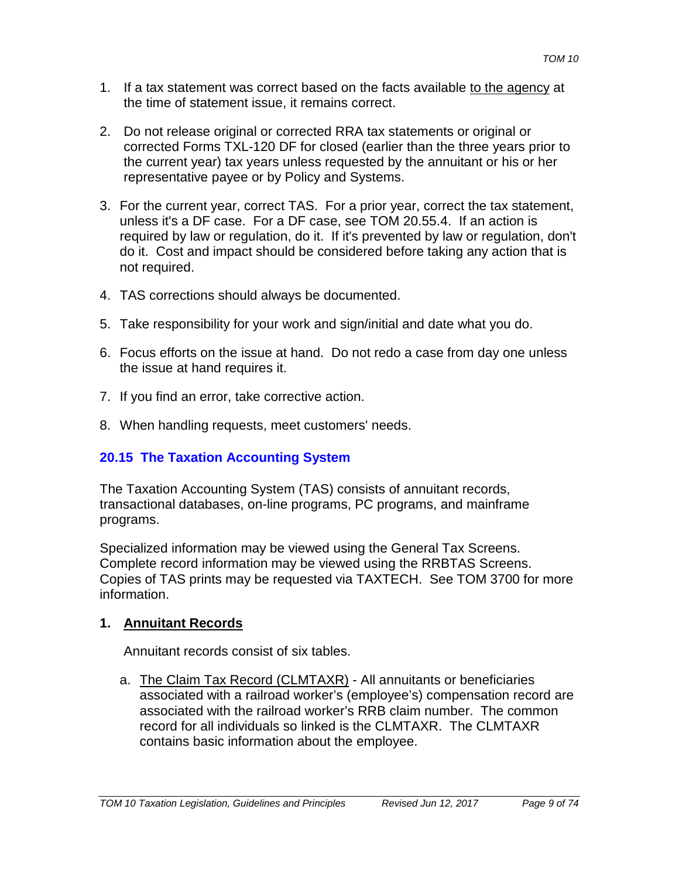1. If a tax statement was correct based on the facts available <u>to the agency</u> at the time of statement issue, it remains correct.

2. Do not release original or corrected RRA tax statements or original or corrected Forms TXL-120 DF for closed (earlier than the three years prior to the current year) tax years unless requested by the annuitant or his or her representative payee or by Policy and Systems.

3. For the current year, correct TAS. For a prior year, correct the tax statement, unless it's a DF case. For a DF case, see TOM 20.55.4. If an action is required by law or regulation, do it. If it's prevented by law or regulation, don't do it. Cost and impact should be considered before taking any action that is not required.

4. TAS corrections should always be documented.

5. Take responsibility for your work and sign/initial and date what you do.

6. Focus efforts on the issue at hand. Do not redo a case from day one unless the issue at hand requires it.

7. If you find an error, take corrective action.

8. When handling requests, meet customers' needs.

## 20.15 The Taxation Accounting System

The Taxation Accounting System (TAS) consists of annuitant records, transactional databases, on-line programs, PC programs, and mainframe programs.

Specialized information may be viewed using the General Tax Screens. Complete record information may be viewed using the RRBTAS Screens. Copies of TAS prints may be requested via TAXTECH. See TOM 3700 for more information.

### 1. <u>Annuitant Records</u>

Annuitant records consist of six tables.

a. <u>The Claim Tax Record (CLMTAXR)</u> - All annuitants or beneficiaries associated with a railroad worker's (employee's) compensation record are associated with the railroad worker's RRB claim number. The common record for all individuals so linked is the CLMTAXR. The CLMTAXR contains basic information about the employee.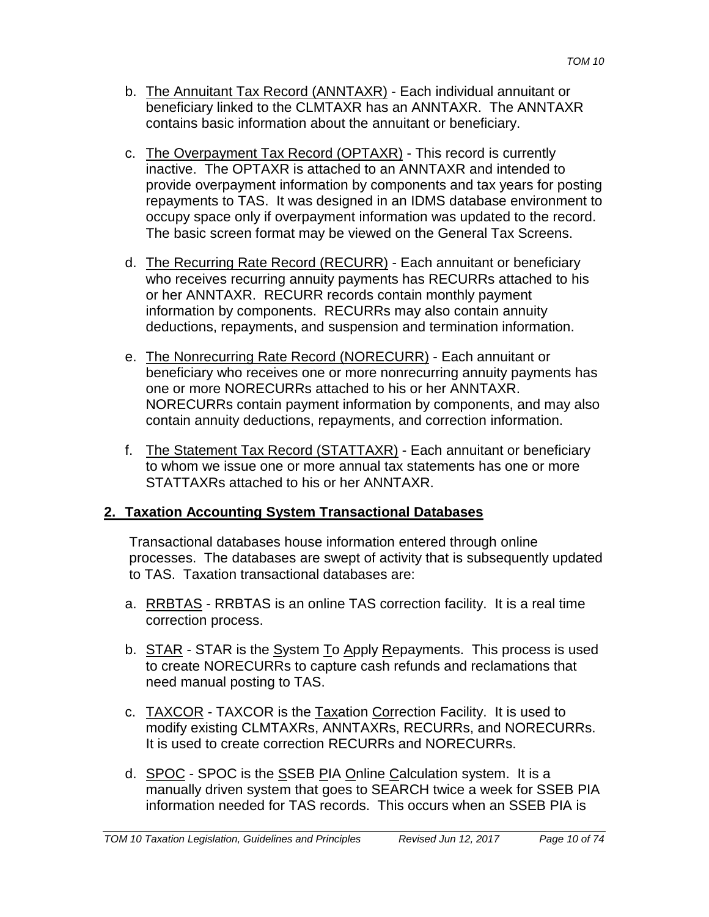b. The Annuitant Tax Record (ANNTAXR) - Each individual annuitant or beneficiary linked to the CLMTAXR has an ANNTAXR. The ANNTAXR contains basic information about the annuitant or beneficiary.

c. The Overpayment Tax Record (OPTAXR) - This record is currently inactive. The OPTAXR is attached to an ANNTAXR and intended to provide overpayment information by components and tax years for posting repayments to TAS. It was designed in an IDMS database environment to occupy space only if overpayment information was updated to the record. The basic screen format may be viewed on the General Tax Screens.

d. The Recurring Rate Record (RECURR) - Each annuitant or beneficiary who receives recurring annuity payments has RECURRs attached to his or her ANNTAXR. RECURR records contain monthly payment information by components. RECURRs may also contain annuity deductions, repayments, and suspension and termination information.

e. The Nonrecurring Rate Record (NORECURR) - Each annuitant or beneficiary who receives one or more nonrecurring annuity payments has one or more NORECURRs attached to his or her ANNTAXR. NORECURRs contain payment information by components, and may also contain annuity deductions, repayments, and correction information.

f. The Statement Tax Record (STATTAXR) - Each annuitant or beneficiary to whom we issue one or more annual tax statements has one or more STATTAXRs attached to his or her ANNTAXR.

## 2. Taxation Accounting System Transactional Databases

Transactional databases house information entered through online processes. The databases are swept of activity that is subsequently updated to TAS. Taxation transactional databases are:

a. RRBTAS - RRBTAS is an online TAS correction facility. It is a real time correction process.

b. STAR - STAR is the System To Apply Repayments. This process is used to create NORECURRs to capture cash refunds and reclamations that need manual posting to TAS.

c. TAXCOR - TAXCOR is the Taxation Correction Facility. It is used to modify existing CLMTAXRs, ANNTAXRs, RECURRs, and NORECURRs. It is used to create correction RECURRs and NORECURRs.

d. SPOC - SPOC is the SSEB PIA Online Calculation system. It is a manually driven system that goes to SEARCH twice a week for SSEB PIA information needed for TAS records. This occurs when an SSEB PIA is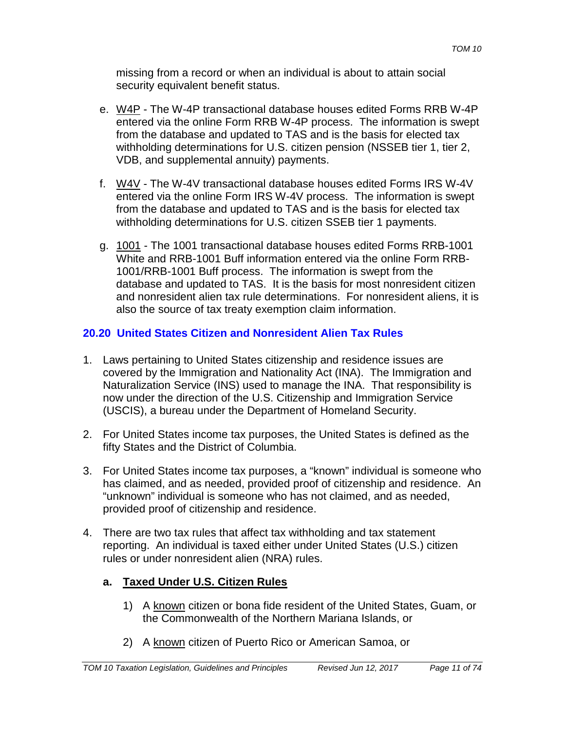missing from a record or when an individual is about to attain social security equivalent benefit status.

e. W4P - The W-4P transactional database houses edited Forms RRB W-4P entered via the online Form RRB W-4P process. The information is swept from the database and updated to TAS and is the basis for elected tax withholding determinations for U.S. citizen pension (NSSEB tier 1, tier 2, VDB, and supplemental annuity) payments.

f. W4V - The W-4V transactional database houses edited Forms IRS W-4V entered via the online Form IRS W-4V process. The information is swept from the database and updated to TAS and is the basis for elected tax withholding determinations for U.S. citizen SSEB tier 1 payments.

g. 1001 - The 1001 transactional database houses edited Forms RRB-1001 White and RRB-1001 Buff information entered via the online Form RRB-1001/RRB-1001 Buff process. The information is swept from the database and updated to TAS. It is the basis for most nonresident citizen and nonresident alien tax rule determinations. For nonresident aliens, it is also the source of tax treaty exemption claim information.

## 20.20 United States Citizen and Nonresident Alien Tax Rules

1. Laws pertaining to United States citizenship and residence issues are covered by the Immigration and Nationality Act (INA). The Immigration and Naturalization Service (INS) used to manage the INA. That responsibility is now under the direction of the U.S. Citizenship and Immigration Service (USCIS), a bureau under the Department of Homeland Security.

2. For United States income tax purposes, the United States is defined as the fifty States and the District of Columbia.

3. For United States income tax purposes, a "known" individual is someone who has claimed, and as needed, provided proof of citizenship and residence. An "unknown" individual is someone who has not claimed, and as needed, provided proof of citizenship and residence.

4. There are two tax rules that affect tax withholding and tax statement reporting. An individual is taxed either under United States (U.S.) citizen rules or under nonresident alien (NRA) rules.

   **a. Taxed Under U.S. Citizen Rules**

   1) A known citizen or bona fide resident of the United States, Guam, or the Commonwealth of the Northern Mariana Islands, or

   2) A known citizen of Puerto Rico or American Samoa, or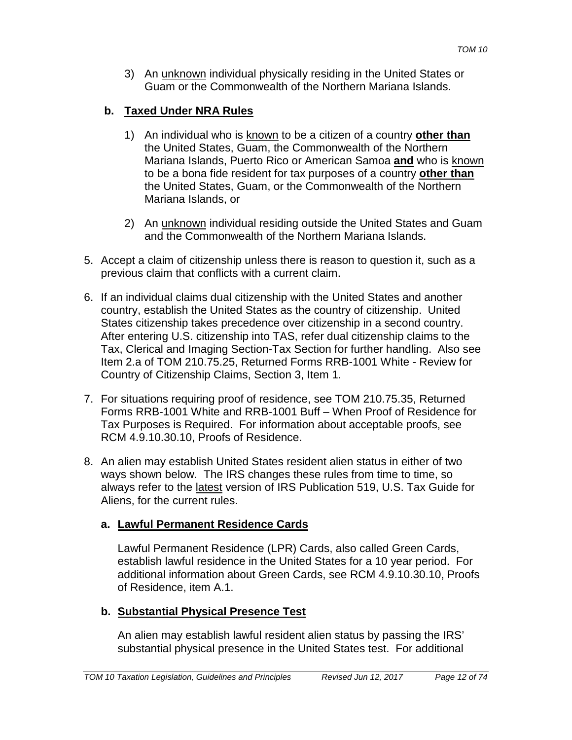3) An unknown individual physically residing in the United States or Guam or the Commonwealth of the Northern Mariana Islands.

**b. Taxed Under NRA Rules**

1) An individual who is known to be a citizen of a country **other than** the United States, Guam, the Commonwealth of the Northern Mariana Islands, Puerto Rico or American Samoa **and** who is known to be a bona fide resident for tax purposes of a country **other than** the United States, Guam, or the Commonwealth of the Northern Mariana Islands, or

2) An unknown individual residing outside the United States and Guam and the Commonwealth of the Northern Mariana Islands.

5. Accept a claim of citizenship unless there is reason to question it, such as a previous claim that conflicts with a current claim.

6. If an individual claims dual citizenship with the United States and another country, establish the United States as the country of citizenship. United States citizenship takes precedence over citizenship in a second country. After entering U.S. citizenship into TAS, refer dual citizenship claims to the Tax, Clerical and Imaging Section-Tax Section for further handling. Also see Item 2.a of TOM 210.75.25, Returned Forms RRB-1001 White - Review for Country of Citizenship Claims, Section 3, Item 1.

7. For situations requiring proof of residence, see TOM 210.75.35, Returned Forms RRB-1001 White and RRB-1001 Buff – When Proof of Residence for Tax Purposes is Required. For information about acceptable proofs, see RCM 4.9.10.30.10, Proofs of Residence.

8. An alien may establish United States resident alien status in either of two ways shown below. The IRS changes these rules from time to time, so always refer to the latest version of IRS Publication 519, U.S. Tax Guide for Aliens, for the current rules.

**a. Lawful Permanent Residence Cards**

Lawful Permanent Residence (LPR) Cards, also called Green Cards, establish lawful residence in the United States for a 10 year period. For additional information about Green Cards, see RCM 4.9.10.30.10, Proofs of Residence, item A.1.

**b. Substantial Physical Presence Test**

An alien may establish lawful resident alien status by passing the IRS' substantial physical presence in the United States test. For additional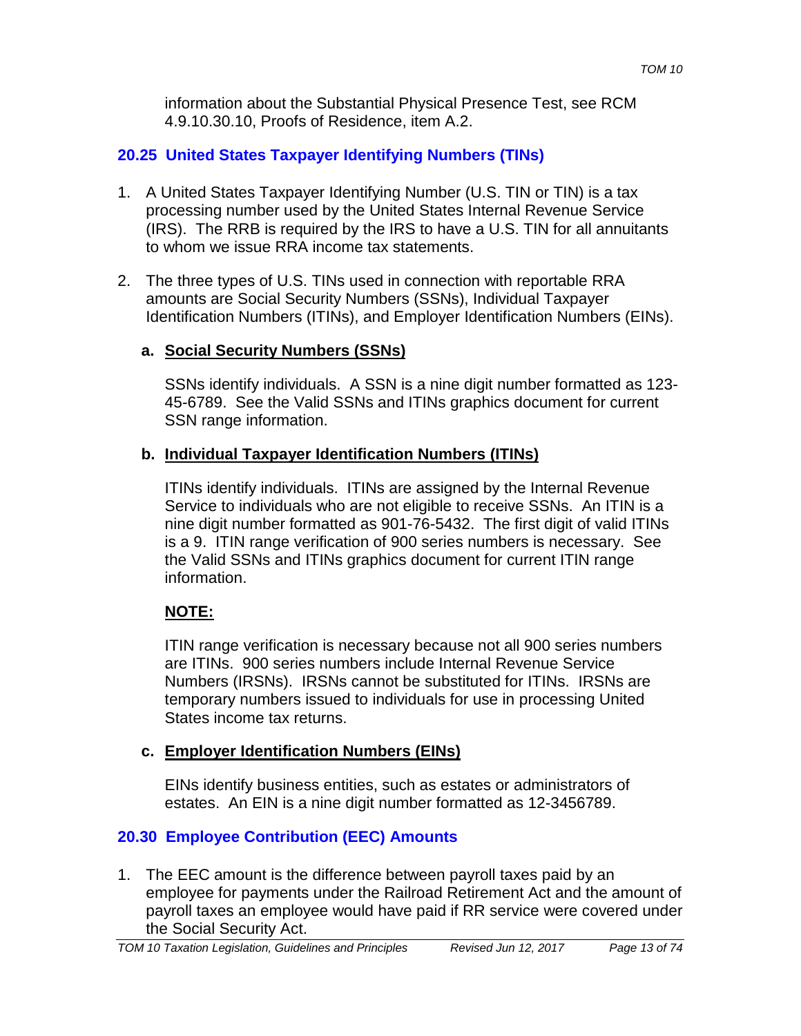information about the Substantial Physical Presence Test, see RCM 4.9.10.30.10, Proofs of Residence, item A.2.

## 20.25 United States Taxpayer Identifying Numbers (TINs)

1. A United States Taxpayer Identifying Number (U.S. TIN or TIN) is a tax processing number used by the United States Internal Revenue Service (IRS). The RRB is required by the IRS to have a U.S. TIN for all annuitants to whom we issue RRA income tax statements.

2. The three types of U.S. TINs used in connection with reportable RRA amounts are Social Security Numbers (SSNs), Individual Taxpayer Identification Numbers (ITINs), and Employer Identification Numbers (EINs).

   **a. Social Security Numbers (SSNs)**

   SSNs identify individuals. A SSN is a nine digit number formatted as 123-45-6789. See the Valid SSNs and ITINs graphics document for current SSN range information.

   **b. Individual Taxpayer Identification Numbers (ITINs)**

   ITINs identify individuals. ITINs are assigned by the Internal Revenue Service to individuals who are not eligible to receive SSNs. An ITIN is a nine digit number formatted as 901-76-5432. The first digit of valid ITINs is a 9. ITIN range verification of 900 series numbers is necessary. See the Valid SSNs and ITINs graphics document for current ITIN range information.

   **NOTE:**

   ITIN range verification is necessary because not all 900 series numbers are ITINs. 900 series numbers include Internal Revenue Service Numbers (IRSNs). IRSNs cannot be substituted for ITINs. IRSNs are temporary numbers issued to individuals for use in processing United States income tax returns.

   **c. Employer Identification Numbers (EINs)**

   EINs identify business entities, such as estates or administrators of estates. An EIN is a nine digit number formatted as 12-3456789.

## 20.30 Employee Contribution (EEC) Amounts

1. The EEC amount is the difference between payroll taxes paid by an employee for payments under the Railroad Retirement Act and the amount of payroll taxes an employee would have paid if RR service were covered under the Social Security Act.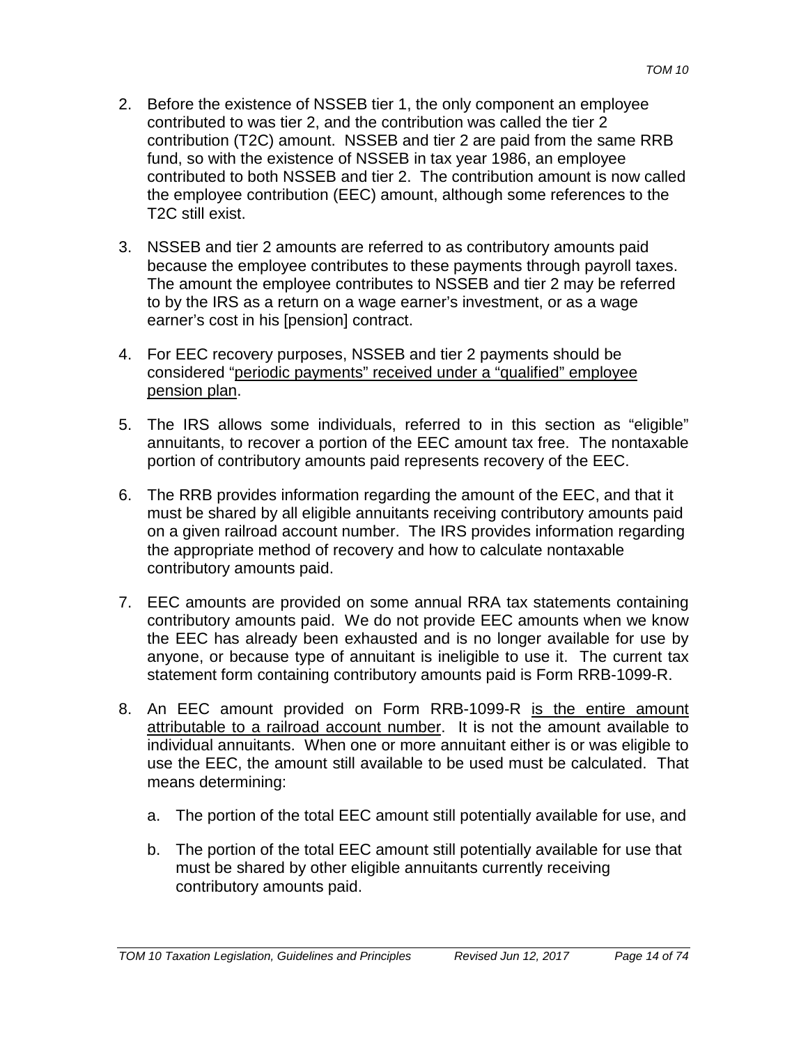2. Before the existence of NSSEB tier 1, the only component an employee contributed to was tier 2, and the contribution was called the tier 2 contribution (T2C) amount. NSSEB and tier 2 are paid from the same RRB fund, so with the existence of NSSEB in tax year 1986, an employee contributed to both NSSEB and tier 2. The contribution amount is now called the employee contribution (EEC) amount, although some references to the T2C still exist.

3. NSSEB and tier 2 amounts are referred to as contributory amounts paid because the employee contributes to these payments through payroll taxes. The amount the employee contributes to NSSEB and tier 2 may be referred to by the IRS as a return on a wage earner's investment, or as a wage earner's cost in his [pension] contract.

4. For EEC recovery purposes, NSSEB and tier 2 payments should be considered <u>"periodic payments" received under a "qualified" employee pension plan</u>.

5. The IRS allows some individuals, referred to in this section as "eligible" annuitants, to recover a portion of the EEC amount tax free. The nontaxable portion of contributory amounts paid represents recovery of the EEC.

6. The RRB provides information regarding the amount of the EEC, and that it must be shared by all eligible annuitants receiving contributory amounts paid on a given railroad account number. The IRS provides information regarding the appropriate method of recovery and how to calculate nontaxable contributory amounts paid.

7. EEC amounts are provided on some annual RRA tax statements containing contributory amounts paid. We do not provide EEC amounts when we know the EEC has already been exhausted and is no longer available for use by anyone, or because type of annuitant is ineligible to use it. The current tax statement form containing contributory amounts paid is Form RRB-1099-R.

8. An EEC amount provided on Form RRB-1099-R <u>is the entire amount attributable to a railroad account number</u>. It is not the amount available to individual annuitants. When one or more annuitant either is or was eligible to use the EEC, the amount still available to be used must be calculated. That means determining:

   a. The portion of the total EEC amount still potentially available for use, and

   b. The portion of the total EEC amount still potentially available for use that must be shared by other eligible annuitants currently receiving contributory amounts paid.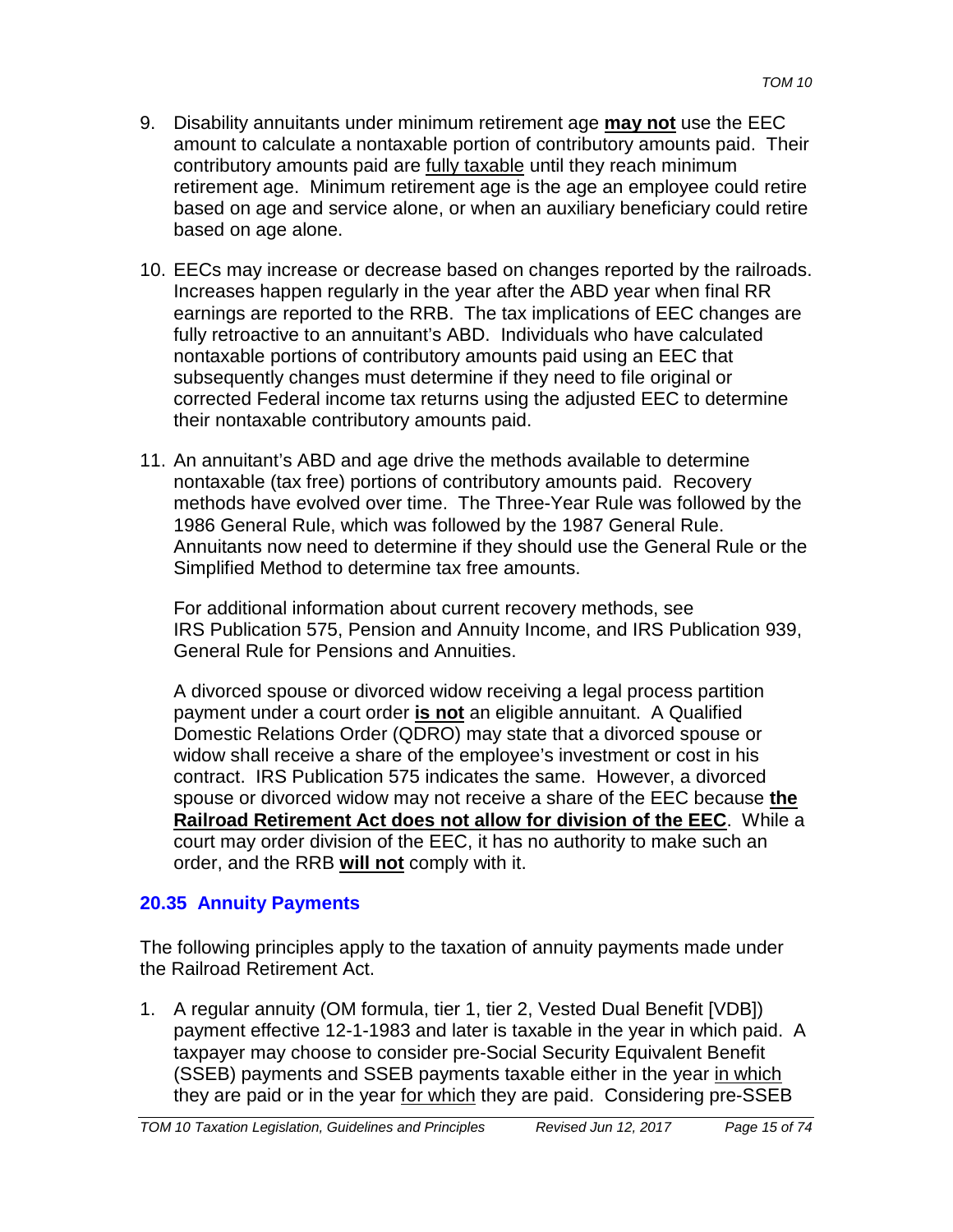9. Disability annuitants under minimum retirement age **may not** use the EEC amount to calculate a nontaxable portion of contributory amounts paid. Their contributory amounts paid are <u>fully taxable</u> until they reach minimum retirement age. Minimum retirement age is the age an employee could retire based on age and service alone, or when an auxiliary beneficiary could retire based on age alone.

10. EECs may increase or decrease based on changes reported by the railroads. Increases happen regularly in the year after the ABD year when final RR earnings are reported to the RRB. The tax implications of EEC changes are fully retroactive to an annuitant's ABD. Individuals who have calculated nontaxable portions of contributory amounts paid using an EEC that subsequently changes must determine if they need to file original or corrected Federal income tax returns using the adjusted EEC to determine their nontaxable contributory amounts paid.

11. An annuitant's ABD and age drive the methods available to determine nontaxable (tax free) portions of contributory amounts paid. Recovery methods have evolved over time. The Three-Year Rule was followed by the 1986 General Rule, which was followed by the 1987 General Rule. Annuitants now need to determine if they should use the General Rule or the Simplified Method to determine tax free amounts.

    For additional information about current recovery methods, see IRS Publication 575, Pension and Annuity Income, and IRS Publication 939, General Rule for Pensions and Annuities.

    A divorced spouse or divorced widow receiving a legal process partition payment under a court order **is not** an eligible annuitant. A Qualified Domestic Relations Order (QDRO) may state that a divorced spouse or widow shall receive a share of the employee's investment or cost in his contract. IRS Publication 575 indicates the same. However, a divorced spouse or divorced widow may not receive a share of the EEC because **the Railroad Retirement Act does not allow for division of the EEC**. While a court may order division of the EEC, it has no authority to make such an order, and the RRB **will not** comply with it.

## 20.35 Annuity Payments

The following principles apply to the taxation of annuity payments made under the Railroad Retirement Act.

1. A regular annuity (OM formula, tier 1, tier 2, Vested Dual Benefit [VDB]) payment effective 12-1-1983 and later is taxable in the year in which paid. A taxpayer may choose to consider pre-Social Security Equivalent Benefit (SSEB) payments and SSEB payments taxable either in the year <u>in which</u> they are paid or in the year <u>for which</u> they are paid. Considering pre-SSEB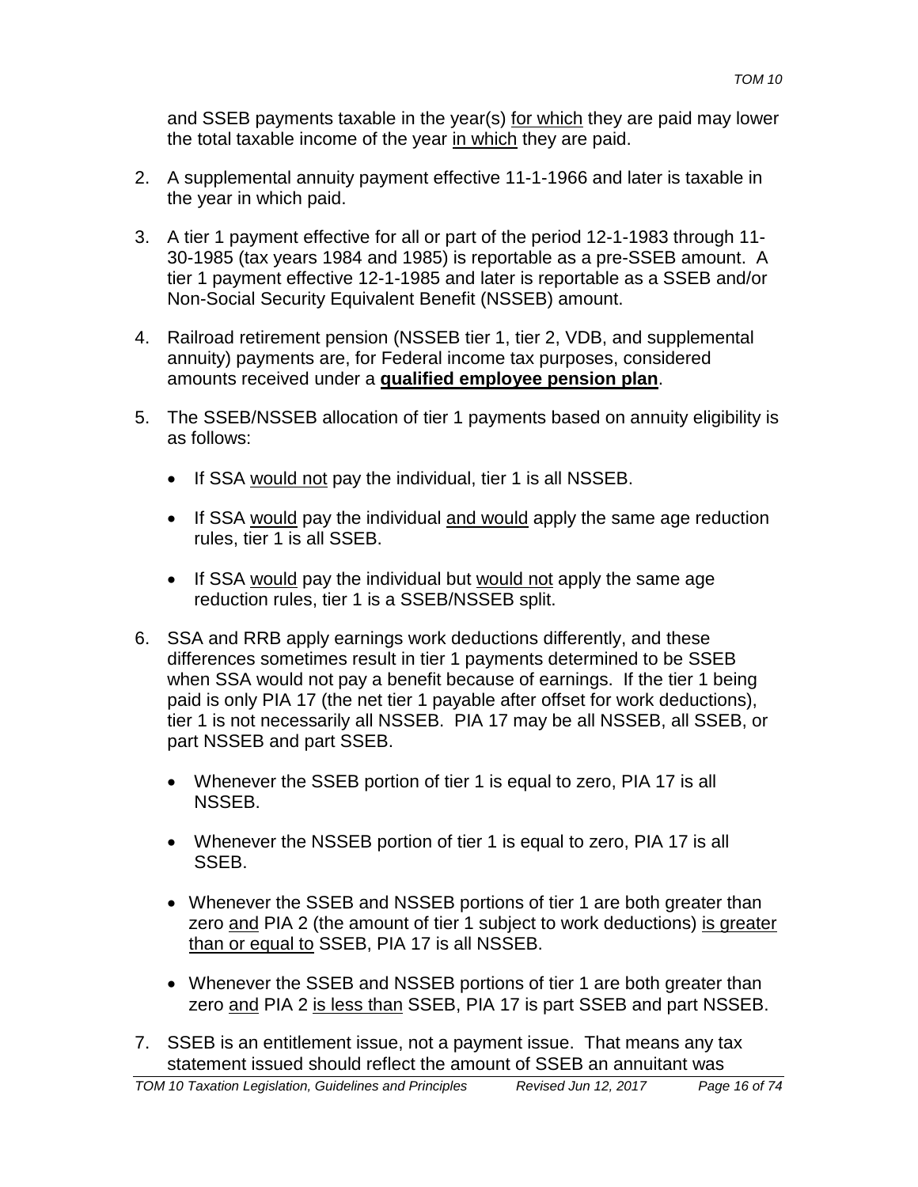and SSEB payments taxable in the year(s) for which they are paid may lower the total taxable income of the year in which they are paid.

2. A supplemental annuity payment effective 11-1-1966 and later is taxable in the year in which paid.

3. A tier 1 payment effective for all or part of the period 12-1-1983 through 11-30-1985 (tax years 1984 and 1985) is reportable as a pre-SSEB amount. A tier 1 payment effective 12-1-1985 and later is reportable as a SSEB and/or Non-Social Security Equivalent Benefit (NSSEB) amount.

4. Railroad retirement pension (NSSEB tier 1, tier 2, VDB, and supplemental annuity) payments are, for Federal income tax purposes, considered amounts received under a **qualified employee pension plan**.

5. The SSEB/NSSEB allocation of tier 1 payments based on annuity eligibility is as follows:

   - If SSA would not pay the individual, tier 1 is all NSSEB.
   - If SSA would pay the individual and would apply the same age reduction rules, tier 1 is all SSEB.
   - If SSA would pay the individual but would not apply the same age reduction rules, tier 1 is a SSEB/NSSEB split.

6. SSA and RRB apply earnings work deductions differently, and these differences sometimes result in tier 1 payments determined to be SSEB when SSA would not pay a benefit because of earnings. If the tier 1 being paid is only PIA 17 (the net tier 1 payable after offset for work deductions), tier 1 is not necessarily all NSSEB. PIA 17 may be all NSSEB, all SSEB, or part NSSEB and part SSEB.

   - Whenever the SSEB portion of tier 1 is equal to zero, PIA 17 is all NSSEB.
   - Whenever the NSSEB portion of tier 1 is equal to zero, PIA 17 is all SSEB.
   - Whenever the SSEB and NSSEB portions of tier 1 are both greater than zero and PIA 2 (the amount of tier 1 subject to work deductions) is greater than or equal to SSEB, PIA 17 is all NSSEB.
   - Whenever the SSEB and NSSEB portions of tier 1 are both greater than zero and PIA 2 is less than SSEB, PIA 17 is part SSEB and part NSSEB.

7. SSEB is an entitlement issue, not a payment issue. That means any tax statement issued should reflect the amount of SSEB an annuitant was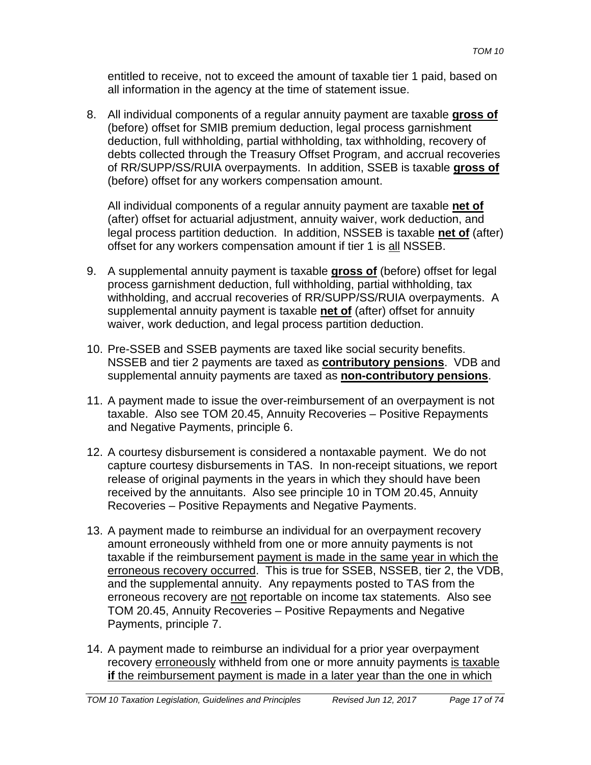entitled to receive, not to exceed the amount of taxable tier 1 paid, based on all information in the agency at the time of statement issue.

8. All individual components of a regular annuity payment are taxable **gross of** (before) offset for SMIB premium deduction, legal process garnishment deduction, full withholding, partial withholding, tax withholding, recovery of debts collected through the Treasury Offset Program, and accrual recoveries of RR/SUPP/SS/RUIA overpayments. In addition, SSEB is taxable **gross of** (before) offset for any workers compensation amount.

   All individual components of a regular annuity payment are taxable **net of** (after) offset for actuarial adjustment, annuity waiver, work deduction, and legal process partition deduction. In addition, NSSEB is taxable **net of** (after) offset for any workers compensation amount if tier 1 is all NSSEB.

9. A supplemental annuity payment is taxable **gross of** (before) offset for legal process garnishment deduction, full withholding, partial withholding, tax withholding, and accrual recoveries of RR/SUPP/SS/RUIA overpayments. A supplemental annuity payment is taxable **net of** (after) offset for annuity waiver, work deduction, and legal process partition deduction.

10. Pre-SSEB and SSEB payments are taxed like social security benefits. NSSEB and tier 2 payments are taxed as **contributory pensions**. VDB and supplemental annuity payments are taxed as **non-contributory pensions**.

11. A payment made to issue the over-reimbursement of an overpayment is not taxable. Also see TOM 20.45, Annuity Recoveries – Positive Repayments and Negative Payments, principle 6.

12. A courtesy disbursement is considered a nontaxable payment. We do not capture courtesy disbursements in TAS. In non-receipt situations, we report release of original payments in the years in which they should have been received by the annuitants. Also see principle 10 in TOM 20.45, Annuity Recoveries – Positive Repayments and Negative Payments.

13. A payment made to reimburse an individual for an overpayment recovery amount erroneously withheld from one or more annuity payments is not taxable if the reimbursement payment is made in the same year in which the erroneous recovery occurred. This is true for SSEB, NSSEB, tier 2, the VDB, and the supplemental annuity. Any repayments posted to TAS from the erroneous recovery are not reportable on income tax statements. Also see TOM 20.45, Annuity Recoveries – Positive Repayments and Negative Payments, principle 7.

14. A payment made to reimburse an individual for a prior year overpayment recovery erroneously withheld from one or more annuity payments is taxable **if** the reimbursement payment is made in a later year than the one in which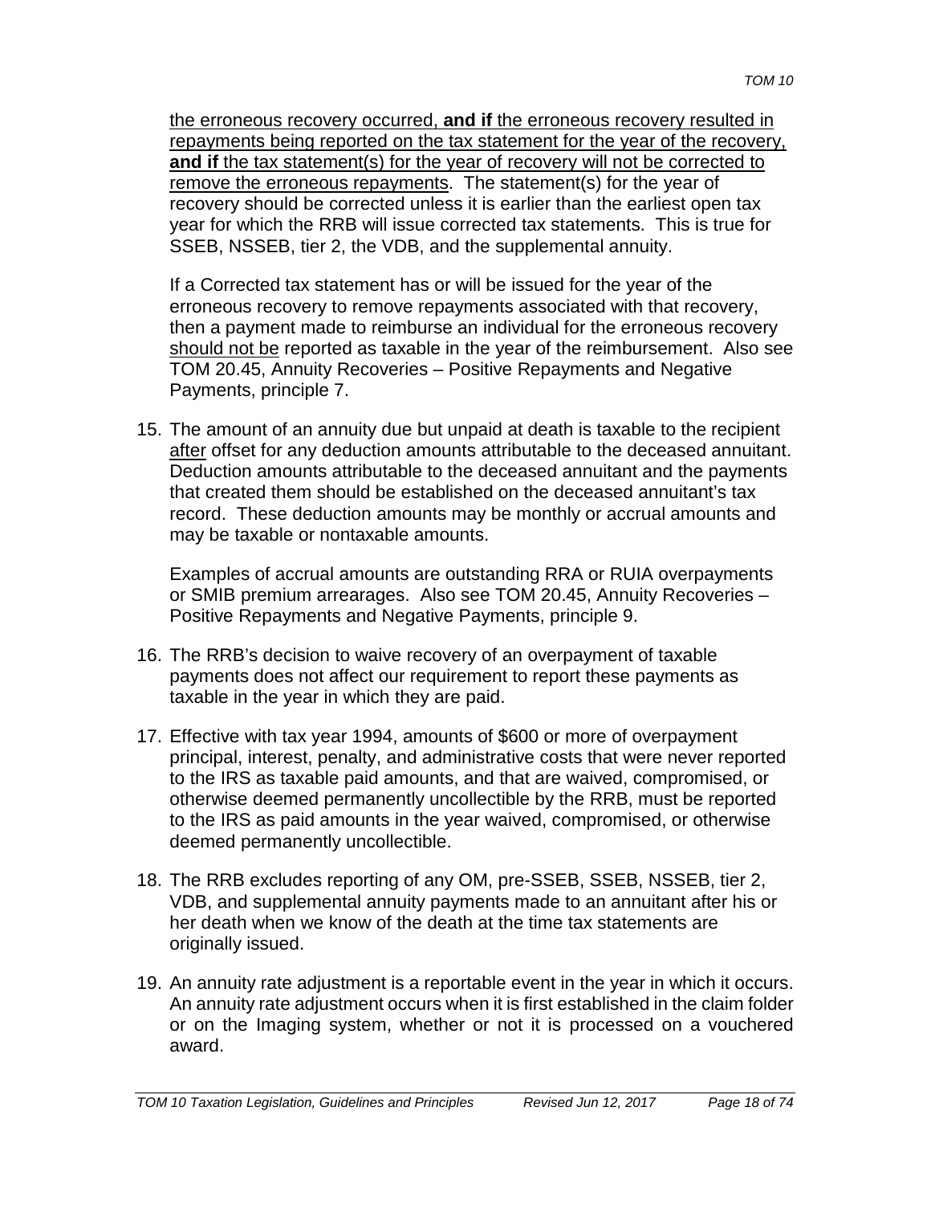the erroneous recovery occurred, **and if** the erroneous recovery resulted in repayments being reported on the tax statement for the year of the recovery, **and if** the tax statement(s) for the year of recovery will not be corrected to remove the erroneous repayments. The statement(s) for the year of recovery should be corrected unless it is earlier than the earliest open tax year for which the RRB will issue corrected tax statements. This is true for SSEB, NSSEB, tier 2, the VDB, and the supplemental annuity.

If a Corrected tax statement has or will be issued for the year of the erroneous recovery to remove repayments associated with that recovery, then a payment made to reimburse an individual for the erroneous recovery should not be reported as taxable in the year of the reimbursement. Also see TOM 20.45, Annuity Recoveries – Positive Repayments and Negative Payments, principle 7.

15. The amount of an annuity due but unpaid at death is taxable to the recipient after offset for any deduction amounts attributable to the deceased annuitant. Deduction amounts attributable to the deceased annuitant and the payments that created them should be established on the deceased annuitant's tax record. These deduction amounts may be monthly or accrual amounts and may be taxable or nontaxable amounts.

    Examples of accrual amounts are outstanding RRA or RUIA overpayments or SMIB premium arrearages. Also see TOM 20.45, Annuity Recoveries – Positive Repayments and Negative Payments, principle 9.

16. The RRB's decision to waive recovery of an overpayment of taxable payments does not affect our requirement to report these payments as taxable in the year in which they are paid.

17. Effective with tax year 1994, amounts of $600 or more of overpayment principal, interest, penalty, and administrative costs that were never reported to the IRS as taxable paid amounts, and that are waived, compromised, or otherwise deemed permanently uncollectible by the RRB, must be reported to the IRS as paid amounts in the year waived, compromised, or otherwise deemed permanently uncollectible.

18. The RRB excludes reporting of any OM, pre-SSEB, SSEB, NSSEB, tier 2, VDB, and supplemental annuity payments made to an annuitant after his or her death when we know of the death at the time tax statements are originally issued.

19. An annuity rate adjustment is a reportable event in the year in which it occurs. An annuity rate adjustment occurs when it is first established in the claim folder or on the Imaging system, whether or not it is processed on a vouchered award.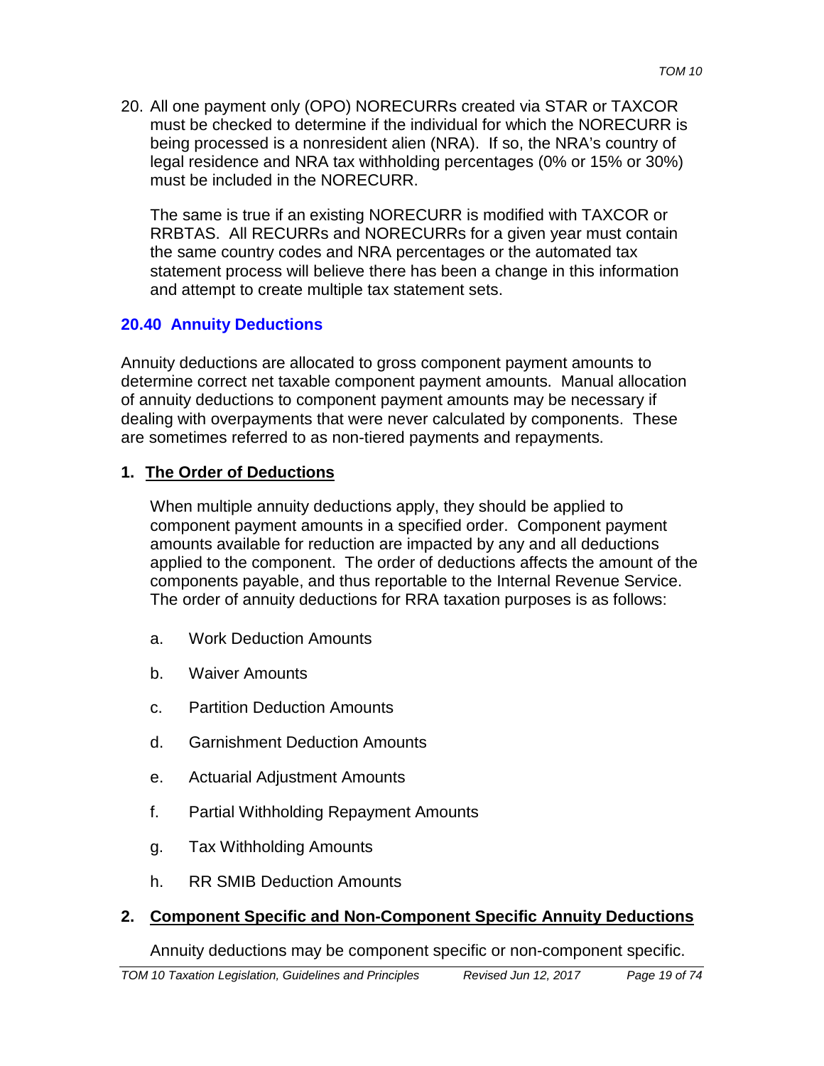20. All one payment only (OPO) NORECURRs created via STAR or TAXCOR must be checked to determine if the individual for which the NORECURR is being processed is a nonresident alien (NRA). If so, the NRA's country of legal residence and NRA tax withholding percentages (0% or 15% or 30%) must be included in the NORECURR.

    The same is true if an existing NORECURR is modified with TAXCOR or RRBTAS. All RECURRs and NORECURRs for a given year must contain the same country codes and NRA percentages or the automated tax statement process will believe there has been a change in this information and attempt to create multiple tax statement sets.

## 20.40 Annuity Deductions

Annuity deductions are allocated to gross component payment amounts to determine correct net taxable component payment amounts. Manual allocation of annuity deductions to component payment amounts may be necessary if dealing with overpayments that were never calculated by components. These are sometimes referred to as non-tiered payments and repayments.

### 1. The Order of Deductions

When multiple annuity deductions apply, they should be applied to component payment amounts in a specified order. Component payment amounts available for reduction are impacted by any and all deductions applied to the component. The order of deductions affects the amount of the components payable, and thus reportable to the Internal Revenue Service. The order of annuity deductions for RRA taxation purposes is as follows:

a. Work Deduction Amounts

b. Waiver Amounts

c. Partition Deduction Amounts

d. Garnishment Deduction Amounts

e. Actuarial Adjustment Amounts

f. Partial Withholding Repayment Amounts

g. Tax Withholding Amounts

h. RR SMIB Deduction Amounts

### 2. Component Specific and Non-Component Specific Annuity Deductions

Annuity deductions may be component specific or non-component specific.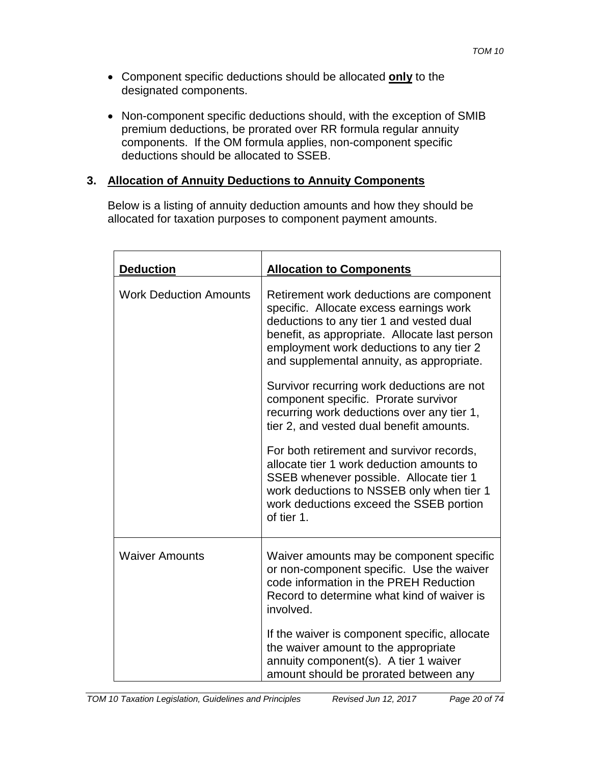- Component specific deductions should be allocated **only** to the designated components.
- Non-component specific deductions should, with the exception of SMIB premium deductions, be prorated over RR formula regular annuity components. If the OM formula applies, non-component specific deductions should be allocated to SSEB.

### 3. Allocation of Annuity Deductions to Annuity Components

Below is a listing of annuity deduction amounts and how they should be allocated for taxation purposes to component payment amounts.

| Deduction | Allocation to Components |
|---|---|
| Work Deduction Amounts | Retirement work deductions are component specific. Allocate excess earnings work deductions to any tier 1 and vested dual benefit, as appropriate. Allocate last person employment work deductions to any tier 2 and supplemental annuity, as appropriate.<br><br>Survivor recurring work deductions are not component specific. Prorate survivor recurring work deductions over any tier 1, tier 2, and vested dual benefit amounts.<br><br>For both retirement and survivor records, allocate tier 1 work deduction amounts to SSEB whenever possible. Allocate tier 1 work deductions to NSSEB only when tier 1 work deductions exceed the SSEB portion of tier 1. |
| Waiver Amounts | Waiver amounts may be component specific or non-component specific. Use the waiver code information in the PREH Reduction Record to determine what kind of waiver is involved.<br><br>If the waiver is component specific, allocate the waiver amount to the appropriate annuity component(s). A tier 1 waiver amount should be prorated between any |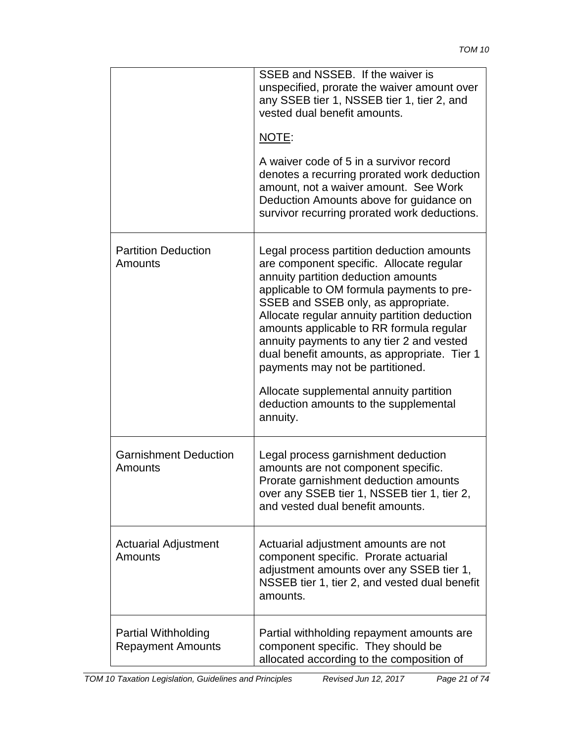| | |
|---|---|
| | SSEB and NSSEB. If the waiver is unspecified, prorate the waiver amount over any SSEB tier 1, NSSEB tier 1, tier 2, and vested dual benefit amounts.<br><br>NOTE:<br><br>A waiver code of 5 in a survivor record denotes a recurring prorated work deduction amount, not a waiver amount. See Work Deduction Amounts above for guidance on survivor recurring prorated work deductions. |
| Partition Deduction Amounts | Legal process partition deduction amounts are component specific. Allocate regular annuity partition deduction amounts applicable to OM formula payments to pre-SSEB and SSEB only, as appropriate. Allocate regular annuity partition deduction amounts applicable to RR formula regular annuity payments to any tier 2 and vested dual benefit amounts, as appropriate. Tier 1 payments may not be partitioned.<br><br>Allocate supplemental annuity partition deduction amounts to the supplemental annuity. |
| Garnishment Deduction Amounts | Legal process garnishment deduction amounts are not component specific. Prorate garnishment deduction amounts over any SSEB tier 1, NSSEB tier 1, tier 2, and vested dual benefit amounts. |
| Actuarial Adjustment Amounts | Actuarial adjustment amounts are not component specific. Prorate actuarial adjustment amounts over any SSEB tier 1, NSSEB tier 1, tier 2, and vested dual benefit amounts. |
| Partial Withholding Repayment Amounts | Partial withholding repayment amounts are component specific. They should be allocated according to the composition of |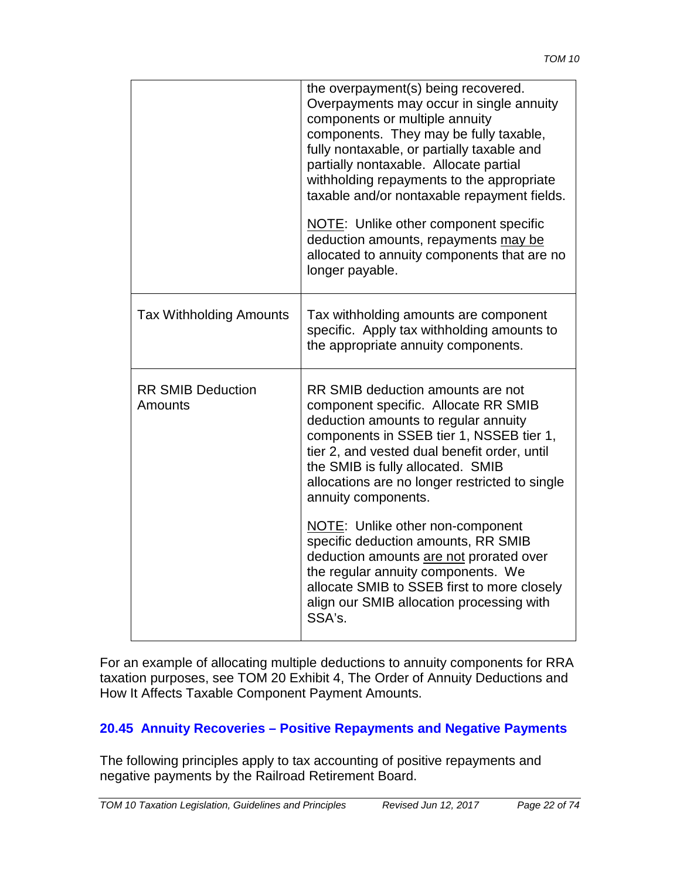| | |
|---|---|
| | the overpayment(s) being recovered. Overpayments may occur in single annuity components or multiple annuity components. They may be fully taxable, fully nontaxable, or partially taxable and partially nontaxable. Allocate partial withholding repayments to the appropriate taxable and/or nontaxable repayment fields.<br><br><u>NOTE</u>: Unlike other component specific deduction amounts, repayments <u>may be</u> allocated to annuity components that are no longer payable. |
| Tax Withholding Amounts | Tax withholding amounts are component specific. Apply tax withholding amounts to the appropriate annuity components. |
| RR SMIB Deduction Amounts | RR SMIB deduction amounts are not component specific. Allocate RR SMIB deduction amounts to regular annuity components in SSEB tier 1, NSSEB tier 1, tier 2, and vested dual benefit order, until the SMIB is fully allocated. SMIB allocations are no longer restricted to single annuity components.<br><br><u>NOTE</u>: Unlike other non-component specific deduction amounts, RR SMIB deduction amounts <u>are not</u> prorated over the regular annuity components. We allocate SMIB to SSEB first to more closely align our SMIB allocation processing with SSA's. |

For an example of allocating multiple deductions to annuity components for RRA taxation purposes, see TOM 20 Exhibit 4, The Order of Annuity Deductions and How It Affects Taxable Component Payment Amounts.

## 20.45 Annuity Recoveries – Positive Repayments and Negative Payments

The following principles apply to tax accounting of positive repayments and negative payments by the Railroad Retirement Board.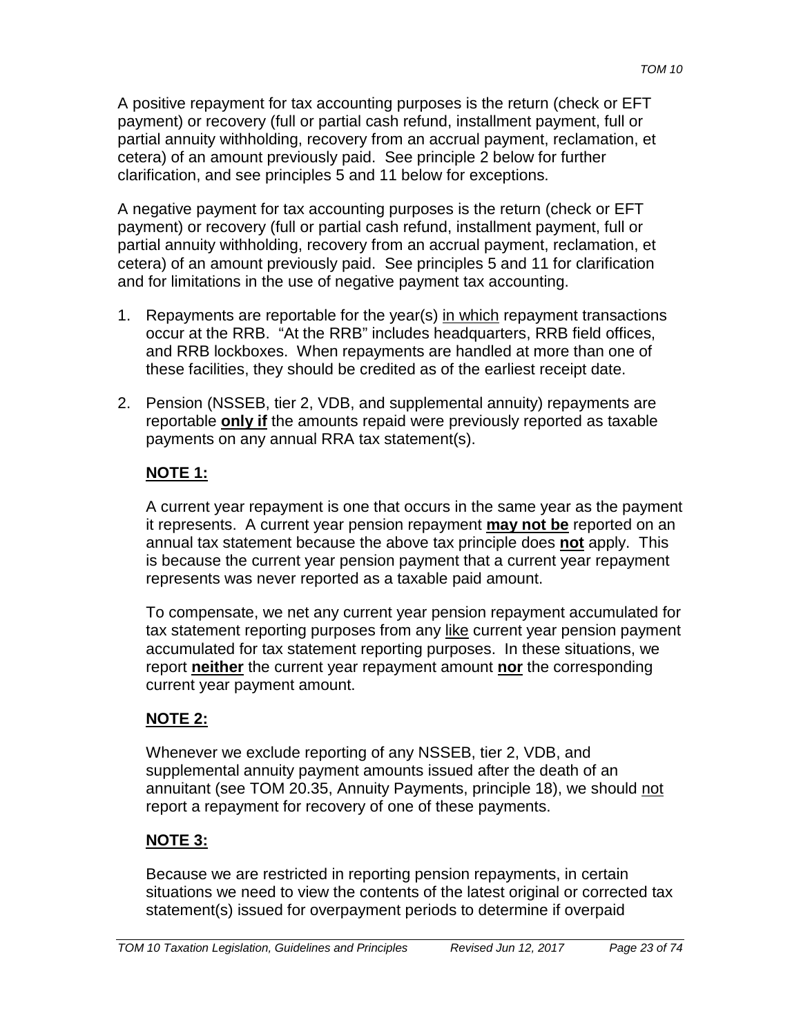A positive repayment for tax accounting purposes is the return (check or EFT payment) or recovery (full or partial cash refund, installment payment, full or partial annuity withholding, recovery from an accrual payment, reclamation, et cetera) of an amount previously paid. See principle 2 below for further clarification, and see principles 5 and 11 below for exceptions.

A negative payment for tax accounting purposes is the return (check or EFT payment) or recovery (full or partial cash refund, installment payment, full or partial annuity withholding, recovery from an accrual payment, reclamation, et cetera) of an amount previously paid. See principles 5 and 11 for clarification and for limitations in the use of negative payment tax accounting.

1. Repayments are reportable for the year(s) in which repayment transactions occur at the RRB. "At the RRB" includes headquarters, RRB field offices, and RRB lockboxes. When repayments are handled at more than one of these facilities, they should be credited as of the earliest receipt date.

2. Pension (NSSEB, tier 2, VDB, and supplemental annuity) repayments are reportable **only if** the amounts repaid were previously reported as taxable payments on any annual RRA tax statement(s).

   **NOTE 1:**

   A current year repayment is one that occurs in the same year as the payment it represents. A current year pension repayment **may not be** reported on an annual tax statement because the above tax principle does **not** apply. This is because the current year pension payment that a current year repayment represents was never reported as a taxable paid amount.

   To compensate, we net any current year pension repayment accumulated for tax statement reporting purposes from any like current year pension payment accumulated for tax statement reporting purposes. In these situations, we report **neither** the current year repayment amount **nor** the corresponding current year payment amount.

   **NOTE 2:**

   Whenever we exclude reporting of any NSSEB, tier 2, VDB, and supplemental annuity payment amounts issued after the death of an annuitant (see TOM 20.35, Annuity Payments, principle 18), we should not report a repayment for recovery of one of these payments.

   **NOTE 3:**

   Because we are restricted in reporting pension repayments, in certain situations we need to view the contents of the latest original or corrected tax statement(s) issued for overpayment periods to determine if overpaid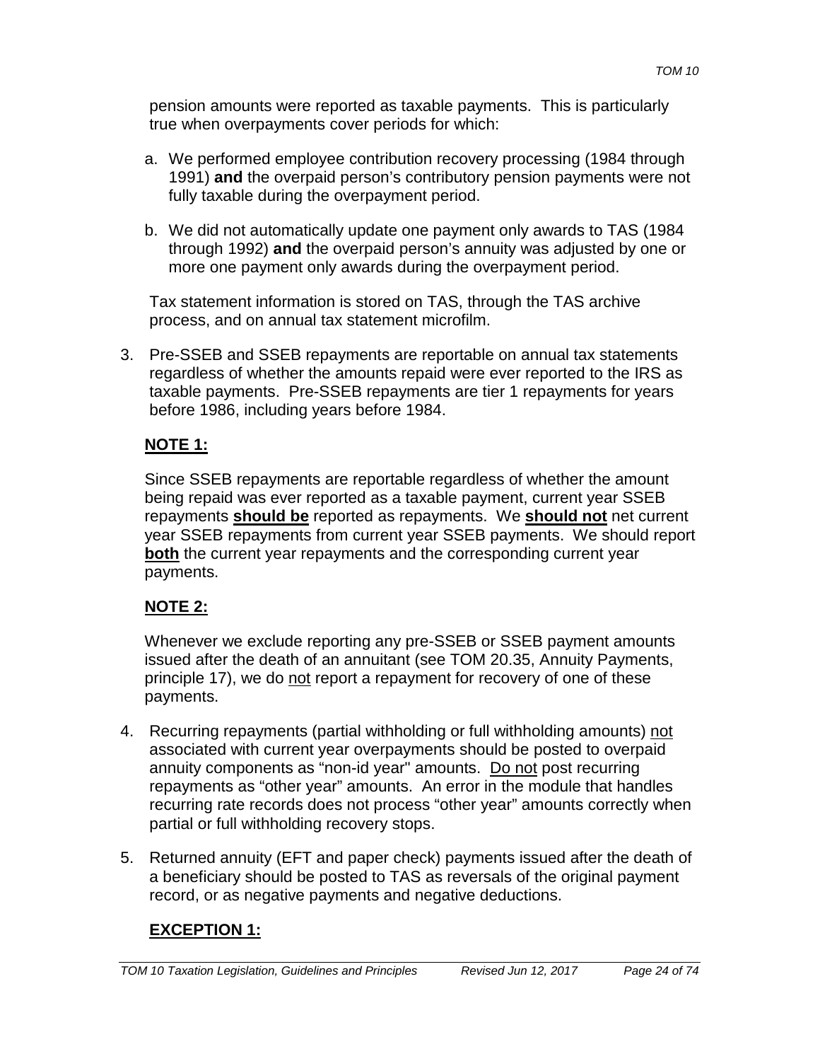pension amounts were reported as taxable payments. This is particularly true when overpayments cover periods for which:

a. We performed employee contribution recovery processing (1984 through 1991) **and** the overpaid person's contributory pension payments were not fully taxable during the overpayment period.

b. We did not automatically update one payment only awards to TAS (1984 through 1992) **and** the overpaid person's annuity was adjusted by one or more one payment only awards during the overpayment period.

Tax statement information is stored on TAS, through the TAS archive process, and on annual tax statement microfilm.

3. Pre-SSEB and SSEB repayments are reportable on annual tax statements regardless of whether the amounts repaid were ever reported to the IRS as taxable payments. Pre-SSEB repayments are tier 1 repayments for years before 1986, including years before 1984.

**NOTE 1:**

Since SSEB repayments are reportable regardless of whether the amount being repaid was ever reported as a taxable payment, current year SSEB repayments **should be** reported as repayments. We **should not** net current year SSEB repayments from current year SSEB payments. We should report **both** the current year repayments and the corresponding current year payments.

**NOTE 2:**

Whenever we exclude reporting any pre-SSEB or SSEB payment amounts issued after the death of an annuitant (see TOM 20.35, Annuity Payments, principle 17), we do not report a repayment for recovery of one of these payments.

4. Recurring repayments (partial withholding or full withholding amounts) not associated with current year overpayments should be posted to overpaid annuity components as "non-id year" amounts. Do not post recurring repayments as "other year" amounts. An error in the module that handles recurring rate records does not process "other year" amounts correctly when partial or full withholding recovery stops.

5. Returned annuity (EFT and paper check) payments issued after the death of a beneficiary should be posted to TAS as reversals of the original payment record, or as negative payments and negative deductions.

**EXCEPTION 1:**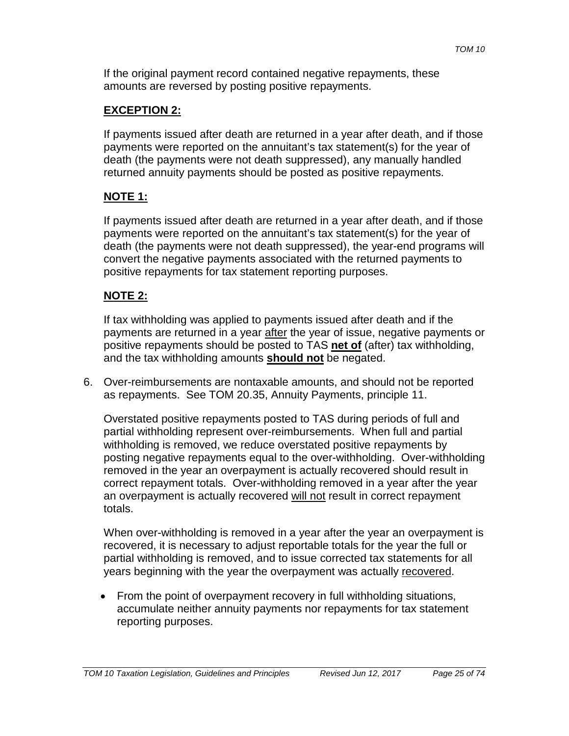If the original payment record contained negative repayments, these amounts are reversed by posting positive repayments.

**EXCEPTION 2:**

If payments issued after death are returned in a year after death, and if those payments were reported on the annuitant's tax statement(s) for the year of death (the payments were not death suppressed), any manually handled returned annuity payments should be posted as positive repayments.

**NOTE 1:**

If payments issued after death are returned in a year after death, and if those payments were reported on the annuitant's tax statement(s) for the year of death (the payments were not death suppressed), the year-end programs will convert the negative payments associated with the returned payments to positive repayments for tax statement reporting purposes.

**NOTE 2:**

If tax withholding was applied to payments issued after death and if the payments are returned in a year after the year of issue, negative payments or positive repayments should be posted to TAS **net of** (after) tax withholding, and the tax withholding amounts **should not** be negated.

6. Over-reimbursements are nontaxable amounts, and should not be reported as repayments. See TOM 20.35, Annuity Payments, principle 11.

   Overstated positive repayments posted to TAS during periods of full and partial withholding represent over-reimbursements. When full and partial withholding is removed, we reduce overstated positive repayments by posting negative repayments equal to the over-withholding. Over-withholding removed in the year an overpayment is actually recovered should result in correct repayment totals. Over-withholding removed in a year after the year an overpayment is actually recovered will not result in correct repayment totals.

   When over-withholding is removed in a year after the year an overpayment is recovered, it is necessary to adjust reportable totals for the year the full or partial withholding is removed, and to issue corrected tax statements for all years beginning with the year the overpayment was actually recovered.

   - From the point of overpayment recovery in full withholding situations, accumulate neither annuity payments nor repayments for tax statement reporting purposes.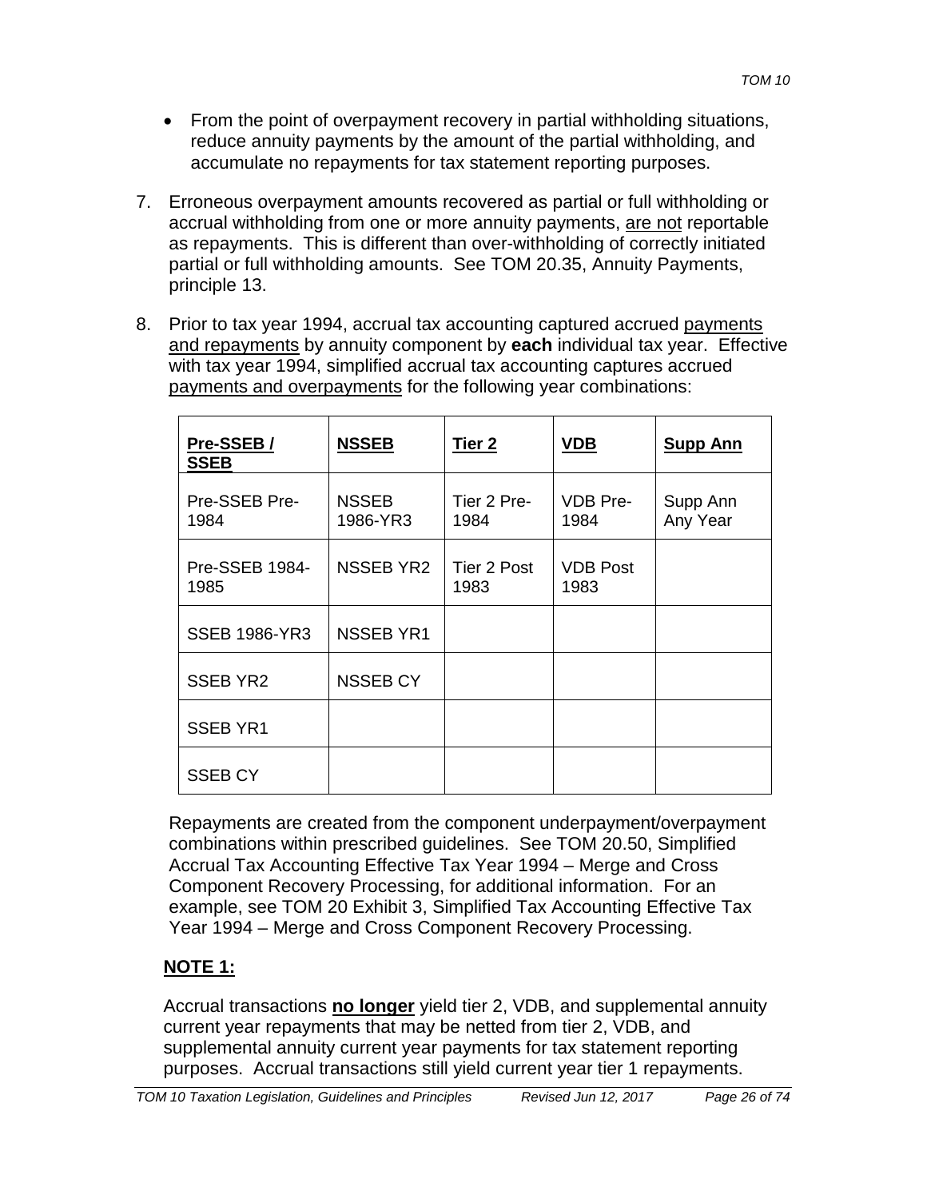- From the point of overpayment recovery in partial withholding situations, reduce annuity payments by the amount of the partial withholding, and accumulate no repayments for tax statement reporting purposes.

7. Erroneous overpayment amounts recovered as partial or full withholding or accrual withholding from one or more annuity payments, are not reportable as repayments. This is different than over-withholding of correctly initiated partial or full withholding amounts. See TOM 20.35, Annuity Payments, principle 13.

8. Prior to tax year 1994, accrual tax accounting captured accrued payments and repayments by annuity component by **each** individual tax year. Effective with tax year 1994, simplified accrual tax accounting captures accrued payments and overpayments for the following year combinations:

| **Pre-SSEB / SSEB** | **NSSEB** | **Tier 2** | **VDB** | **Supp Ann** |
|---|---|---|---|---|
| Pre-SSEB Pre-1984 | NSSEB 1986-YR3 | Tier 2 Pre-1984 | VDB Pre-1984 | Supp Ann Any Year |
| Pre-SSEB 1984-1985 | NSSEB YR2 | Tier 2 Post 1983 | VDB Post 1983 | |
| SSEB 1986-YR3 | NSSEB YR1 | | | |
| SSEB YR2 | NSSEB CY | | | |
| SSEB YR1 | | | | |
| SSEB CY | | | | |

Repayments are created from the component underpayment/overpayment combinations within prescribed guidelines. See TOM 20.50, Simplified Accrual Tax Accounting Effective Tax Year 1994 – Merge and Cross Component Recovery Processing, for additional information. For an example, see TOM 20 Exhibit 3, Simplified Tax Accounting Effective Tax Year 1994 – Merge and Cross Component Recovery Processing.

**NOTE 1:**

Accrual transactions **no longer** yield tier 2, VDB, and supplemental annuity current year repayments that may be netted from tier 2, VDB, and supplemental annuity current year payments for tax statement reporting purposes. Accrual transactions still yield current year tier 1 repayments.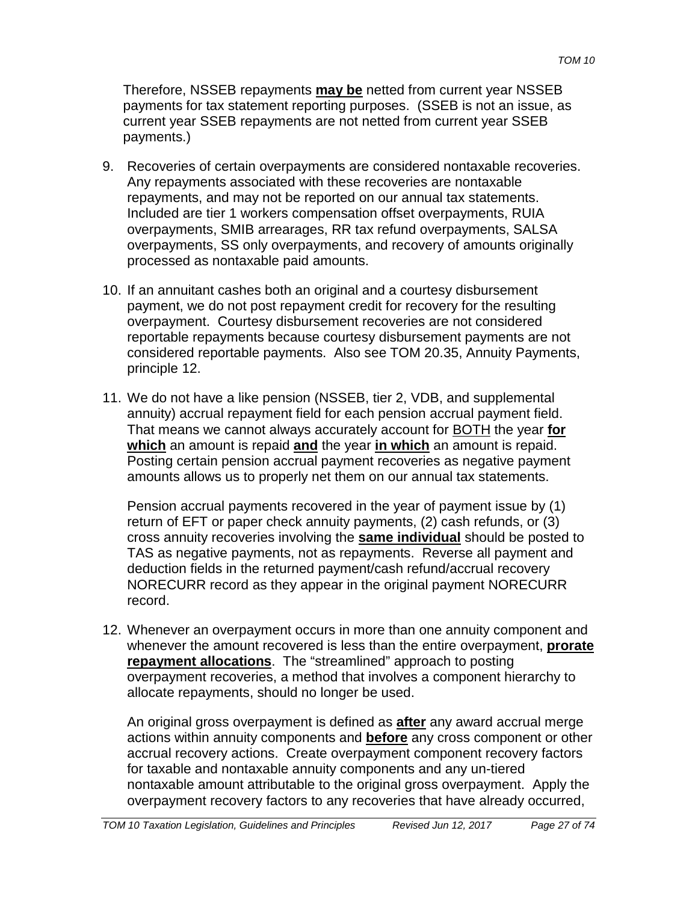Therefore, NSSEB repayments **may be** netted from current year NSSEB payments for tax statement reporting purposes. (SSEB is not an issue, as current year SSEB repayments are not netted from current year SSEB payments.)

9. Recoveries of certain overpayments are considered nontaxable recoveries. Any repayments associated with these recoveries are nontaxable repayments, and may not be reported on our annual tax statements. Included are tier 1 workers compensation offset overpayments, RUIA overpayments, SMIB arrearages, RR tax refund overpayments, SALSA overpayments, SS only overpayments, and recovery of amounts originally processed as nontaxable paid amounts.

10. If an annuitant cashes both an original and a courtesy disbursement payment, we do not post repayment credit for recovery for the resulting overpayment. Courtesy disbursement recoveries are not considered reportable repayments because courtesy disbursement payments are not considered reportable payments. Also see TOM 20.35, Annuity Payments, principle 12.

11. We do not have a like pension (NSSEB, tier 2, VDB, and supplemental annuity) accrual repayment field for each pension accrual payment field. That means we cannot always accurately account for BOTH the year **for which** an amount is repaid **and** the year **in which** an amount is repaid. Posting certain pension accrual payment recoveries as negative payment amounts allows us to properly net them on our annual tax statements.

    Pension accrual payments recovered in the year of payment issue by (1) return of EFT or paper check annuity payments, (2) cash refunds, or (3) cross annuity recoveries involving the **same individual** should be posted to TAS as negative payments, not as repayments. Reverse all payment and deduction fields in the returned payment/cash refund/accrual recovery NORECURR record as they appear in the original payment NORECURR record.

12. Whenever an overpayment occurs in more than one annuity component and whenever the amount recovered is less than the entire overpayment, **prorate repayment allocations**. The "streamlined" approach to posting overpayment recoveries, a method that involves a component hierarchy to allocate repayments, should no longer be used.

    An original gross overpayment is defined as **after** any award accrual merge actions within annuity components and **before** any cross component or other accrual recovery actions. Create overpayment component recovery factors for taxable and nontaxable annuity components and any un-tiered nontaxable amount attributable to the original gross overpayment. Apply the overpayment recovery factors to any recoveries that have already occurred,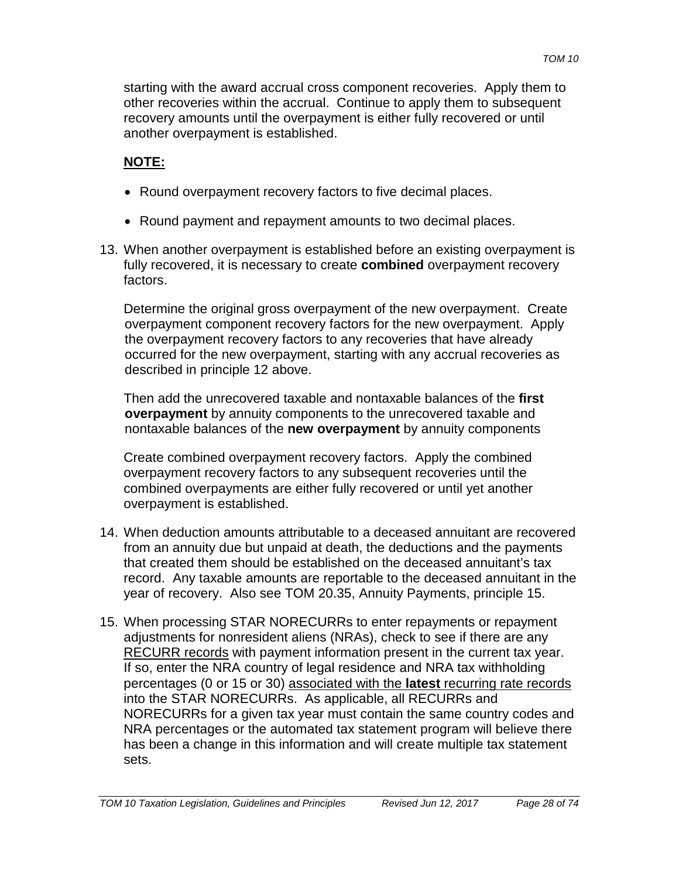starting with the award accrual cross component recoveries. Apply them to other recoveries within the accrual. Continue to apply them to subsequent recovery amounts until the overpayment is either fully recovered or until another overpayment is established.

**NOTE:**

- Round overpayment recovery factors to five decimal places.
- Round payment and repayment amounts to two decimal places.

13. When another overpayment is established before an existing overpayment is fully recovered, it is necessary to create **combined** overpayment recovery factors.

    Determine the original gross overpayment of the new overpayment. Create overpayment component recovery factors for the new overpayment. Apply the overpayment recovery factors to any recoveries that have already occurred for the new overpayment, starting with any accrual recoveries as described in principle 12 above.

    Then add the unrecovered taxable and nontaxable balances of the **first overpayment** by annuity components to the unrecovered taxable and nontaxable balances of the **new overpayment** by annuity components

    Create combined overpayment recovery factors. Apply the combined overpayment recovery factors to any subsequent recoveries until the combined overpayments are either fully recovered or until yet another overpayment is established.

14. When deduction amounts attributable to a deceased annuitant are recovered from an annuity due but unpaid at death, the deductions and the payments that created them should be established on the deceased annuitant's tax record. Any taxable amounts are reportable to the deceased annuitant in the year of recovery. Also see TOM 20.35, Annuity Payments, principle 15.

15. When processing STAR NORECURRs to enter repayments or repayment adjustments for nonresident aliens (NRAs), check to see if there are any RECURR records with payment information present in the current tax year. If so, enter the NRA country of legal residence and NRA tax withholding percentages (0 or 15 or 30) associated with the **latest** recurring rate records into the STAR NORECURRs. As applicable, all RECURRs and NORECURRs for a given tax year must contain the same country codes and NRA percentages or the automated tax statement program will believe there has been a change in this information and will create multiple tax statement sets.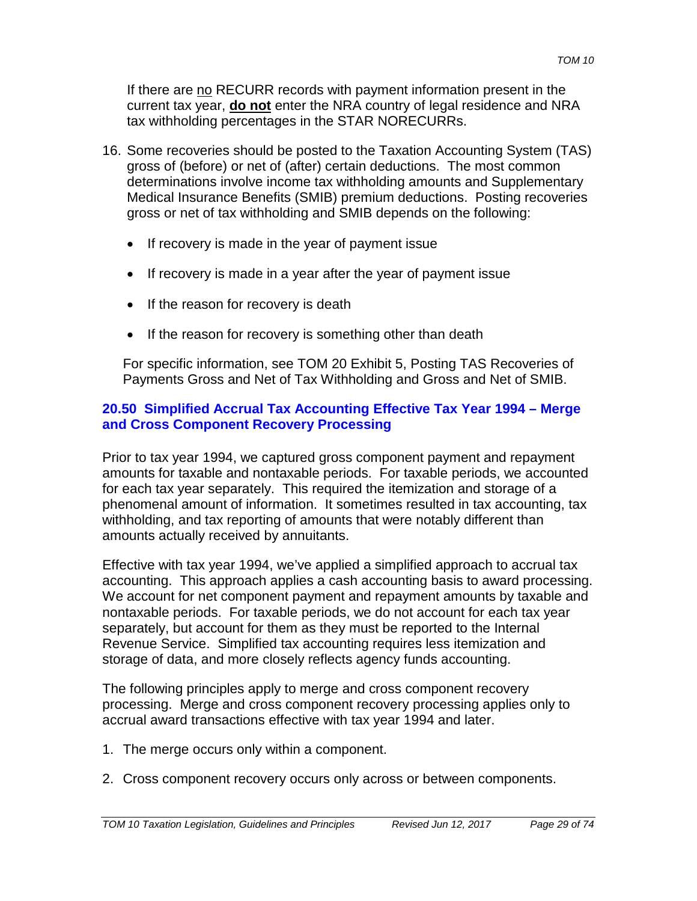If there are no RECURR records with payment information present in the current tax year, **do not** enter the NRA country of legal residence and NRA tax withholding percentages in the STAR NORECURRs.

16. Some recoveries should be posted to the Taxation Accounting System (TAS) gross of (before) or net of (after) certain deductions. The most common determinations involve income tax withholding amounts and Supplementary Medical Insurance Benefits (SMIB) premium deductions. Posting recoveries gross or net of tax withholding and SMIB depends on the following:

    - If recovery is made in the year of payment issue
    - If recovery is made in a year after the year of payment issue
    - If the reason for recovery is death
    - If the reason for recovery is something other than death

    For specific information, see TOM 20 Exhibit 5, Posting TAS Recoveries of Payments Gross and Net of Tax Withholding and Gross and Net of SMIB.

## 20.50 Simplified Accrual Tax Accounting Effective Tax Year 1994 – Merge and Cross Component Recovery Processing

Prior to tax year 1994, we captured gross component payment and repayment amounts for taxable and nontaxable periods. For taxable periods, we accounted for each tax year separately. This required the itemization and storage of a phenomenal amount of information. It sometimes resulted in tax accounting, tax withholding, and tax reporting of amounts that were notably different than amounts actually received by annuitants.

Effective with tax year 1994, we've applied a simplified approach to accrual tax accounting. This approach applies a cash accounting basis to award processing. We account for net component payment and repayment amounts by taxable and nontaxable periods. For taxable periods, we do not account for each tax year separately, but account for them as they must be reported to the Internal Revenue Service. Simplified tax accounting requires less itemization and storage of data, and more closely reflects agency funds accounting.

The following principles apply to merge and cross component recovery processing. Merge and cross component recovery processing applies only to accrual award transactions effective with tax year 1994 and later.

1. The merge occurs only within a component.
2. Cross component recovery occurs only across or between components.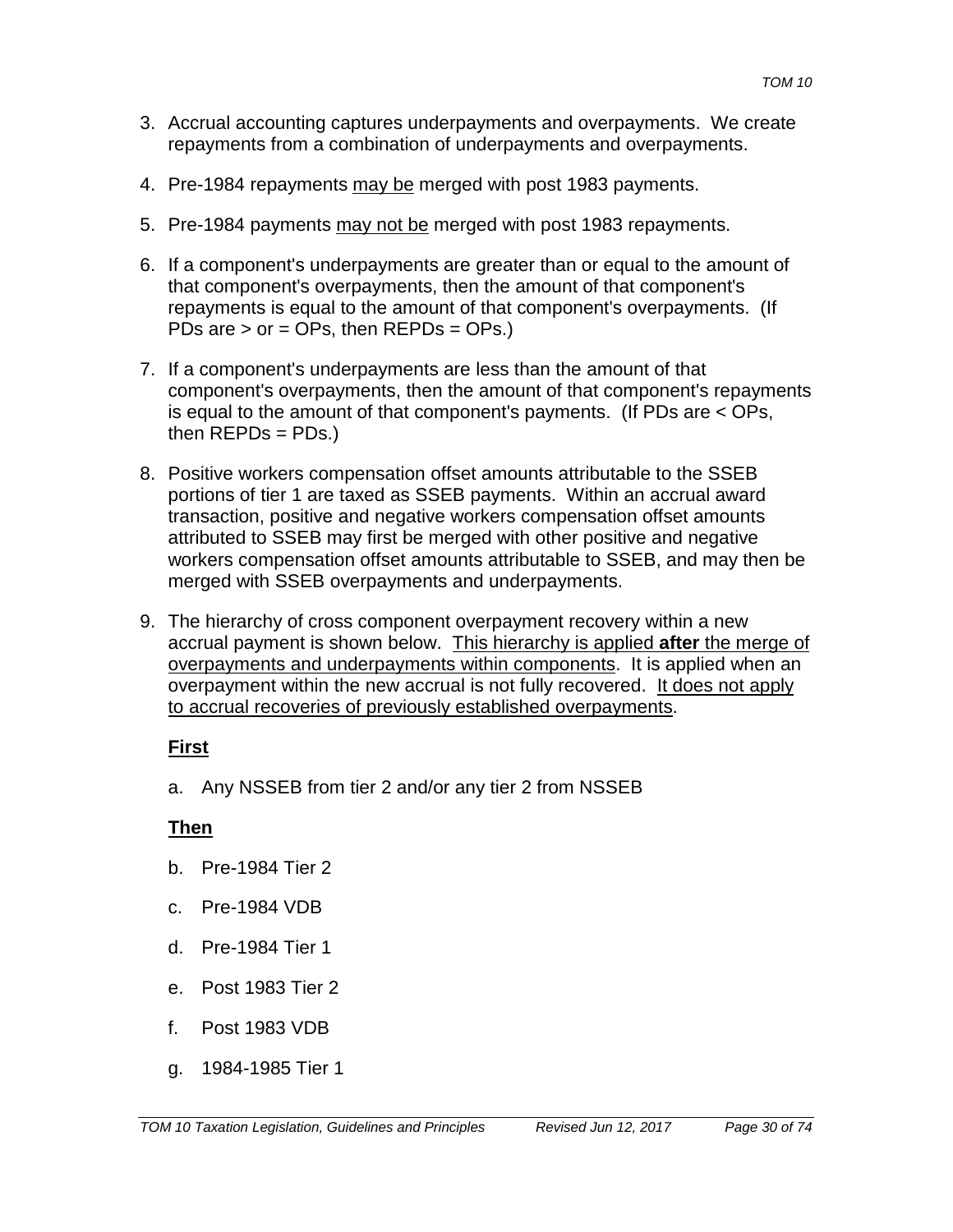3. Accrual accounting captures underpayments and overpayments. We create repayments from a combination of underpayments and overpayments.

4. Pre-1984 repayments <u>may be</u> merged with post 1983 payments.

5. Pre-1984 payments <u>may not be</u> merged with post 1983 repayments.

6. If a component's underpayments are greater than or equal to the amount of that component's overpayments, then the amount of that component's repayments is equal to the amount of that component's overpayments. (If PDs are > or = OPs, then REPDs = OPs.)

7. If a component's underpayments are less than the amount of that component's overpayments, then the amount of that component's repayments is equal to the amount of that component's payments. (If PDs are < OPs, then REPDs = PDs.)

8. Positive workers compensation offset amounts attributable to the SSEB portions of tier 1 are taxed as SSEB payments. Within an accrual award transaction, positive and negative workers compensation offset amounts attributed to SSEB may first be merged with other positive and negative workers compensation offset amounts attributable to SSEB, and may then be merged with SSEB overpayments and underpayments.

9. The hierarchy of cross component overpayment recovery within a new accrual payment is shown below. <u>This hierarchy is applied **after** the merge of overpayments and underpayments within components</u>. It is applied when an overpayment within the new accrual is not fully recovered. <u>It does not apply to accrual recoveries of previously established overpayments</u>.

   **<u>First</u>**

   a. Any NSSEB from tier 2 and/or any tier 2 from NSSEB

   **<u>Then</u>**

   b. Pre-1984 Tier 2

   c. Pre-1984 VDB

   d. Pre-1984 Tier 1

   e. Post 1983 Tier 2

   f. Post 1983 VDB

   g. 1984-1985 Tier 1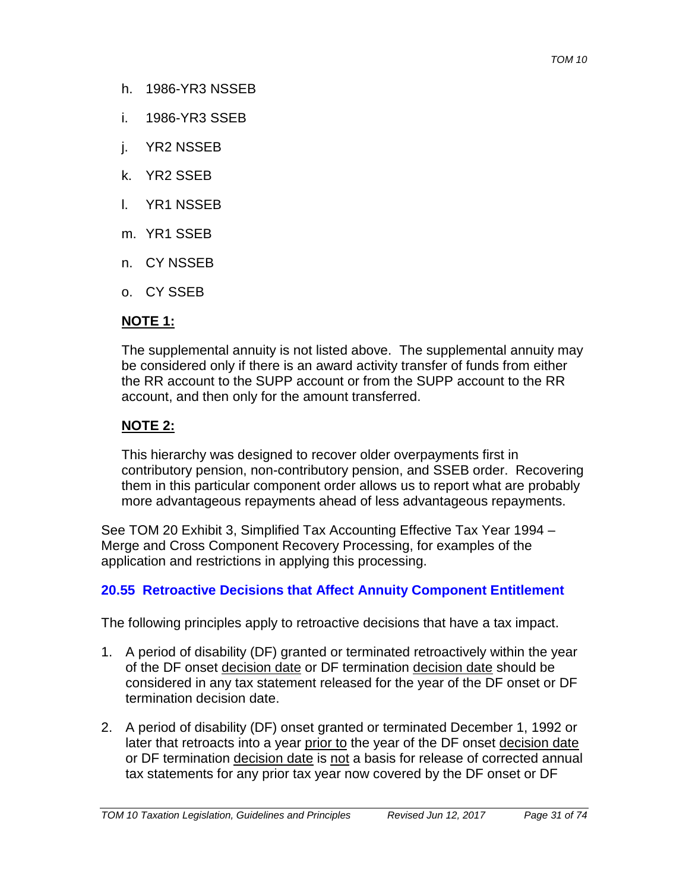h. 1986-YR3 NSSEB

i. 1986-YR3 SSEB

j. YR2 NSSEB

k. YR2 SSEB

l. YR1 NSSEB

m. YR1 SSEB

n. CY NSSEB

o. CY SSEB

**NOTE 1:**

The supplemental annuity is not listed above. The supplemental annuity may be considered only if there is an award activity transfer of funds from either the RR account to the SUPP account or from the SUPP account to the RR account, and then only for the amount transferred.

**NOTE 2:**

This hierarchy was designed to recover older overpayments first in contributory pension, non-contributory pension, and SSEB order. Recovering them in this particular component order allows us to report what are probably more advantageous repayments ahead of less advantageous repayments.

See TOM 20 Exhibit 3, Simplified Tax Accounting Effective Tax Year 1994 – Merge and Cross Component Recovery Processing, for examples of the application and restrictions in applying this processing.

## 20.55 Retroactive Decisions that Affect Annuity Component Entitlement

The following principles apply to retroactive decisions that have a tax impact.

1. A period of disability (DF) granted or terminated retroactively within the year of the DF onset decision date or DF termination decision date should be considered in any tax statement released for the year of the DF onset or DF termination decision date.

2. A period of disability (DF) onset granted or terminated December 1, 1992 or later that retroacts into a year prior to the year of the DF onset decision date or DF termination decision date is not a basis for release of corrected annual tax statements for any prior tax year now covered by the DF onset or DF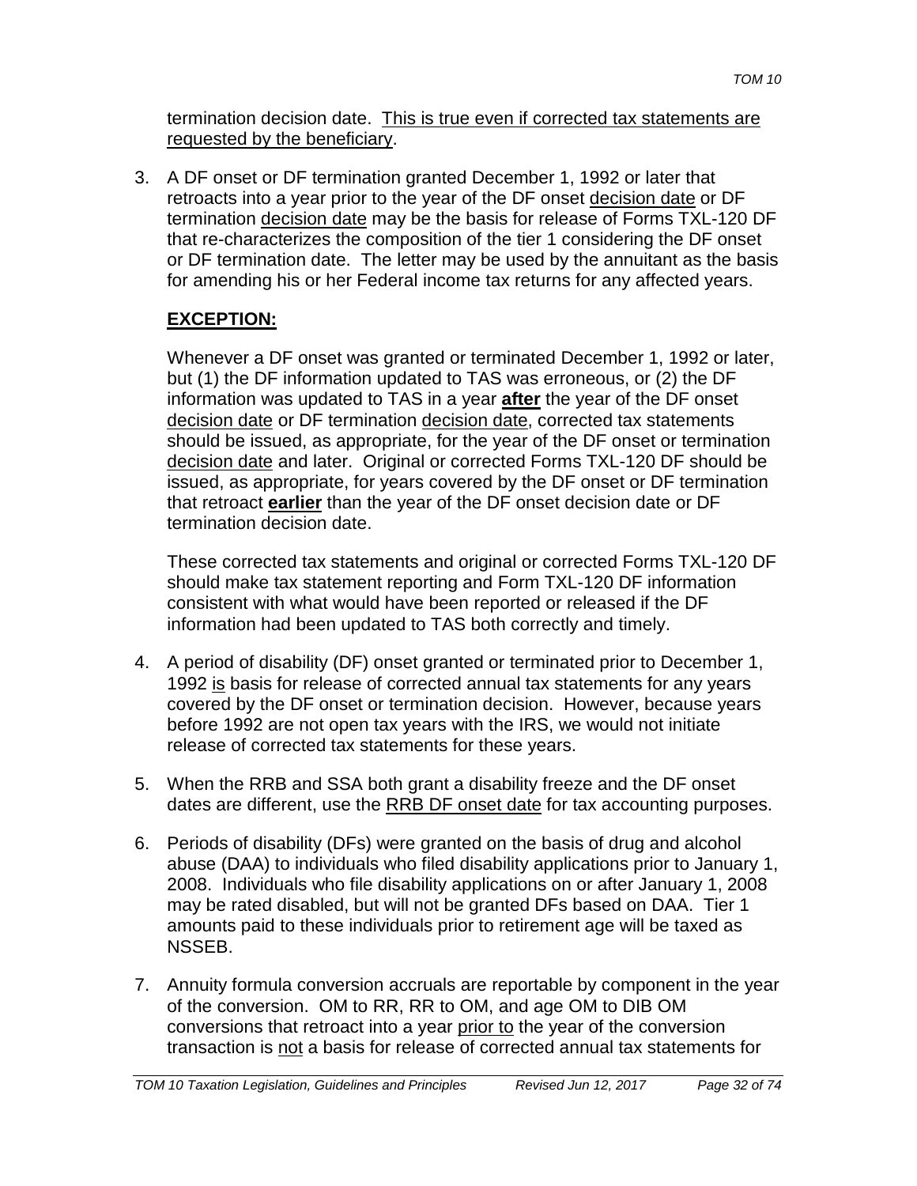termination decision date. <u>This is true even if corrected tax statements are requested by the beneficiary</u>.

3. A DF onset or DF termination granted December 1, 1992 or later that retroacts into a year prior to the year of the DF onset <u>decision date</u> or DF termination <u>decision date</u> may be the basis for release of Forms TXL-120 DF that re-characterizes the composition of the tier 1 considering the DF onset or DF termination date. The letter may be used by the annuitant as the basis for amending his or her Federal income tax returns for any affected years.

   **<u>EXCEPTION:</u>**

   Whenever a DF onset was granted or terminated December 1, 1992 or later, but (1) the DF information updated to TAS was erroneous, or (2) the DF information was updated to TAS in a year **<u>after</u>** the year of the DF onset <u>decision date</u> or DF termination <u>decision date</u>, corrected tax statements should be issued, as appropriate, for the year of the DF onset or termination <u>decision date</u> and later. Original or corrected Forms TXL-120 DF should be issued, as appropriate, for years covered by the DF onset or DF termination that retroact **<u>earlier</u>** than the year of the DF onset decision date or DF termination decision date.

   These corrected tax statements and original or corrected Forms TXL-120 DF should make tax statement reporting and Form TXL-120 DF information consistent with what would have been reported or released if the DF information had been updated to TAS both correctly and timely.

4. A period of disability (DF) onset granted or terminated prior to December 1, 1992 <u>is</u> basis for release of corrected annual tax statements for any years covered by the DF onset or termination decision. However, because years before 1992 are not open tax years with the IRS, we would not initiate release of corrected tax statements for these years.

5. When the RRB and SSA both grant a disability freeze and the DF onset dates are different, use the <u>RRB DF onset date</u> for tax accounting purposes.

6. Periods of disability (DFs) were granted on the basis of drug and alcohol abuse (DAA) to individuals who filed disability applications prior to January 1, 2008. Individuals who file disability applications on or after January 1, 2008 may be rated disabled, but will not be granted DFs based on DAA. Tier 1 amounts paid to these individuals prior to retirement age will be taxed as NSSEB.

7. Annuity formula conversion accruals are reportable by component in the year of the conversion. OM to RR, RR to OM, and age OM to DIB OM conversions that retroact into a year <u>prior to</u> the year of the conversion transaction is <u>not</u> a basis for release of corrected annual tax statements for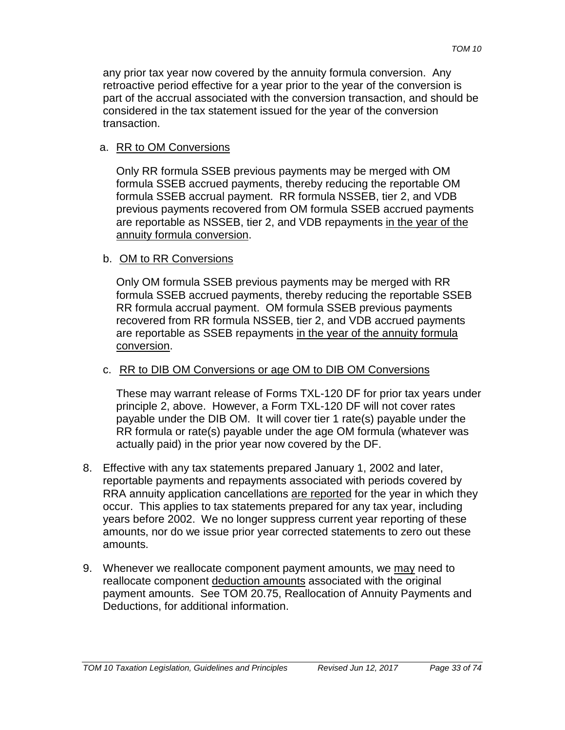any prior tax year now covered by the annuity formula conversion. Any retroactive period effective for a year prior to the year of the conversion is part of the accrual associated with the conversion transaction, and should be considered in the tax statement issued for the year of the conversion transaction.

a. RR to OM Conversions

   Only RR formula SSEB previous payments may be merged with OM formula SSEB accrued payments, thereby reducing the reportable OM formula SSEB accrual payment. RR formula NSSEB, tier 2, and VDB previous payments recovered from OM formula SSEB accrued payments are reportable as NSSEB, tier 2, and VDB repayments in the year of the annuity formula conversion.

b. OM to RR Conversions

   Only OM formula SSEB previous payments may be merged with RR formula SSEB accrued payments, thereby reducing the reportable SSEB RR formula accrual payment. OM formula SSEB previous payments recovered from RR formula NSSEB, tier 2, and VDB accrued payments are reportable as SSEB repayments in the year of the annuity formula conversion.

c. RR to DIB OM Conversions or age OM to DIB OM Conversions

   These may warrant release of Forms TXL-120 DF for prior tax years under principle 2, above. However, a Form TXL-120 DF will not cover rates payable under the DIB OM. It will cover tier 1 rate(s) payable under the RR formula or rate(s) payable under the age OM formula (whatever was actually paid) in the prior year now covered by the DF.

8. Effective with any tax statements prepared January 1, 2002 and later, reportable payments and repayments associated with periods covered by RRA annuity application cancellations are reported for the year in which they occur. This applies to tax statements prepared for any tax year, including years before 2002. We no longer suppress current year reporting of these amounts, nor do we issue prior year corrected statements to zero out these amounts.

9. Whenever we reallocate component payment amounts, we may need to reallocate component deduction amounts associated with the original payment amounts. See TOM 20.75, Reallocation of Annuity Payments and Deductions, for additional information.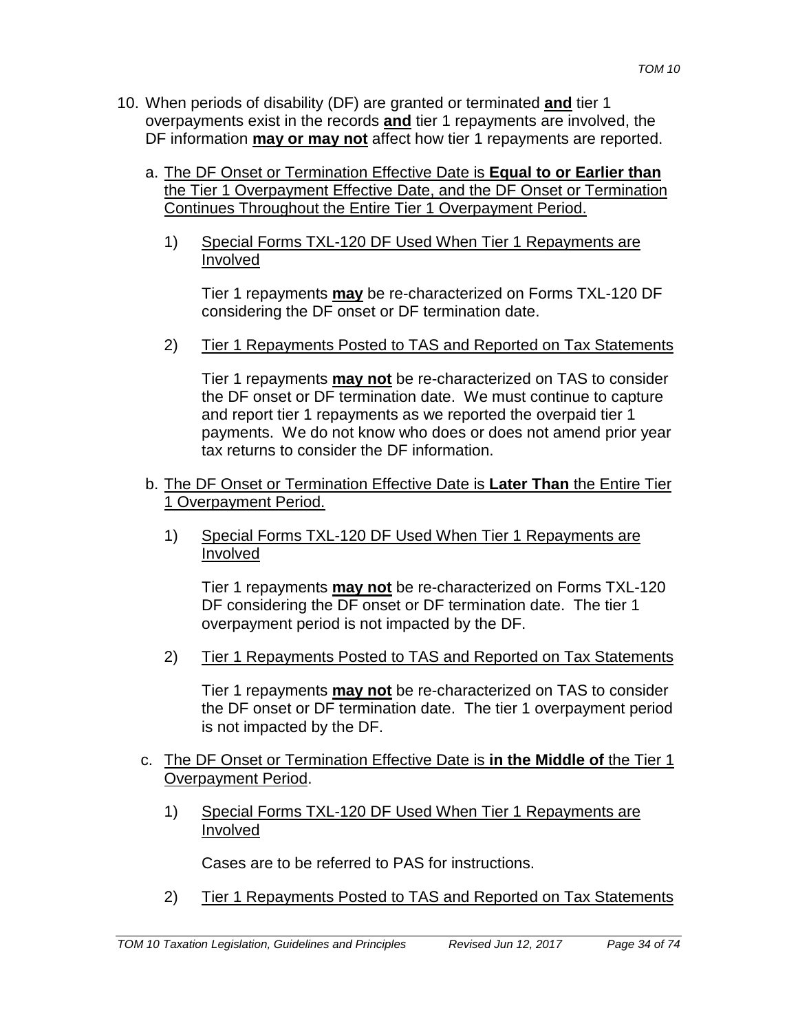10. When periods of disability (DF) are granted or terminated **and** tier 1 overpayments exist in the records **and** tier 1 repayments are involved, the DF information **may or may not** affect how tier 1 repayments are reported.

    a. The DF Onset or Termination Effective Date is **Equal to or Earlier than** the Tier 1 Overpayment Effective Date, and the DF Onset or Termination Continues Throughout the Entire Tier 1 Overpayment Period.

       1) Special Forms TXL-120 DF Used When Tier 1 Repayments are Involved

          Tier 1 repayments **may** be re-characterized on Forms TXL-120 DF considering the DF onset or DF termination date.

       2) Tier 1 Repayments Posted to TAS and Reported on Tax Statements

          Tier 1 repayments **may not** be re-characterized on TAS to consider the DF onset or DF termination date. We must continue to capture and report tier 1 repayments as we reported the overpaid tier 1 payments. We do not know who does or does not amend prior year tax returns to consider the DF information.

    b. The DF Onset or Termination Effective Date is **Later Than** the Entire Tier 1 Overpayment Period.

       1) Special Forms TXL-120 DF Used When Tier 1 Repayments are Involved

          Tier 1 repayments **may not** be re-characterized on Forms TXL-120 DF considering the DF onset or DF termination date. The tier 1 overpayment period is not impacted by the DF.

       2) Tier 1 Repayments Posted to TAS and Reported on Tax Statements

          Tier 1 repayments **may not** be re-characterized on TAS to consider the DF onset or DF termination date. The tier 1 overpayment period is not impacted by the DF.

    c. The DF Onset or Termination Effective Date is **in the Middle of** the Tier 1 Overpayment Period.

       1) Special Forms TXL-120 DF Used When Tier 1 Repayments are Involved

          Cases are to be referred to PAS for instructions.

       2) Tier 1 Repayments Posted to TAS and Reported on Tax Statements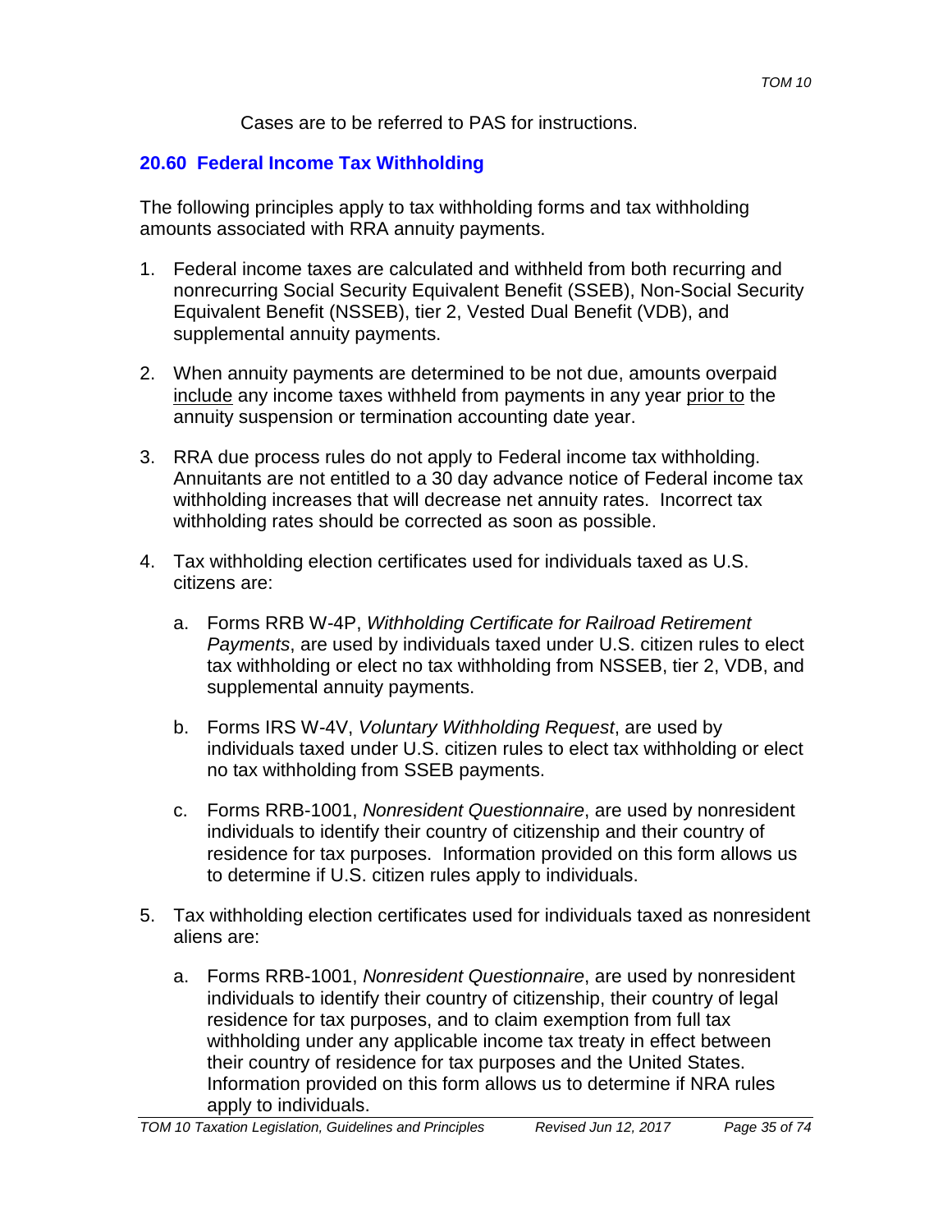Cases are to be referred to PAS for instructions.

## 20.60 Federal Income Tax Withholding

The following principles apply to tax withholding forms and tax withholding amounts associated with RRA annuity payments.

1. Federal income taxes are calculated and withheld from both recurring and nonrecurring Social Security Equivalent Benefit (SSEB), Non-Social Security Equivalent Benefit (NSSEB), tier 2, Vested Dual Benefit (VDB), and supplemental annuity payments.

2. When annuity payments are determined to be not due, amounts overpaid include any income taxes withheld from payments in any year prior to the annuity suspension or termination accounting date year.

3. RRA due process rules do not apply to Federal income tax withholding. Annuitants are not entitled to a 30 day advance notice of Federal income tax withholding increases that will decrease net annuity rates. Incorrect tax withholding rates should be corrected as soon as possible.

4. Tax withholding election certificates used for individuals taxed as U.S. citizens are:

   a. Forms RRB W-4P, *Withholding Certificate for Railroad Retirement Payments*, are used by individuals taxed under U.S. citizen rules to elect tax withholding or elect no tax withholding from NSSEB, tier 2, VDB, and supplemental annuity payments.

   b. Forms IRS W-4V, *Voluntary Withholding Request*, are used by individuals taxed under U.S. citizen rules to elect tax withholding or elect no tax withholding from SSEB payments.

   c. Forms RRB-1001, *Nonresident Questionnaire*, are used by nonresident individuals to identify their country of citizenship and their country of residence for tax purposes. Information provided on this form allows us to determine if U.S. citizen rules apply to individuals.

5. Tax withholding election certificates used for individuals taxed as nonresident aliens are:

   a. Forms RRB-1001, *Nonresident Questionnaire*, are used by nonresident individuals to identify their country of citizenship, their country of legal residence for tax purposes, and to claim exemption from full tax withholding under any applicable income tax treaty in effect between their country of residence for tax purposes and the United States. Information provided on this form allows us to determine if NRA rules apply to individuals.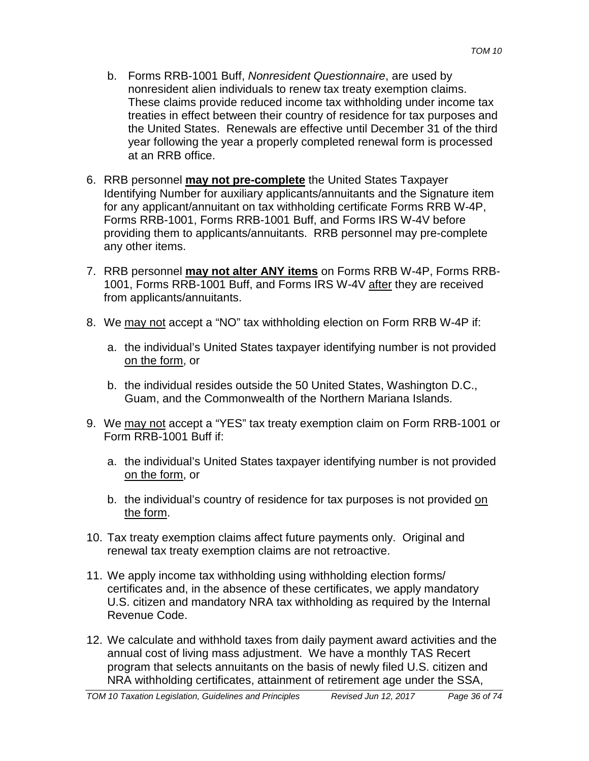b. Forms RRB-1001 Buff, *Nonresident Questionnaire*, are used by nonresident alien individuals to renew tax treaty exemption claims. These claims provide reduced income tax withholding under income tax treaties in effect between their country of residence for tax purposes and the United States. Renewals are effective until December 31 of the third year following the year a properly completed renewal form is processed at an RRB office.

6. RRB personnel **may not pre-complete** the United States Taxpayer Identifying Number for auxiliary applicants/annuitants and the Signature item for any applicant/annuitant on tax withholding certificate Forms RRB W-4P, Forms RRB-1001, Forms RRB-1001 Buff, and Forms IRS W-4V before providing them to applicants/annuitants. RRB personnel may pre-complete any other items.

7. RRB personnel **may not alter ANY items** on Forms RRB W-4P, Forms RRB-1001, Forms RRB-1001 Buff, and Forms IRS W-4V after they are received from applicants/annuitants.

8. We may not accept a "NO" tax withholding election on Form RRB W-4P if:

   a. the individual's United States taxpayer identifying number is not provided on the form, or

   b. the individual resides outside the 50 United States, Washington D.C., Guam, and the Commonwealth of the Northern Mariana Islands.

9. We may not accept a "YES" tax treaty exemption claim on Form RRB-1001 or Form RRB-1001 Buff if:

   a. the individual's United States taxpayer identifying number is not provided on the form, or

   b. the individual's country of residence for tax purposes is not provided on the form.

10. Tax treaty exemption claims affect future payments only. Original and renewal tax treaty exemption claims are not retroactive.

11. We apply income tax withholding using withholding election forms/ certificates and, in the absence of these certificates, we apply mandatory U.S. citizen and mandatory NRA tax withholding as required by the Internal Revenue Code.

12. We calculate and withhold taxes from daily payment award activities and the annual cost of living mass adjustment. We have a monthly TAS Recert program that selects annuitants on the basis of newly filed U.S. citizen and NRA withholding certificates, attainment of retirement age under the SSA,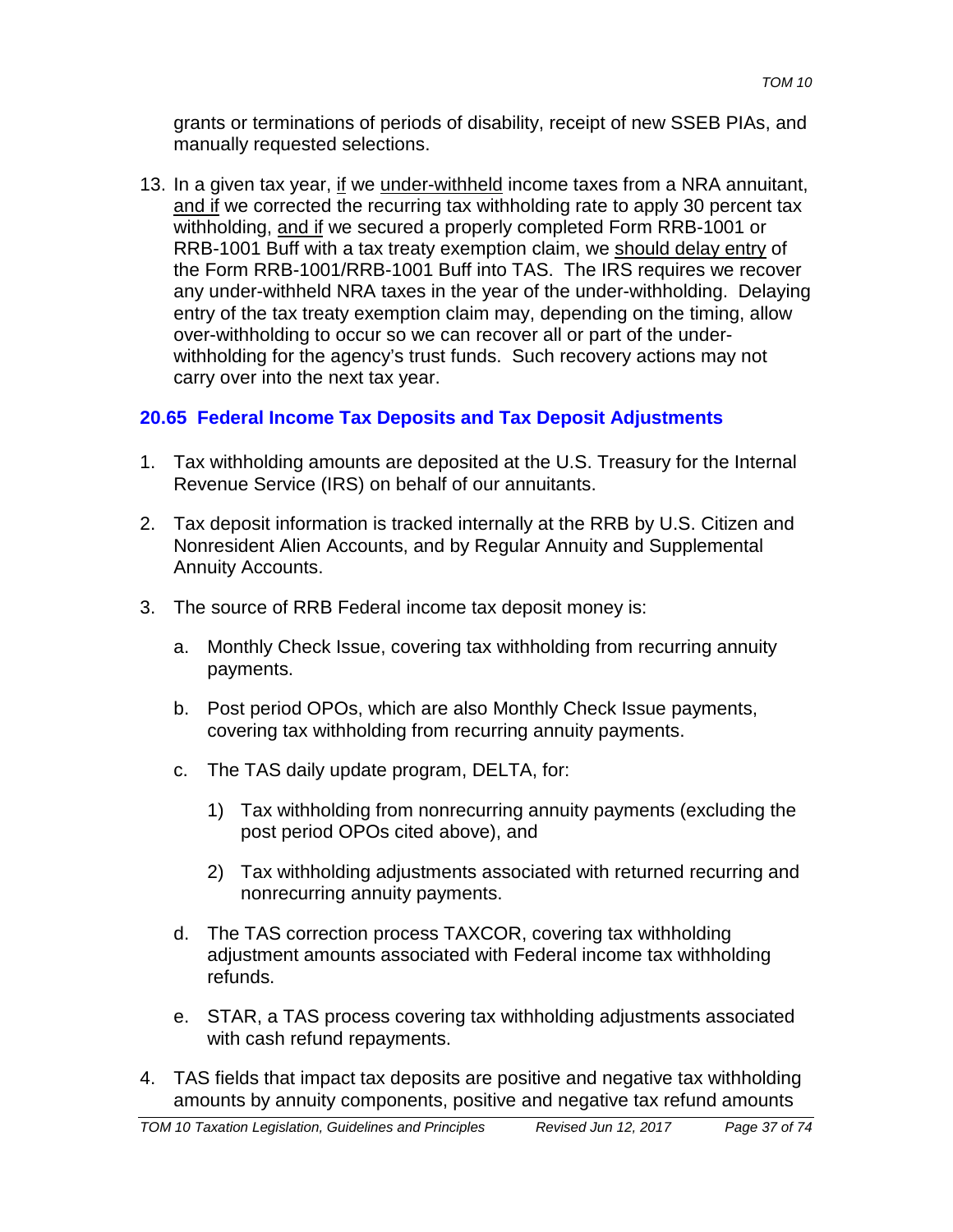grants or terminations of periods of disability, receipt of new SSEB PIAs, and manually requested selections.

13. In a given tax year, <u>if</u> we <u>under-withheld</u> income taxes from a NRA annuitant, <u>and if</u> we corrected the recurring tax withholding rate to apply 30 percent tax withholding, <u>and if</u> we secured a properly completed Form RRB-1001 or RRB-1001 Buff with a tax treaty exemption claim, we <u>should delay entry</u> of the Form RRB-1001/RRB-1001 Buff into TAS. The IRS requires we recover any under-withheld NRA taxes in the year of the under-withholding. Delaying entry of the tax treaty exemption claim may, depending on the timing, allow over-withholding to occur so we can recover all or part of the under-withholding for the agency's trust funds. Such recovery actions may not carry over into the next tax year.

## 20.65 Federal Income Tax Deposits and Tax Deposit Adjustments

1. Tax withholding amounts are deposited at the U.S. Treasury for the Internal Revenue Service (IRS) on behalf of our annuitants.

2. Tax deposit information is tracked internally at the RRB by U.S. Citizen and Nonresident Alien Accounts, and by Regular Annuity and Supplemental Annuity Accounts.

3. The source of RRB Federal income tax deposit money is:

   a. Monthly Check Issue, covering tax withholding from recurring annuity payments.

   b. Post period OPOs, which are also Monthly Check Issue payments, covering tax withholding from recurring annuity payments.

   c. The TAS daily update program, DELTA, for:

      1) Tax withholding from nonrecurring annuity payments (excluding the post period OPOs cited above), and

      2) Tax withholding adjustments associated with returned recurring and nonrecurring annuity payments.

   d. The TAS correction process TAXCOR, covering tax withholding adjustment amounts associated with Federal income tax withholding refunds.

   e. STAR, a TAS process covering tax withholding adjustments associated with cash refund repayments.

4. TAS fields that impact tax deposits are positive and negative tax withholding amounts by annuity components, positive and negative tax refund amounts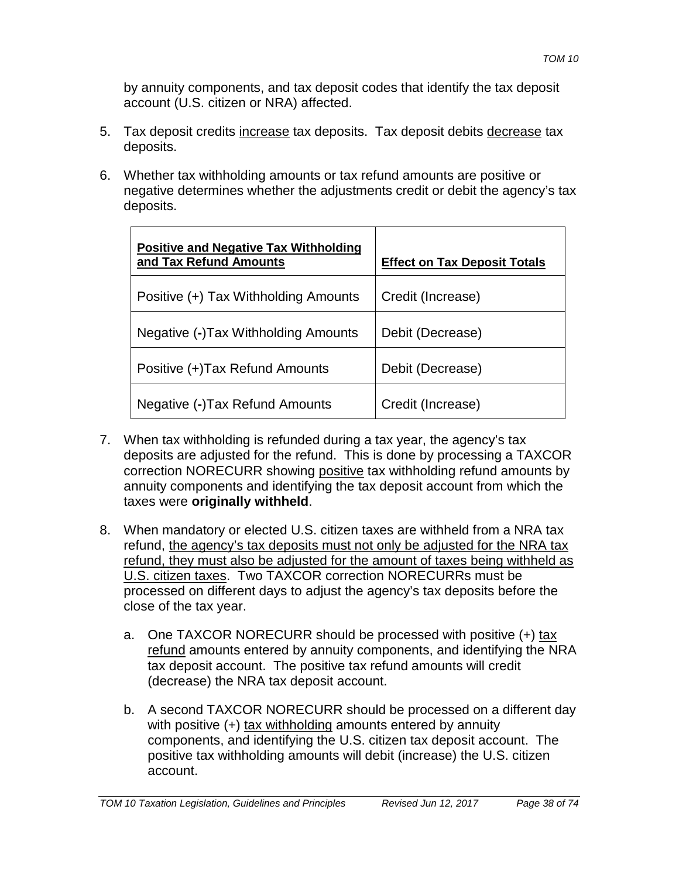by annuity components, and tax deposit codes that identify the tax deposit account (U.S. citizen or NRA) affected.

5. Tax deposit credits <u>increase</u> tax deposits. Tax deposit debits <u>decrease</u> tax deposits.

6. Whether tax withholding amounts or tax refund amounts are positive or negative determines whether the adjustments credit or debit the agency's tax deposits.

| **Positive and Negative Tax Withholding and Tax Refund Amounts** | **Effect on Tax Deposit Totals** |
|---|---|
| Positive (+) Tax Withholding Amounts | Credit (Increase) |
| Negative (**-**)Tax Withholding Amounts | Debit (Decrease) |
| Positive (+)Tax Refund Amounts | Debit (Decrease) |
| Negative (**-**)Tax Refund Amounts | Credit (Increase) |

7. When tax withholding is refunded during a tax year, the agency's tax deposits are adjusted for the refund. This is done by processing a TAXCOR correction NORECURR showing <u>positive</u> tax withholding refund amounts by annuity components and identifying the tax deposit account from which the taxes were **originally withheld**.

8. When mandatory or elected U.S. citizen taxes are withheld from a NRA tax refund, <u>the agency's tax deposits must not only be adjusted for the NRA tax refund, they must also be adjusted for the amount of taxes being withheld as U.S. citizen taxes</u>. Two TAXCOR correction NORECURRs must be processed on different days to adjust the agency's tax deposits before the close of the tax year.

   a. One TAXCOR NORECURR should be processed with positive (+) <u>tax refund</u> amounts entered by annuity components, and identifying the NRA tax deposit account. The positive tax refund amounts will credit (decrease) the NRA tax deposit account.

   b. A second TAXCOR NORECURR should be processed on a different day with positive (+) <u>tax withholding</u> amounts entered by annuity components, and identifying the U.S. citizen tax deposit account. The positive tax withholding amounts will debit (increase) the U.S. citizen account.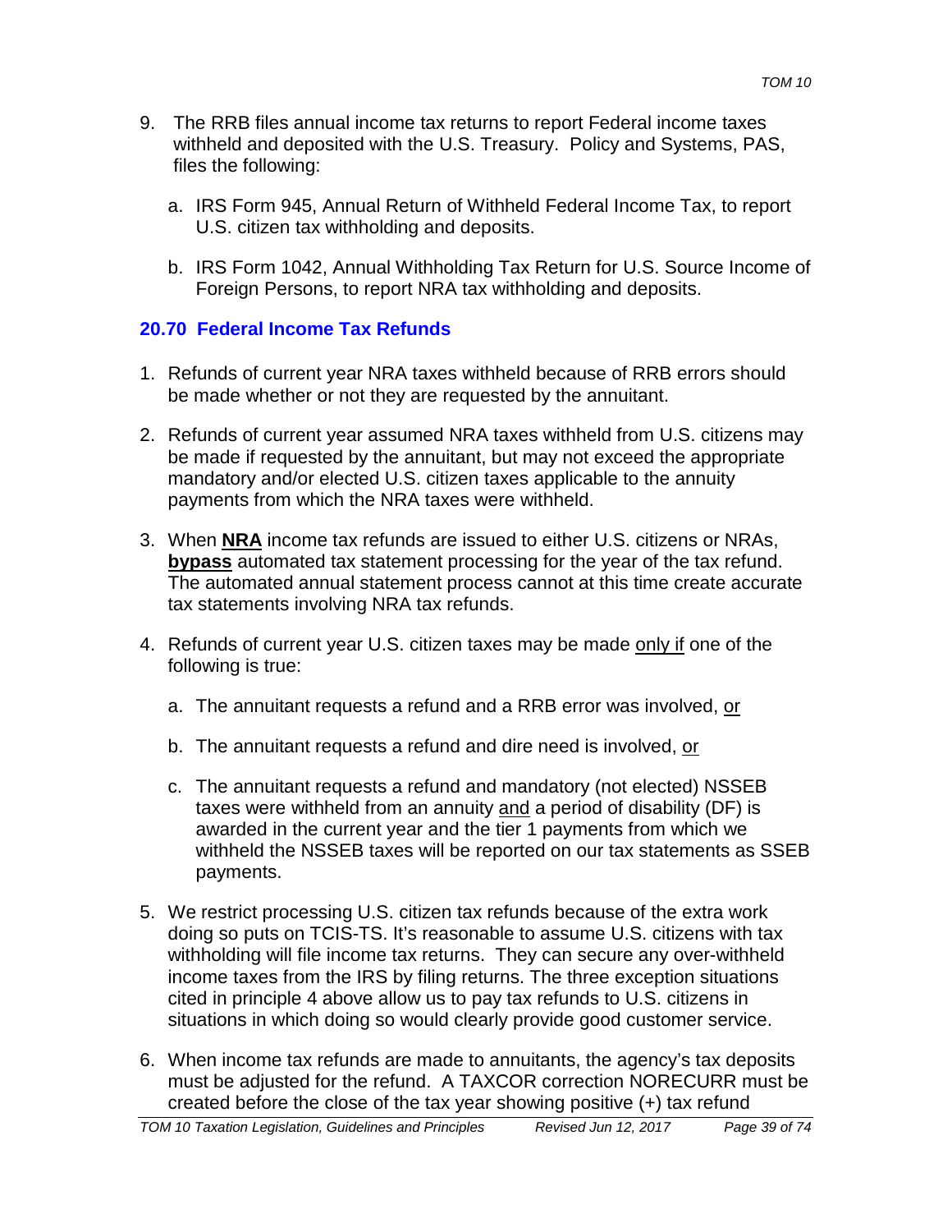9. The RRB files annual income tax returns to report Federal income taxes withheld and deposited with the U.S. Treasury. Policy and Systems, PAS, files the following:

   a. IRS Form 945, Annual Return of Withheld Federal Income Tax, to report U.S. citizen tax withholding and deposits.

   b. IRS Form 1042, Annual Withholding Tax Return for U.S. Source Income of Foreign Persons, to report NRA tax withholding and deposits.

## 20.70 Federal Income Tax Refunds

1. Refunds of current year NRA taxes withheld because of RRB errors should be made whether or not they are requested by the annuitant.

2. Refunds of current year assumed NRA taxes withheld from U.S. citizens may be made if requested by the annuitant, but may not exceed the appropriate mandatory and/or elected U.S. citizen taxes applicable to the annuity payments from which the NRA taxes were withheld.

3. When **NRA** income tax refunds are issued to either U.S. citizens or NRAs, **bypass** automated tax statement processing for the year of the tax refund. The automated annual statement process cannot at this time create accurate tax statements involving NRA tax refunds.

4. Refunds of current year U.S. citizen taxes may be made only if one of the following is true:

   a. The annuitant requests a refund and a RRB error was involved, or

   b. The annuitant requests a refund and dire need is involved, or

   c. The annuitant requests a refund and mandatory (not elected) NSSEB taxes were withheld from an annuity and a period of disability (DF) is awarded in the current year and the tier 1 payments from which we withheld the NSSEB taxes will be reported on our tax statements as SSEB payments.

5. We restrict processing U.S. citizen tax refunds because of the extra work doing so puts on TCIS-TS. It's reasonable to assume U.S. citizens with tax withholding will file income tax returns. They can secure any over-withheld income taxes from the IRS by filing returns. The three exception situations cited in principle 4 above allow us to pay tax refunds to U.S. citizens in situations in which doing so would clearly provide good customer service.

6. When income tax refunds are made to annuitants, the agency's tax deposits must be adjusted for the refund. A TAXCOR correction NORECURR must be created before the close of the tax year showing positive (+) tax refund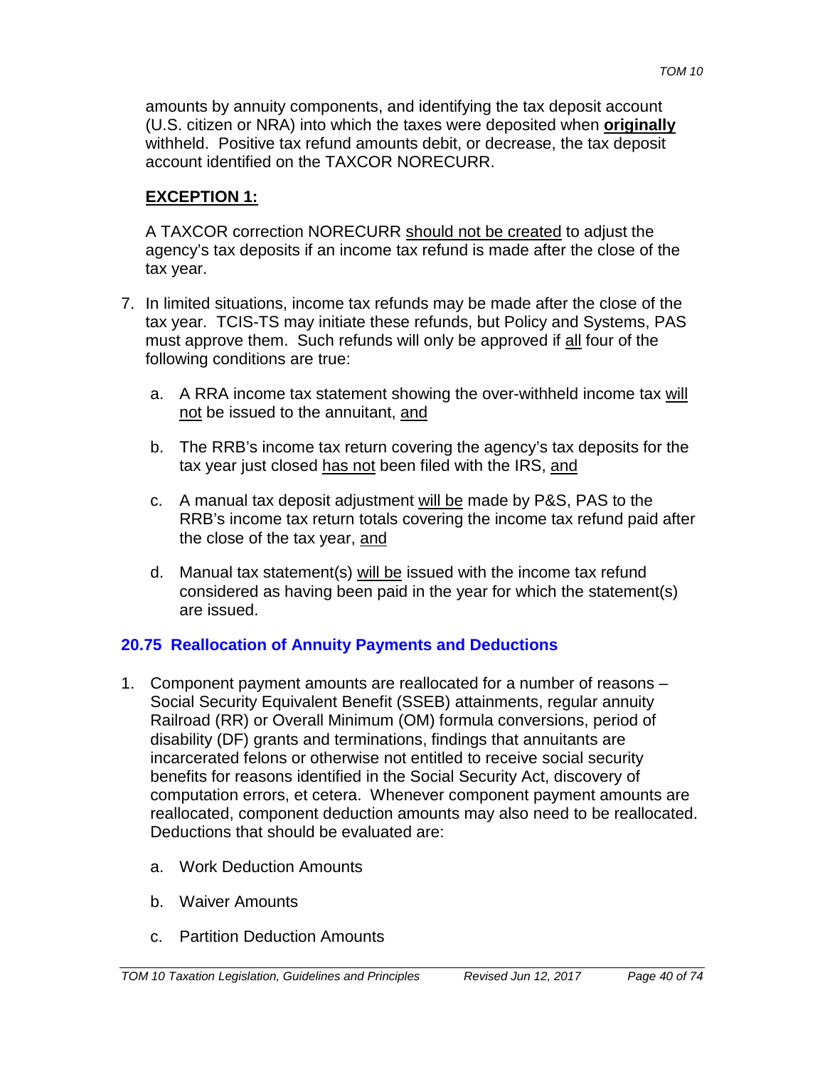amounts by annuity components, and identifying the tax deposit account (U.S. citizen or NRA) into which the taxes were deposited when **originally** withheld. Positive tax refund amounts debit, or decrease, the tax deposit account identified on the TAXCOR NORECURR.

**EXCEPTION 1:**

A TAXCOR correction NORECURR should not be created to adjust the agency's tax deposits if an income tax refund is made after the close of the tax year.

7. In limited situations, income tax refunds may be made after the close of the tax year. TCIS-TS may initiate these refunds, but Policy and Systems, PAS must approve them. Such refunds will only be approved if all four of the following conditions are true:

   a. A RRA income tax statement showing the over-withheld income tax will not be issued to the annuitant, and

   b. The RRB's income tax return covering the agency's tax deposits for the tax year just closed has not been filed with the IRS, and

   c. A manual tax deposit adjustment will be made by P&S, PAS to the RRB's income tax return totals covering the income tax refund paid after the close of the tax year, and

   d. Manual tax statement(s) will be issued with the income tax refund considered as having been paid in the year for which the statement(s) are issued.

## 20.75 Reallocation of Annuity Payments and Deductions

1. Component payment amounts are reallocated for a number of reasons – Social Security Equivalent Benefit (SSEB) attainments, regular annuity Railroad (RR) or Overall Minimum (OM) formula conversions, period of disability (DF) grants and terminations, findings that annuitants are incarcerated felons or otherwise not entitled to receive social security benefits for reasons identified in the Social Security Act, discovery of computation errors, et cetera. Whenever component payment amounts are reallocated, component deduction amounts may also need to be reallocated. Deductions that should be evaluated are:

   a. Work Deduction Amounts

   b. Waiver Amounts

   c. Partition Deduction Amounts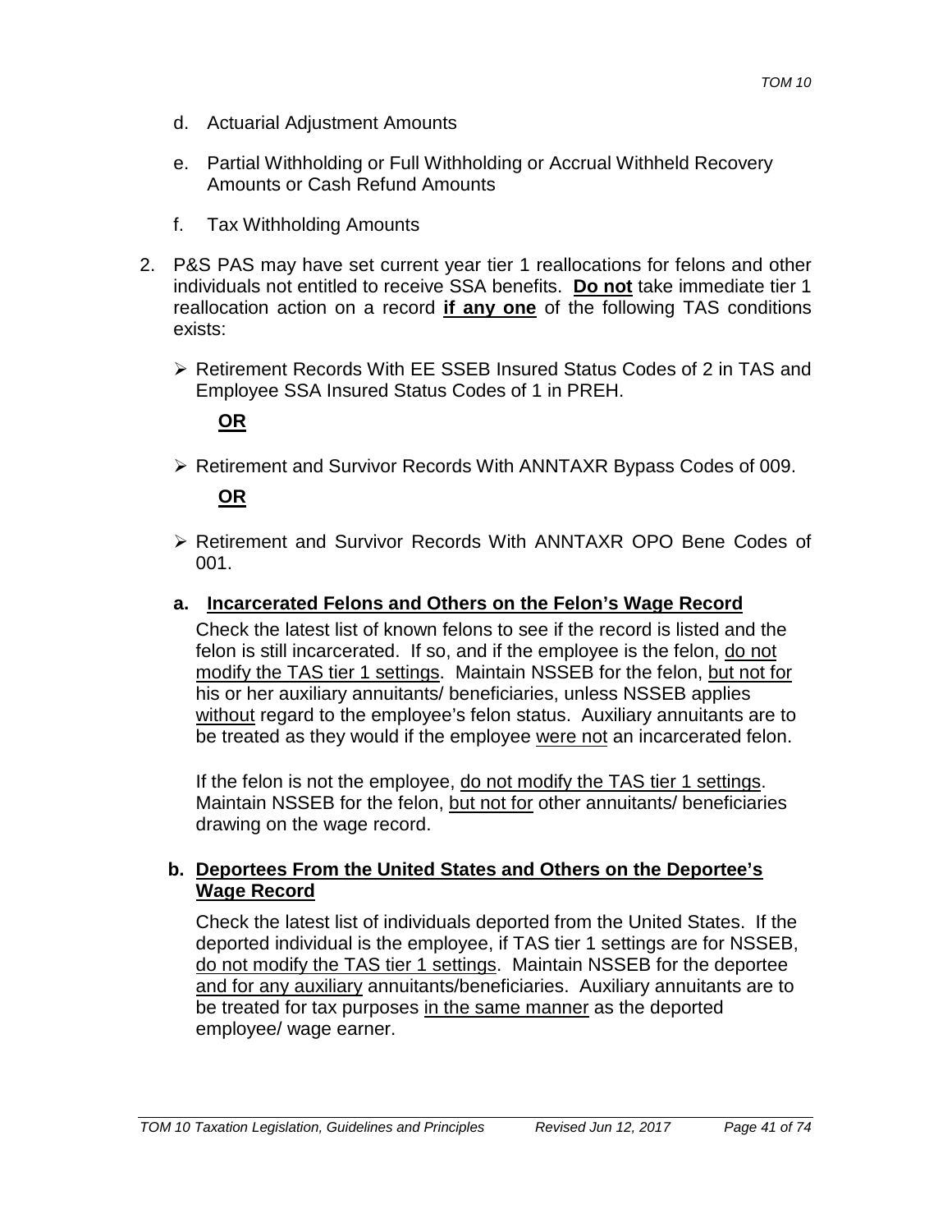d. Actuarial Adjustment Amounts

e. Partial Withholding or Full Withholding or Accrual Withheld Recovery Amounts or Cash Refund Amounts

f. Tax Withholding Amounts

2. P&S PAS may have set current year tier 1 reallocations for felons and other individuals not entitled to receive SSA benefits. **Do not** take immediate tier 1 reallocation action on a record **if any one** of the following TAS conditions exists:

   - Retirement Records With EE SSEB Insured Status Codes of 2 in TAS and Employee SSA Insured Status Codes of 1 in PREH.

     **OR**

   - Retirement and Survivor Records With ANNTAXR Bypass Codes of 009.

     **OR**

   - Retirement and Survivor Records With ANNTAXR OPO Bene Codes of 001.

   **a. Incarcerated Felons and Others on the Felon's Wage Record**

   Check the latest list of known felons to see if the record is listed and the felon is still incarcerated. If so, and if the employee is the felon, do not modify the TAS tier 1 settings. Maintain NSSEB for the felon, but not for his or her auxiliary annuitants/ beneficiaries, unless NSSEB applies without regard to the employee's felon status. Auxiliary annuitants are to be treated as they would if the employee were not an incarcerated felon.

   If the felon is not the employee, do not modify the TAS tier 1 settings. Maintain NSSEB for the felon, but not for other annuitants/ beneficiaries drawing on the wage record.

   **b. Deportees From the United States and Others on the Deportee's Wage Record**

   Check the latest list of individuals deported from the United States. If the deported individual is the employee, if TAS tier 1 settings are for NSSEB, do not modify the TAS tier 1 settings. Maintain NSSEB for the deportee and for any auxiliary annuitants/beneficiaries. Auxiliary annuitants are to be treated for tax purposes in the same manner as the deported employee/ wage earner.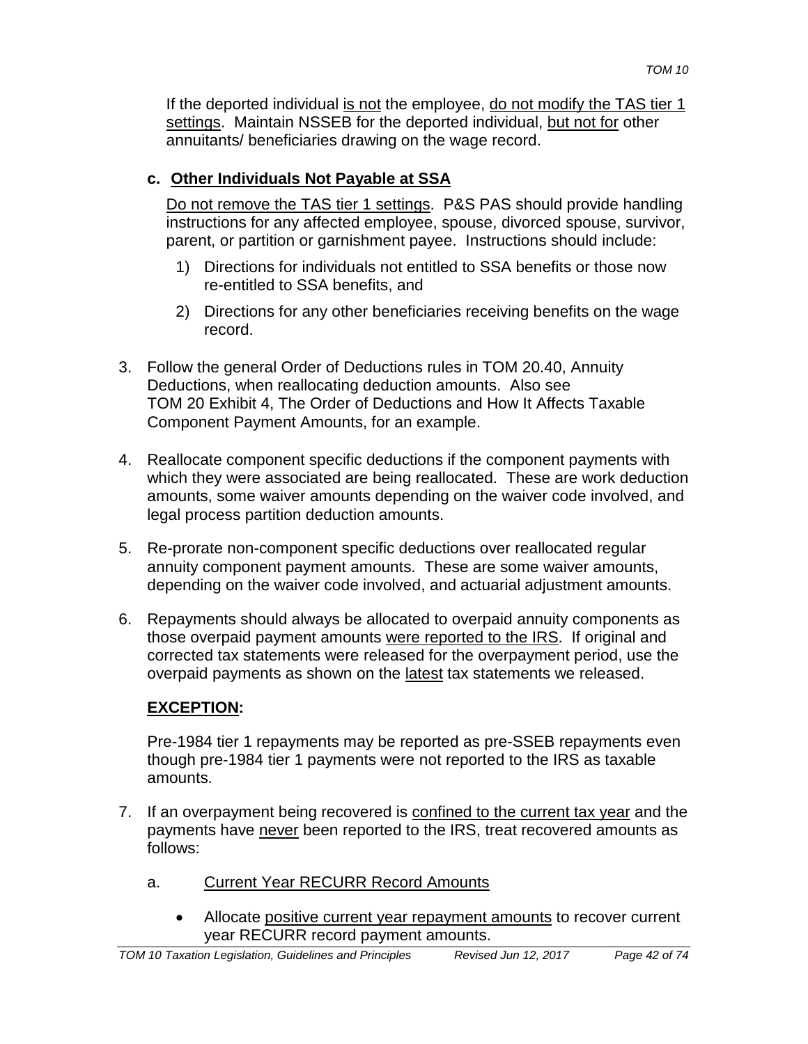If the deported individual is not the employee, do not modify the TAS tier 1 settings. Maintain NSSEB for the deported individual, but not for other annuitants/ beneficiaries drawing on the wage record.

**c. Other Individuals Not Payable at SSA**

Do not remove the TAS tier 1 settings. P&S PAS should provide handling instructions for any affected employee, spouse, divorced spouse, survivor, parent, or partition or garnishment payee. Instructions should include:

1) Directions for individuals not entitled to SSA benefits or those now re-entitled to SSA benefits, and

2) Directions for any other beneficiaries receiving benefits on the wage record.

3. Follow the general Order of Deductions rules in TOM 20.40, Annuity Deductions, when reallocating deduction amounts. Also see TOM 20 Exhibit 4, The Order of Deductions and How It Affects Taxable Component Payment Amounts, for an example.

4. Reallocate component specific deductions if the component payments with which they were associated are being reallocated. These are work deduction amounts, some waiver amounts depending on the waiver code involved, and legal process partition deduction amounts.

5. Re-prorate non-component specific deductions over reallocated regular annuity component payment amounts. These are some waiver amounts, depending on the waiver code involved, and actuarial adjustment amounts.

6. Repayments should always be allocated to overpaid annuity components as those overpaid payment amounts were reported to the IRS. If original and corrected tax statements were released for the overpayment period, use the overpaid payments as shown on the latest tax statements we released.

**EXCEPTION:**

Pre-1984 tier 1 repayments may be reported as pre-SSEB repayments even though pre-1984 tier 1 payments were not reported to the IRS as taxable amounts.

7. If an overpayment being recovered is confined to the current tax year and the payments have never been reported to the IRS, treat recovered amounts as follows:

   a. Current Year RECURR Record Amounts

      - Allocate positive current year repayment amounts to recover current year RECURR record payment amounts.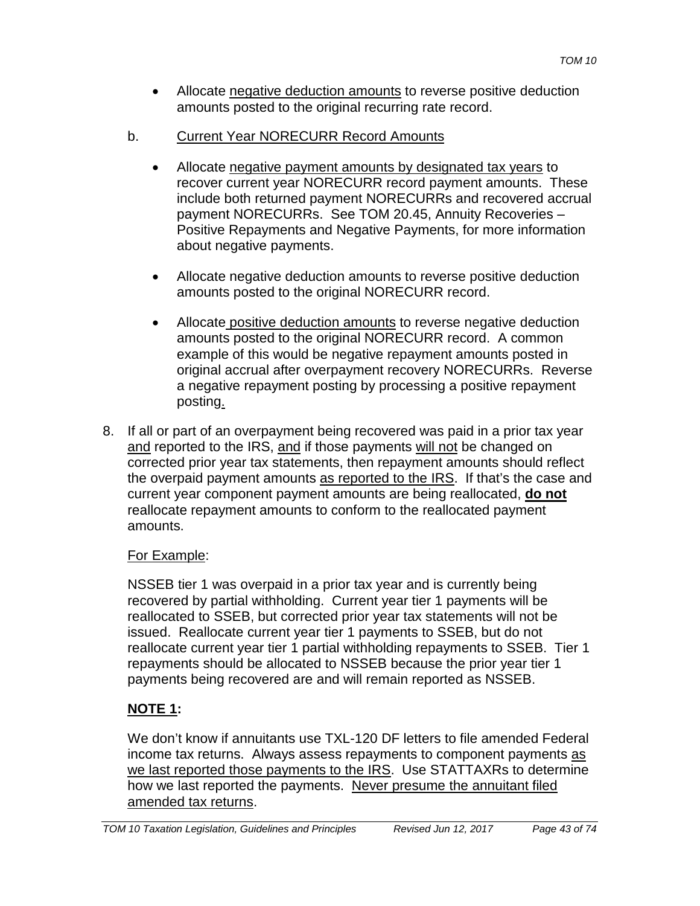- Allocate <u>negative deduction amounts</u> to reverse positive deduction amounts posted to the original recurring rate record.

b. <u>Current Year NORECURR Record Amounts</u>

- Allocate <u>negative payment amounts by designated tax years</u> to recover current year NORECURR record payment amounts. These include both returned payment NORECURRs and recovered accrual payment NORECURRs. See TOM 20.45, Annuity Recoveries – Positive Repayments and Negative Payments, for more information about negative payments.

- Allocate negative deduction amounts to reverse positive deduction amounts posted to the original NORECURR record.

- Allocate <u>positive deduction amounts</u> to reverse negative deduction amounts posted to the original NORECURR record. A common example of this would be negative repayment amounts posted in original accrual after overpayment recovery NORECURRs. Reverse a negative repayment posting by processing a positive repayment posting.

8. If all or part of an overpayment being recovered was paid in a prior tax year <u>and</u> reported to the IRS, <u>and</u> if those payments <u>will not</u> be changed on corrected prior year tax statements, then repayment amounts should reflect the overpaid payment amounts <u>as reported to the IRS</u>. If that's the case and current year component payment amounts are being reallocated, <u>**do not**</u> reallocate repayment amounts to conform to the reallocated payment amounts.

   <u>For Example</u>:

   NSSEB tier 1 was overpaid in a prior tax year and is currently being recovered by partial withholding. Current year tier 1 payments will be reallocated to SSEB, but corrected prior year tax statements will not be issued. Reallocate current year tier 1 payments to SSEB, but do not reallocate current year tier 1 partial withholding repayments to SSEB. Tier 1 repayments should be allocated to NSSEB because the prior year tier 1 payments being recovered are and will remain reported as NSSEB.

   <u>**NOTE 1**</u>**:**

   We don't know if annuitants use TXL-120 DF letters to file amended Federal income tax returns. Always assess repayments to component payments <u>as we last reported those payments to the IRS</u>. Use STATTAXRs to determine how we last reported the payments. <u>Never presume the annuitant filed amended tax returns</u>.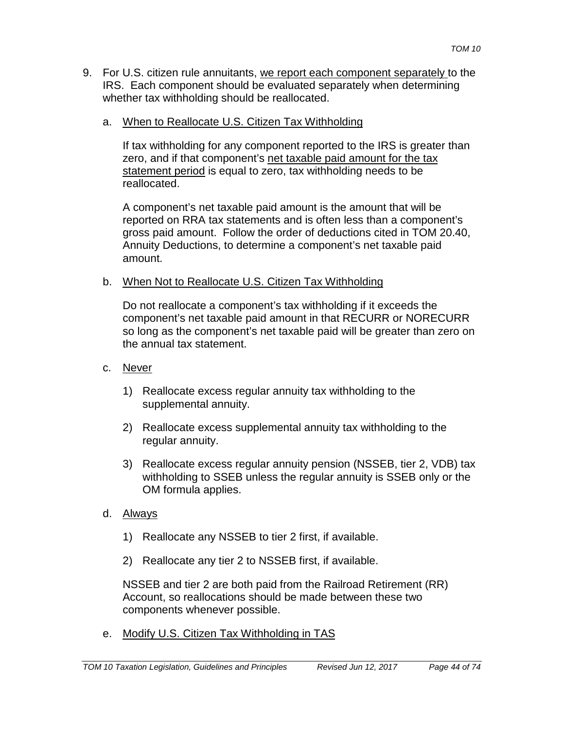9. For U.S. citizen rule annuitants, we report each component separately to the IRS. Each component should be evaluated separately when determining whether tax withholding should be reallocated.

   a. When to Reallocate U.S. Citizen Tax Withholding

      If tax withholding for any component reported to the IRS is greater than zero, and if that component's net taxable paid amount for the tax statement period is equal to zero, tax withholding needs to be reallocated.

      A component's net taxable paid amount is the amount that will be reported on RRA tax statements and is often less than a component's gross paid amount. Follow the order of deductions cited in TOM 20.40, Annuity Deductions, to determine a component's net taxable paid amount.

   b. When Not to Reallocate U.S. Citizen Tax Withholding

      Do not reallocate a component's tax withholding if it exceeds the component's net taxable paid amount in that RECURR or NORECURR so long as the component's net taxable paid will be greater than zero on the annual tax statement.

   c. Never

      1) Reallocate excess regular annuity tax withholding to the supplemental annuity.

      2) Reallocate excess supplemental annuity tax withholding to the regular annuity.

      3) Reallocate excess regular annuity pension (NSSEB, tier 2, VDB) tax withholding to SSEB unless the regular annuity is SSEB only or the OM formula applies.

   d. Always

      1) Reallocate any NSSEB to tier 2 first, if available.

      2) Reallocate any tier 2 to NSSEB first, if available.

      NSSEB and tier 2 are both paid from the Railroad Retirement (RR) Account, so reallocations should be made between these two components whenever possible.

   e. Modify U.S. Citizen Tax Withholding in TAS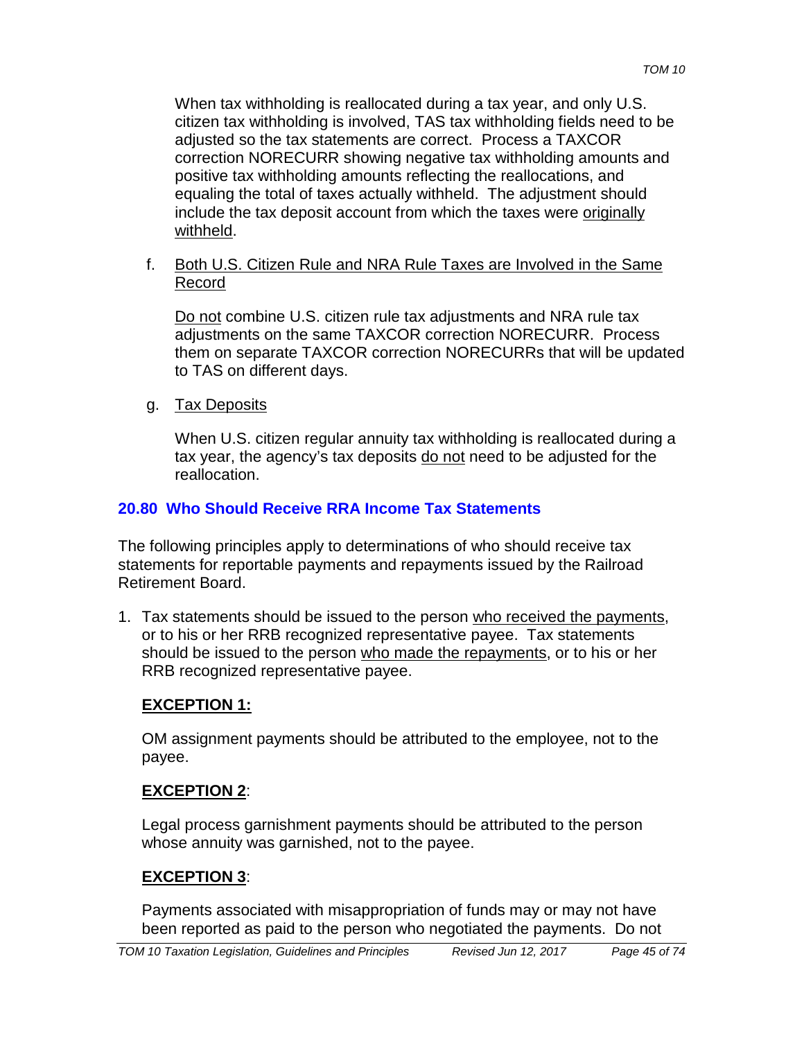When tax withholding is reallocated during a tax year, and only U.S. citizen tax withholding is involved, TAS tax withholding fields need to be adjusted so the tax statements are correct. Process a TAXCOR correction NORECURR showing negative tax withholding amounts and positive tax withholding amounts reflecting the reallocations, and equaling the total of taxes actually withheld. The adjustment should include the tax deposit account from which the taxes were <u>originally withheld</u>.

f. <u>Both U.S. Citizen Rule and NRA Rule Taxes are Involved in the Same Record</u>

   <u>Do not</u> combine U.S. citizen rule tax adjustments and NRA rule tax adjustments on the same TAXCOR correction NORECURR. Process them on separate TAXCOR correction NORECURRs that will be updated to TAS on different days.

g. <u>Tax Deposits</u>

   When U.S. citizen regular annuity tax withholding is reallocated during a tax year, the agency's tax deposits <u>do not</u> need to be adjusted for the reallocation.

## 20.80 Who Should Receive RRA Income Tax Statements

The following principles apply to determinations of who should receive tax statements for reportable payments and repayments issued by the Railroad Retirement Board.

1. Tax statements should be issued to the person <u>who received the payments</u>, or to his or her RRB recognized representative payee. Tax statements should be issued to the person <u>who made the repayments</u>, or to his or her RRB recognized representative payee.

   **<u>EXCEPTION 1:</u>**

   OM assignment payments should be attributed to the employee, not to the payee.

   **<u>EXCEPTION 2</u>**:

   Legal process garnishment payments should be attributed to the person whose annuity was garnished, not to the payee.

   **<u>EXCEPTION 3</u>**:

   Payments associated with misappropriation of funds may or may not have been reported as paid to the person who negotiated the payments. Do not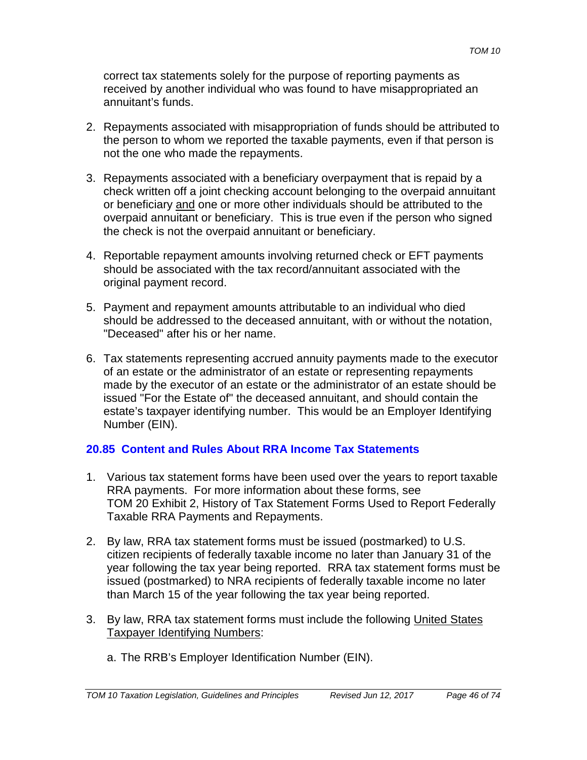correct tax statements solely for the purpose of reporting payments as received by another individual who was found to have misappropriated an annuitant's funds.

2. Repayments associated with misappropriation of funds should be attributed to the person to whom we reported the taxable payments, even if that person is not the one who made the repayments.

3. Repayments associated with a beneficiary overpayment that is repaid by a check written off a joint checking account belonging to the overpaid annuitant or beneficiary <u>and</u> one or more other individuals should be attributed to the overpaid annuitant or beneficiary. This is true even if the person who signed the check is not the overpaid annuitant or beneficiary.

4. Reportable repayment amounts involving returned check or EFT payments should be associated with the tax record/annuitant associated with the original payment record.

5. Payment and repayment amounts attributable to an individual who died should be addressed to the deceased annuitant, with or without the notation, "Deceased" after his or her name.

6. Tax statements representing accrued annuity payments made to the executor of an estate or the administrator of an estate or representing repayments made by the executor of an estate or the administrator of an estate should be issued "For the Estate of" the deceased annuitant, and should contain the estate's taxpayer identifying number. This would be an Employer Identifying Number (EIN).

### 20.85 Content and Rules About RRA Income Tax Statements

1. Various tax statement forms have been used over the years to report taxable RRA payments. For more information about these forms, see TOM 20 Exhibit 2, History of Tax Statement Forms Used to Report Federally Taxable RRA Payments and Repayments.

2. By law, RRA tax statement forms must be issued (postmarked) to U.S. citizen recipients of federally taxable income no later than January 31 of the year following the tax year being reported. RRA tax statement forms must be issued (postmarked) to NRA recipients of federally taxable income no later than March 15 of the year following the tax year being reported.

3. By law, RRA tax statement forms must include the following <u>United States Taxpayer Identifying Numbers</u>:

   a. The RRB's Employer Identification Number (EIN).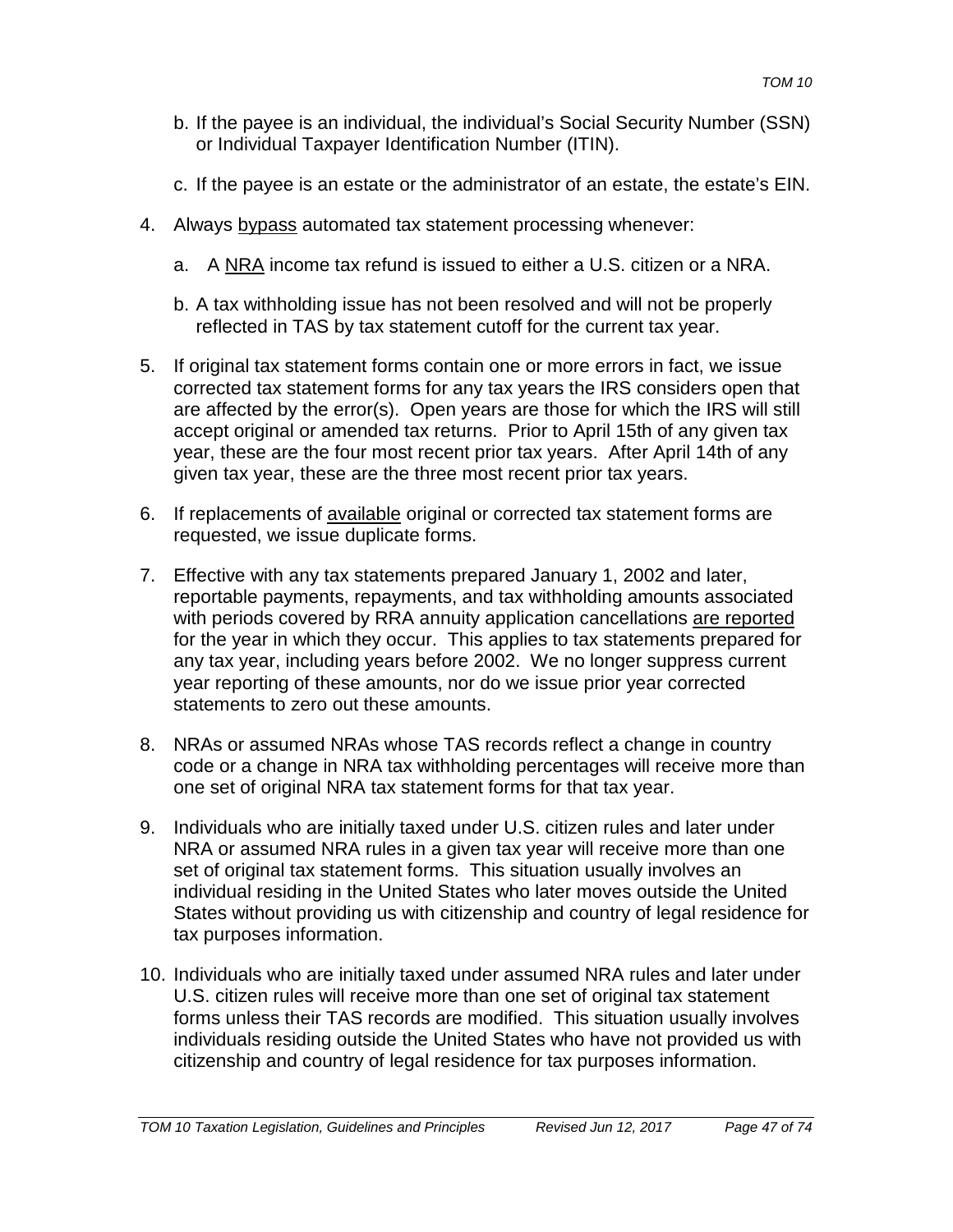b. If the payee is an individual, the individual's Social Security Number (SSN) or Individual Taxpayer Identification Number (ITIN).

   c. If the payee is an estate or the administrator of an estate, the estate's EIN.

4. Always <u>bypass</u> automated tax statement processing whenever:

   a. A <u>NRA</u> income tax refund is issued to either a U.S. citizen or a NRA.

   b. A tax withholding issue has not been resolved and will not be properly reflected in TAS by tax statement cutoff for the current tax year.

5. If original tax statement forms contain one or more errors in fact, we issue corrected tax statement forms for any tax years the IRS considers open that are affected by the error(s). Open years are those for which the IRS will still accept original or amended tax returns. Prior to April 15th of any given tax year, these are the four most recent prior tax years. After April 14th of any given tax year, these are the three most recent prior tax years.

6. If replacements of <u>available</u> original or corrected tax statement forms are requested, we issue duplicate forms.

7. Effective with any tax statements prepared January 1, 2002 and later, reportable payments, repayments, and tax withholding amounts associated with periods covered by RRA annuity application cancellations <u>are reported</u> for the year in which they occur. This applies to tax statements prepared for any tax year, including years before 2002. We no longer suppress current year reporting of these amounts, nor do we issue prior year corrected statements to zero out these amounts.

8. NRAs or assumed NRAs whose TAS records reflect a change in country code or a change in NRA tax withholding percentages will receive more than one set of original NRA tax statement forms for that tax year.

9. Individuals who are initially taxed under U.S. citizen rules and later under NRA or assumed NRA rules in a given tax year will receive more than one set of original tax statement forms. This situation usually involves an individual residing in the United States who later moves outside the United States without providing us with citizenship and country of legal residence for tax purposes information.

10. Individuals who are initially taxed under assumed NRA rules and later under U.S. citizen rules will receive more than one set of original tax statement forms unless their TAS records are modified. This situation usually involves individuals residing outside the United States who have not provided us with citizenship and country of legal residence for tax purposes information.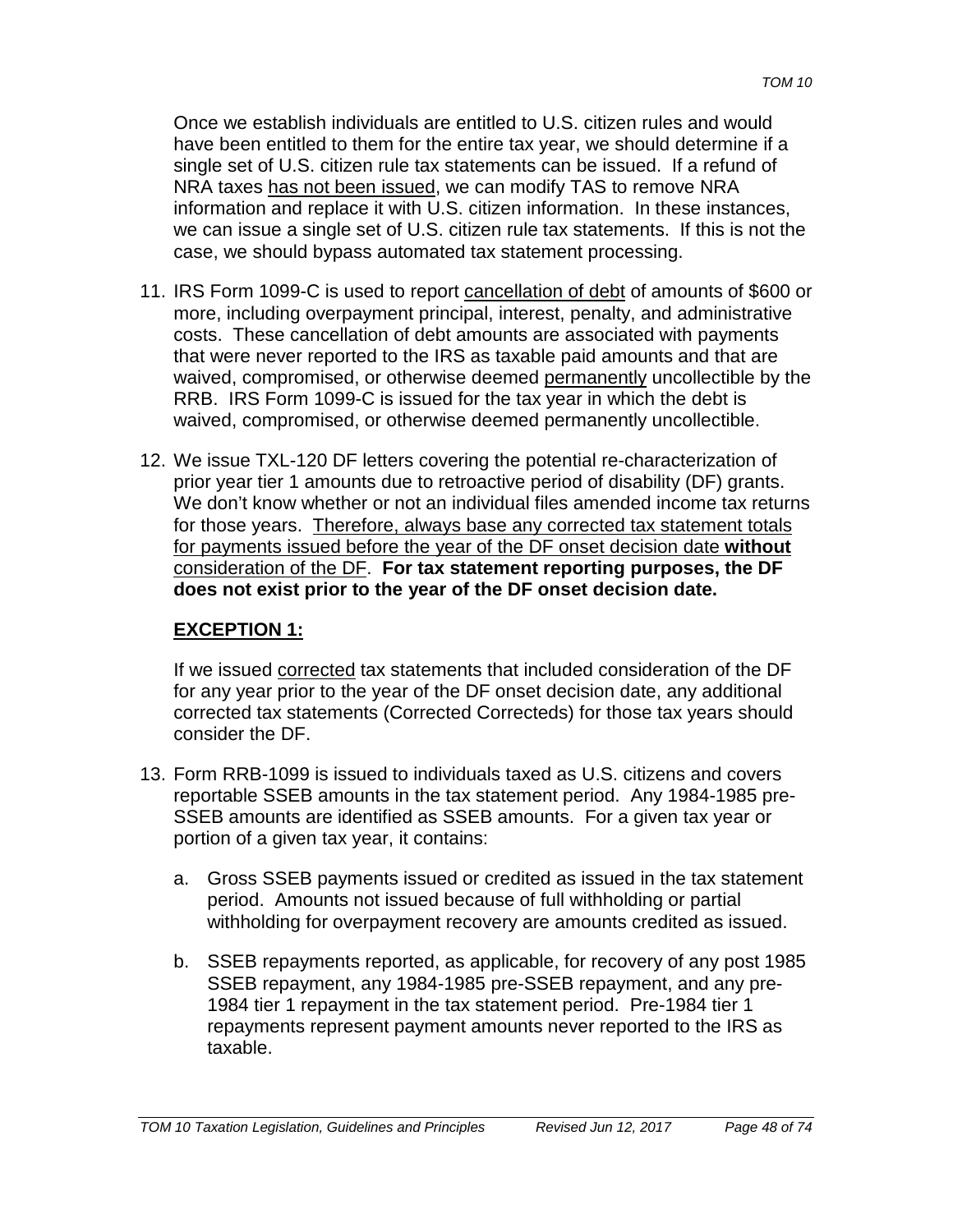Once we establish individuals are entitled to U.S. citizen rules and would have been entitled to them for the entire tax year, we should determine if a single set of U.S. citizen rule tax statements can be issued. If a refund of NRA taxes <u>has not been issued</u>, we can modify TAS to remove NRA information and replace it with U.S. citizen information. In these instances, we can issue a single set of U.S. citizen rule tax statements. If this is not the case, we should bypass automated tax statement processing.

11. IRS Form 1099-C is used to report <u>cancellation of debt</u> of amounts of $600 or more, including overpayment principal, interest, penalty, and administrative costs. These cancellation of debt amounts are associated with payments that were never reported to the IRS as taxable paid amounts and that are waived, compromised, or otherwise deemed <u>permanently</u> uncollectible by the RRB. IRS Form 1099-C is issued for the tax year in which the debt is waived, compromised, or otherwise deemed permanently uncollectible.

12. We issue TXL-120 DF letters covering the potential re-characterization of prior year tier 1 amounts due to retroactive period of disability (DF) grants. We don't know whether or not an individual files amended income tax returns for those years. <u>Therefore, always base any corrected tax statement totals for payments issued before the year of the DF onset decision date</u> <u>**without**</u> <u>consideration of the DF</u>. **For tax statement reporting purposes, the DF does not exist prior to the year of the DF onset decision date.**

    **<u>EXCEPTION 1:</u>**

    If we issued <u>corrected</u> tax statements that included consideration of the DF for any year prior to the year of the DF onset decision date, any additional corrected tax statements (Corrected Correcteds) for those tax years should consider the DF.

13. Form RRB-1099 is issued to individuals taxed as U.S. citizens and covers reportable SSEB amounts in the tax statement period. Any 1984-1985 pre-SSEB amounts are identified as SSEB amounts. For a given tax year or portion of a given tax year, it contains:

    a. Gross SSEB payments issued or credited as issued in the tax statement period. Amounts not issued because of full withholding or partial withholding for overpayment recovery are amounts credited as issued.

    b. SSEB repayments reported, as applicable, for recovery of any post 1985 SSEB repayment, any 1984-1985 pre-SSEB repayment, and any pre-1984 tier 1 repayment in the tax statement period. Pre-1984 tier 1 repayments represent payment amounts never reported to the IRS as taxable.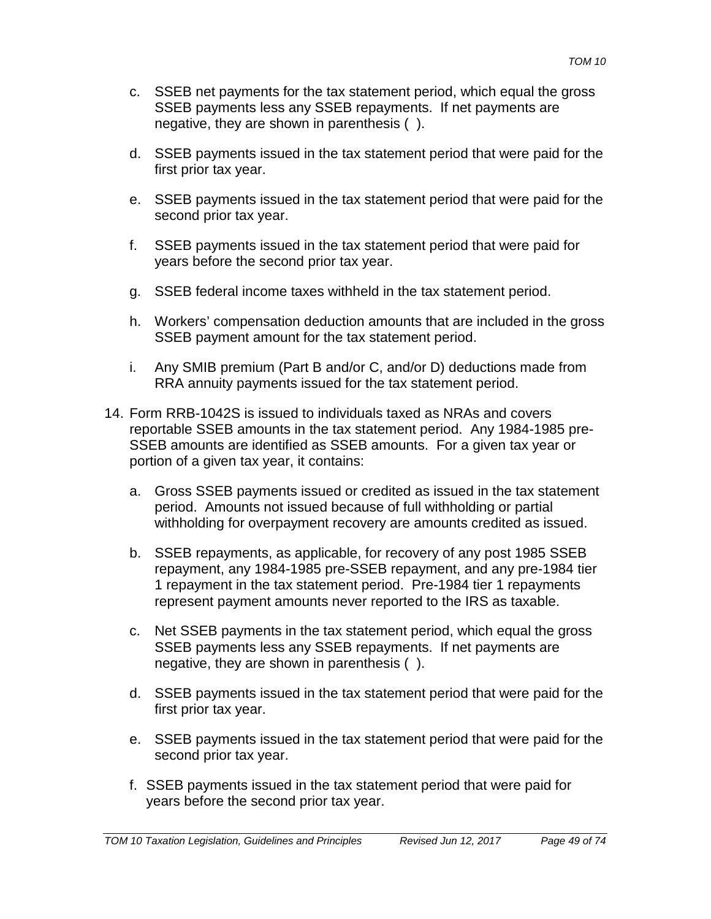c. SSEB net payments for the tax statement period, which equal the gross SSEB payments less any SSEB repayments. If net payments are negative, they are shown in parenthesis ( ).

d. SSEB payments issued in the tax statement period that were paid for the first prior tax year.

e. SSEB payments issued in the tax statement period that were paid for the second prior tax year.

f. SSEB payments issued in the tax statement period that were paid for years before the second prior tax year.

g. SSEB federal income taxes withheld in the tax statement period.

h. Workers' compensation deduction amounts that are included in the gross SSEB payment amount for the tax statement period.

i. Any SMIB premium (Part B and/or C, and/or D) deductions made from RRA annuity payments issued for the tax statement period.

14. Form RRB-1042S is issued to individuals taxed as NRAs and covers reportable SSEB amounts in the tax statement period. Any 1984-1985 pre-SSEB amounts are identified as SSEB amounts. For a given tax year or portion of a given tax year, it contains:

    a. Gross SSEB payments issued or credited as issued in the tax statement period. Amounts not issued because of full withholding or partial withholding for overpayment recovery are amounts credited as issued.

    b. SSEB repayments, as applicable, for recovery of any post 1985 SSEB repayment, any 1984-1985 pre-SSEB repayment, and any pre-1984 tier 1 repayment in the tax statement period. Pre-1984 tier 1 repayments represent payment amounts never reported to the IRS as taxable.

    c. Net SSEB payments in the tax statement period, which equal the gross SSEB payments less any SSEB repayments. If net payments are negative, they are shown in parenthesis ( ).

    d. SSEB payments issued in the tax statement period that were paid for the first prior tax year.

    e. SSEB payments issued in the tax statement period that were paid for the second prior tax year.

    f. SSEB payments issued in the tax statement period that were paid for years before the second prior tax year.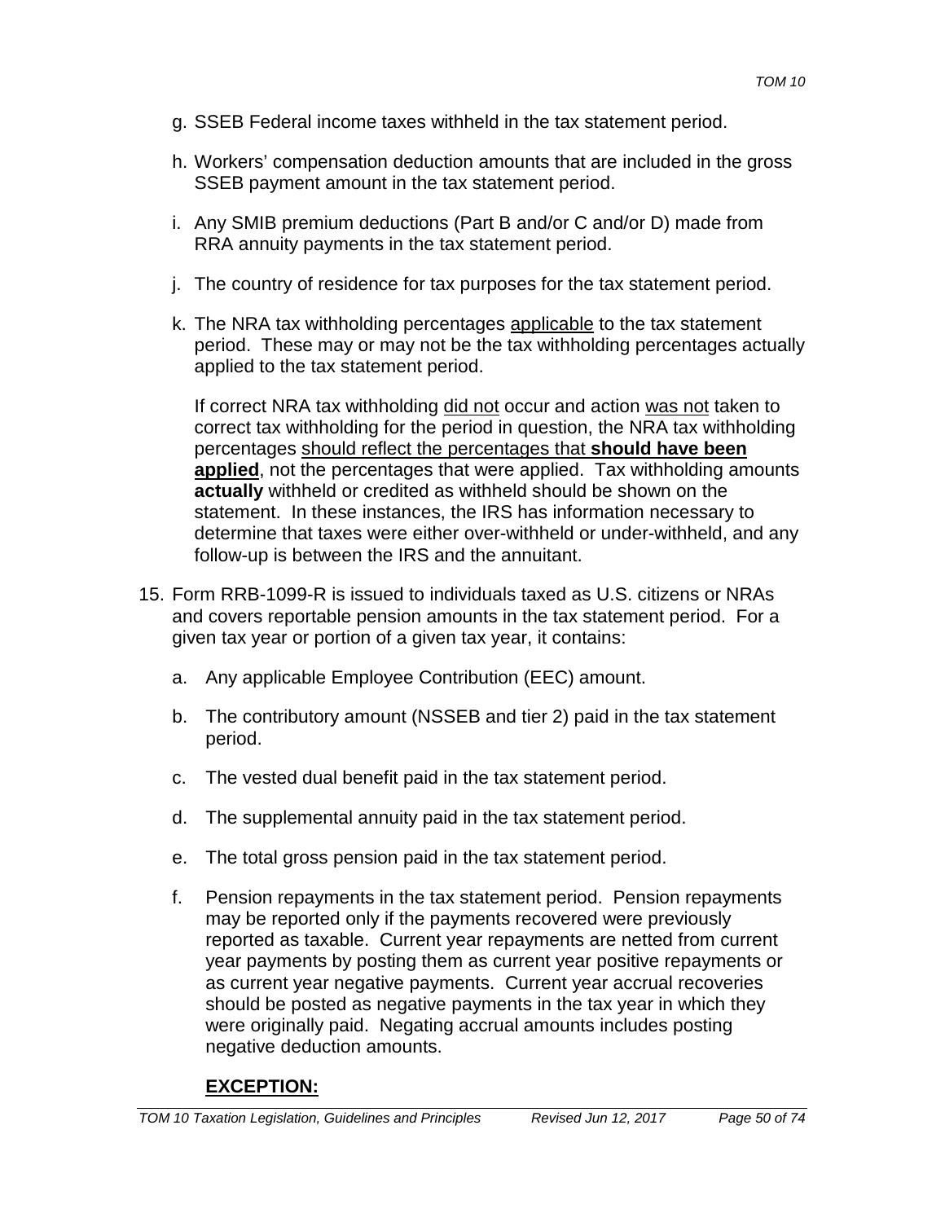g. SSEB Federal income taxes withheld in the tax statement period.

h. Workers' compensation deduction amounts that are included in the gross SSEB payment amount in the tax statement period.

i. Any SMIB premium deductions (Part B and/or C and/or D) made from RRA annuity payments in the tax statement period.

j. The country of residence for tax purposes for the tax statement period.

k. The NRA tax withholding percentages applicable to the tax statement period. These may or may not be the tax withholding percentages actually applied to the tax statement period.

   If correct NRA tax withholding did not occur and action was not taken to correct tax withholding for the period in question, the NRA tax withholding percentages should reflect the percentages that **should have been applied**, not the percentages that were applied. Tax withholding amounts **actually** withheld or credited as withheld should be shown on the statement. In these instances, the IRS has information necessary to determine that taxes were either over-withheld or under-withheld, and any follow-up is between the IRS and the annuitant.

15. Form RRB-1099-R is issued to individuals taxed as U.S. citizens or NRAs and covers reportable pension amounts in the tax statement period. For a given tax year or portion of a given tax year, it contains:

    a. Any applicable Employee Contribution (EEC) amount.

    b. The contributory amount (NSSEB and tier 2) paid in the tax statement period.

    c. The vested dual benefit paid in the tax statement period.

    d. The supplemental annuity paid in the tax statement period.

    e. The total gross pension paid in the tax statement period.

    f. Pension repayments in the tax statement period. Pension repayments may be reported only if the payments recovered were previously reported as taxable. Current year repayments are netted from current year payments by posting them as current year positive repayments or as current year negative payments. Current year accrual recoveries should be posted as negative payments in the tax year in which they were originally paid. Negating accrual amounts includes posting negative deduction amounts.

       **EXCEPTION:**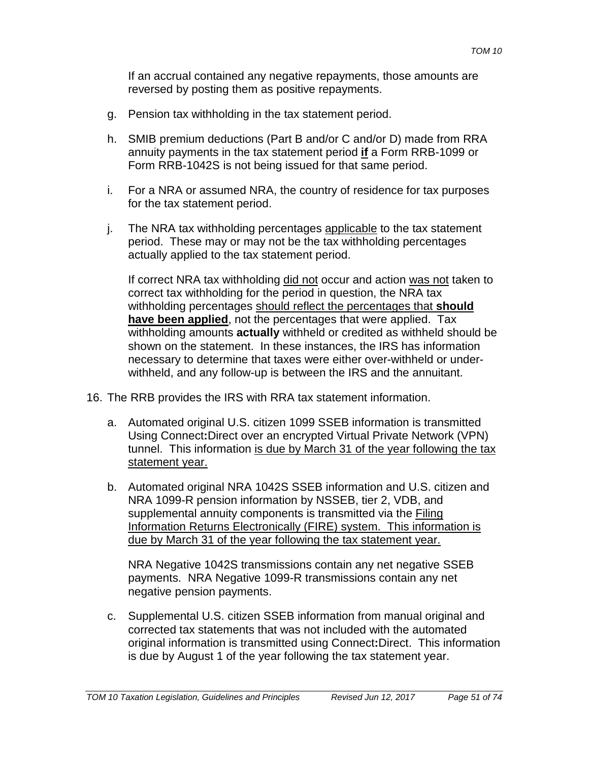If an accrual contained any negative repayments, those amounts are reversed by posting them as positive repayments.

g. Pension tax withholding in the tax statement period.

h. SMIB premium deductions (Part B and/or C and/or D) made from RRA annuity payments in the tax statement period **if** a Form RRB-1099 or Form RRB-1042S is not being issued for that same period.

i. For a NRA or assumed NRA, the country of residence for tax purposes for the tax statement period.

j. The NRA tax withholding percentages applicable to the tax statement period. These may or may not be the tax withholding percentages actually applied to the tax statement period.

   If correct NRA tax withholding did not occur and action was not taken to correct tax withholding for the period in question, the NRA tax withholding percentages should reflect the percentages that **should have been applied**, not the percentages that were applied. Tax withholding amounts **actually** withheld or credited as withheld should be shown on the statement. In these instances, the IRS has information necessary to determine that taxes were either over-withheld or under-withheld, and any follow-up is between the IRS and the annuitant.

16. The RRB provides the IRS with RRA tax statement information.

   a. Automated original U.S. citizen 1099 SSEB information is transmitted Using Connect**:**Direct over an encrypted Virtual Private Network (VPN) tunnel. This information is due by March 31 of the year following the tax statement year.

   b. Automated original NRA 1042S SSEB information and U.S. citizen and NRA 1099-R pension information by NSSEB, tier 2, VDB, and supplemental annuity components is transmitted via the Filing Information Returns Electronically (FIRE) system. This information is due by March 31 of the year following the tax statement year.

      NRA Negative 1042S transmissions contain any net negative SSEB payments. NRA Negative 1099-R transmissions contain any net negative pension payments.

   c. Supplemental U.S. citizen SSEB information from manual original and corrected tax statements that was not included with the automated original information is transmitted using Connect**:**Direct. This information is due by August 1 of the year following the tax statement year.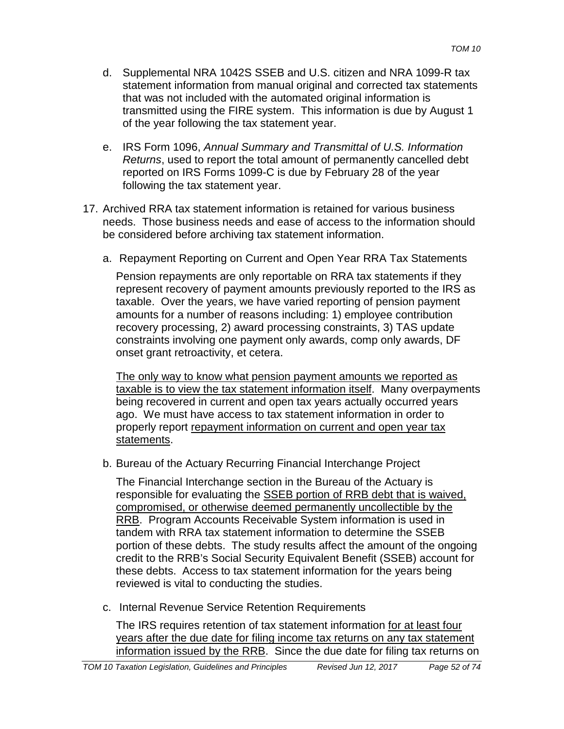d. Supplemental NRA 1042S SSEB and U.S. citizen and NRA 1099-R tax statement information from manual original and corrected tax statements that was not included with the automated original information is transmitted using the FIRE system. This information is due by August 1 of the year following the tax statement year.

e. IRS Form 1096, *Annual Summary and Transmittal of U.S. Information Returns*, used to report the total amount of permanently cancelled debt reported on IRS Forms 1099-C is due by February 28 of the year following the tax statement year.

17. Archived RRA tax statement information is retained for various business needs. Those business needs and ease of access to the information should be considered before archiving tax statement information.

    a. Repayment Reporting on Current and Open Year RRA Tax Statements

    Pension repayments are only reportable on RRA tax statements if they represent recovery of payment amounts previously reported to the IRS as taxable. Over the years, we have varied reporting of pension payment amounts for a number of reasons including: 1) employee contribution recovery processing, 2) award processing constraints, 3) TAS update constraints involving one payment only awards, comp only awards, DF onset grant retroactivity, et cetera.

    <u>The only way to know what pension payment amounts we reported as taxable is to view the tax statement information itself</u>. Many overpayments being recovered in current and open tax years actually occurred years ago. We must have access to tax statement information in order to properly report <u>repayment information on current and open year tax statements</u>.

    b. Bureau of the Actuary Recurring Financial Interchange Project

    The Financial Interchange section in the Bureau of the Actuary is responsible for evaluating the <u>SSEB portion of RRB debt that is waived, compromised, or otherwise deemed permanently uncollectible by the RRB</u>. Program Accounts Receivable System information is used in tandem with RRA tax statement information to determine the SSEB portion of these debts. The study results affect the amount of the ongoing credit to the RRB's Social Security Equivalent Benefit (SSEB) account for these debts. Access to tax statement information for the years being reviewed is vital to conducting the studies.

    c. Internal Revenue Service Retention Requirements

    The IRS requires retention of tax statement information <u>for at least four years after the due date for filing income tax returns on any tax statement information issued by the RRB</u>. Since the due date for filing tax returns on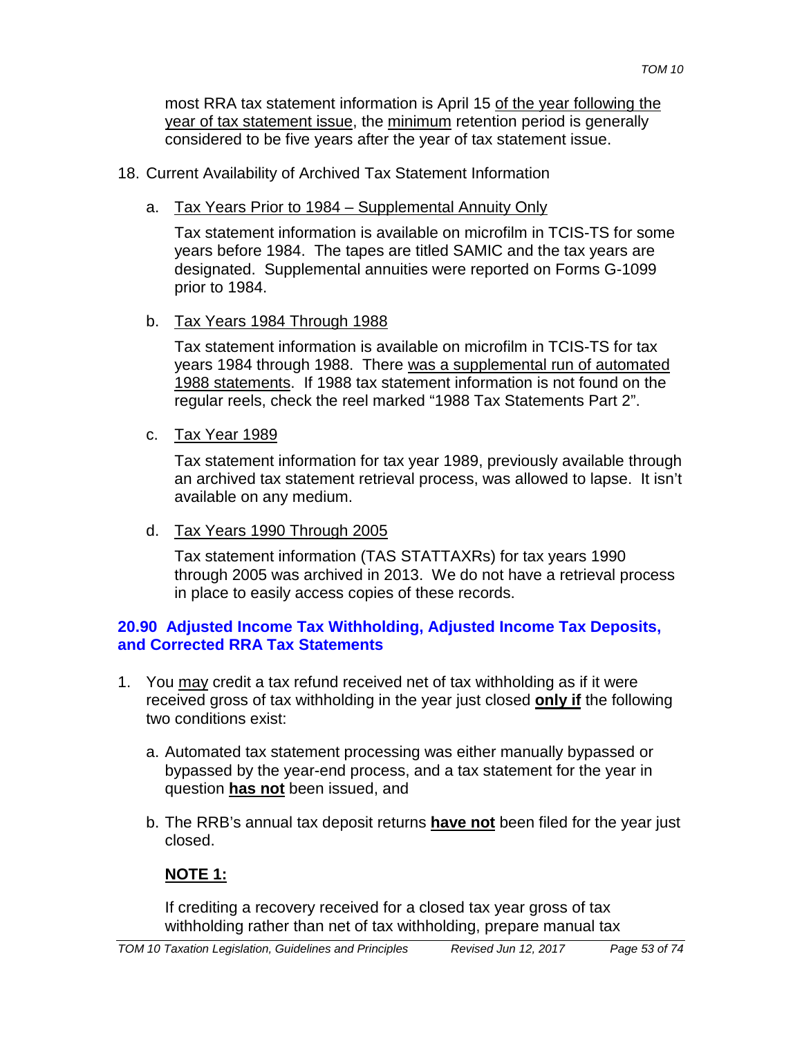most RRA tax statement information is April 15 of the year following the year of tax statement issue, the minimum retention period is generally considered to be five years after the year of tax statement issue.

18. Current Availability of Archived Tax Statement Information

    a. Tax Years Prior to 1984 – Supplemental Annuity Only

       Tax statement information is available on microfilm in TCIS-TS for some years before 1984. The tapes are titled SAMIC and the tax years are designated. Supplemental annuities were reported on Forms G-1099 prior to 1984.

    b. Tax Years 1984 Through 1988

       Tax statement information is available on microfilm in TCIS-TS for tax years 1984 through 1988. There was a supplemental run of automated 1988 statements. If 1988 tax statement information is not found on the regular reels, check the reel marked "1988 Tax Statements Part 2".

    c. Tax Year 1989

       Tax statement information for tax year 1989, previously available through an archived tax statement retrieval process, was allowed to lapse. It isn't available on any medium.

    d. Tax Years 1990 Through 2005

       Tax statement information (TAS STATTAXRs) for tax years 1990 through 2005 was archived in 2013. We do not have a retrieval process in place to easily access copies of these records.

### 20.90 Adjusted Income Tax Withholding, Adjusted Income Tax Deposits, and Corrected RRA Tax Statements

1. You may credit a tax refund received net of tax withholding as if it were received gross of tax withholding in the year just closed **only if** the following two conditions exist:

   a. Automated tax statement processing was either manually bypassed or bypassed by the year-end process, and a tax statement for the year in question **has not** been issued, and

   b. The RRB's annual tax deposit returns **have not** been filed for the year just closed.

   **NOTE 1:**

   If crediting a recovery received for a closed tax year gross of tax withholding rather than net of tax withholding, prepare manual tax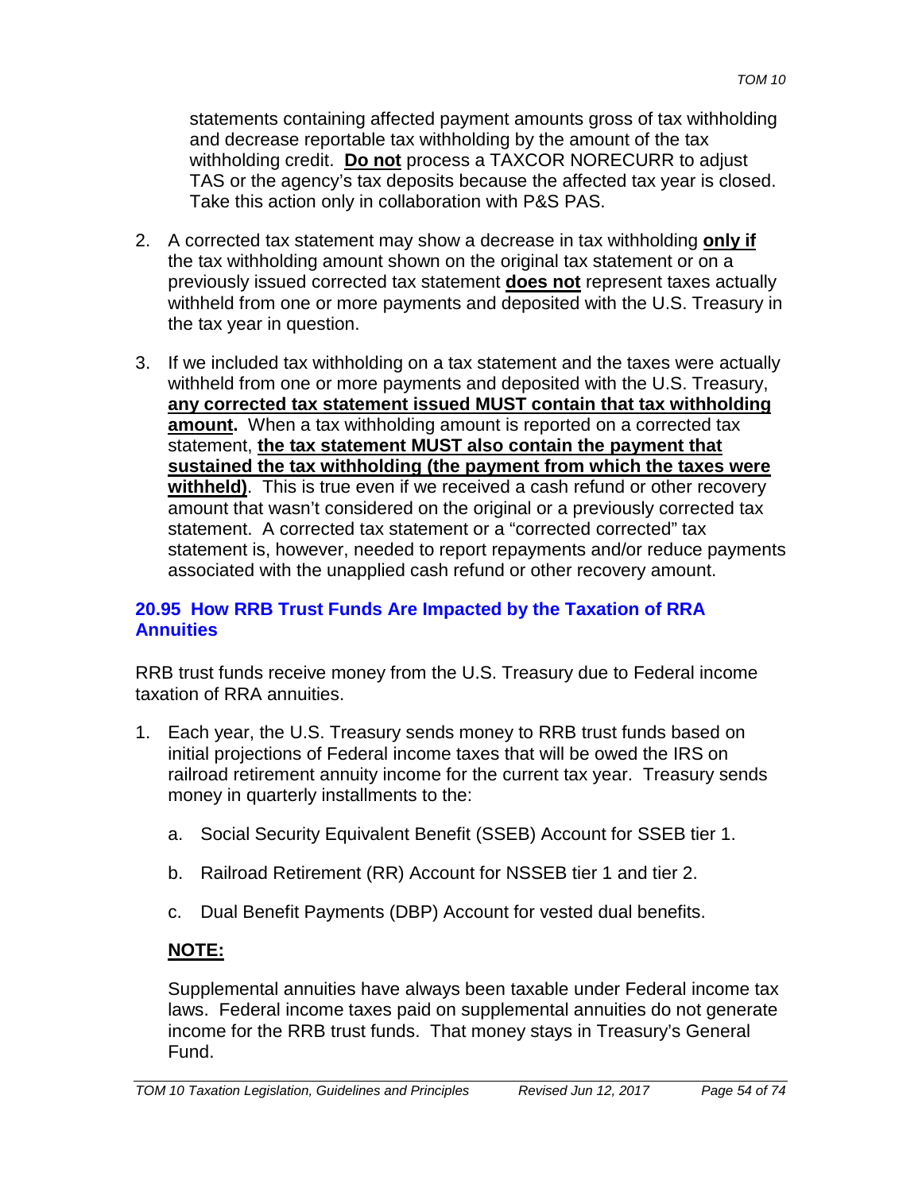statements containing affected payment amounts gross of tax withholding and decrease reportable tax withholding by the amount of the tax withholding credit. **<u>Do not</u>** process a TAXCOR NORECURR to adjust TAS or the agency's tax deposits because the affected tax year is closed. Take this action only in collaboration with P&S PAS.

2. A corrected tax statement may show a decrease in tax withholding **<u>only if</u>** the tax withholding amount shown on the original tax statement or on a previously issued corrected tax statement **<u>does not</u>** represent taxes actually withheld from one or more payments and deposited with the U.S. Treasury in the tax year in question.

3. If we included tax withholding on a tax statement and the taxes were actually withheld from one or more payments and deposited with the U.S. Treasury, **<u>any corrected tax statement issued MUST contain that tax withholding amount</u>.** When a tax withholding amount is reported on a corrected tax statement, **<u>the tax statement MUST also contain the payment that sustained the tax withholding (the payment from which the taxes were withheld)</u>**. This is true even if we received a cash refund or other recovery amount that wasn't considered on the original or a previously corrected tax statement. A corrected tax statement or a "corrected corrected" tax statement is, however, needed to report repayments and/or reduce payments associated with the unapplied cash refund or other recovery amount.

## 20.95 How RRB Trust Funds Are Impacted by the Taxation of RRA Annuities

RRB trust funds receive money from the U.S. Treasury due to Federal income taxation of RRA annuities.

1. Each year, the U.S. Treasury sends money to RRB trust funds based on initial projections of Federal income taxes that will be owed the IRS on railroad retirement annuity income for the current tax year. Treasury sends money in quarterly installments to the:

   a. Social Security Equivalent Benefit (SSEB) Account for SSEB tier 1.

   b. Railroad Retirement (RR) Account for NSSEB tier 1 and tier 2.

   c. Dual Benefit Payments (DBP) Account for vested dual benefits.

   **<u>NOTE:</u>**

   Supplemental annuities have always been taxable under Federal income tax laws. Federal income taxes paid on supplemental annuities do not generate income for the RRB trust funds. That money stays in Treasury's General Fund.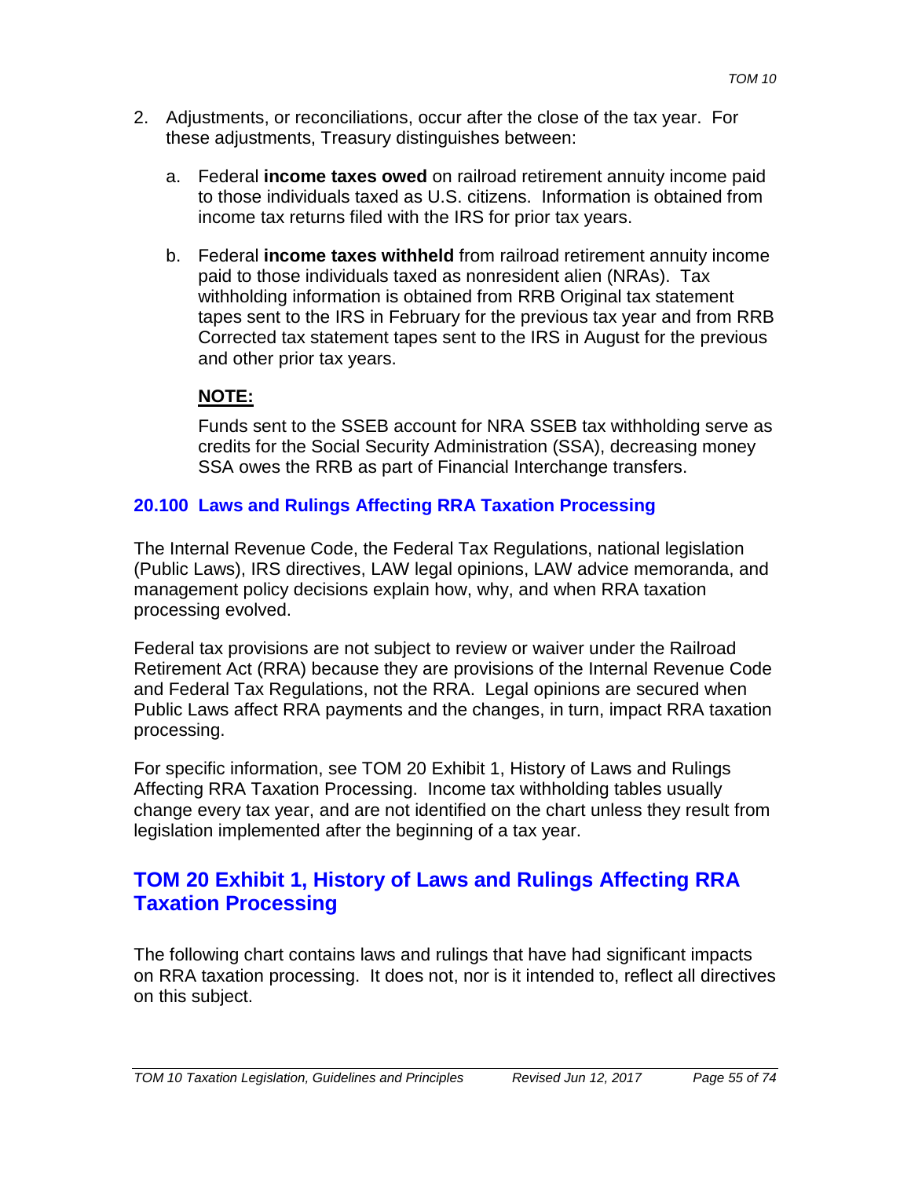2. Adjustments, or reconciliations, occur after the close of the tax year. For these adjustments, Treasury distinguishes between:

   a. Federal **income taxes owed** on railroad retirement annuity income paid to those individuals taxed as U.S. citizens. Information is obtained from income tax returns filed with the IRS for prior tax years.

   b. Federal **income taxes withheld** from railroad retirement annuity income paid to those individuals taxed as nonresident alien (NRAs). Tax withholding information is obtained from RRB Original tax statement tapes sent to the IRS in February for the previous tax year and from RRB Corrected tax statement tapes sent to the IRS in August for the previous and other prior tax years.

   **NOTE:**

   Funds sent to the SSEB account for NRA SSEB tax withholding serve as credits for the Social Security Administration (SSA), decreasing money SSA owes the RRB as part of Financial Interchange transfers.

### 20.100 Laws and Rulings Affecting RRA Taxation Processing

The Internal Revenue Code, the Federal Tax Regulations, national legislation (Public Laws), IRS directives, LAW legal opinions, LAW advice memoranda, and management policy decisions explain how, why, and when RRA taxation processing evolved.

Federal tax provisions are not subject to review or waiver under the Railroad Retirement Act (RRA) because they are provisions of the Internal Revenue Code and Federal Tax Regulations, not the RRA. Legal opinions are secured when Public Laws affect RRA payments and the changes, in turn, impact RRA taxation processing.

For specific information, see TOM 20 Exhibit 1, History of Laws and Rulings Affecting RRA Taxation Processing. Income tax withholding tables usually change every tax year, and are not identified on the chart unless they result from legislation implemented after the beginning of a tax year.

## TOM 20 Exhibit 1, History of Laws and Rulings Affecting RRA Taxation Processing

The following chart contains laws and rulings that have had significant impacts on RRA taxation processing. It does not, nor is it intended to, reflect all directives on this subject.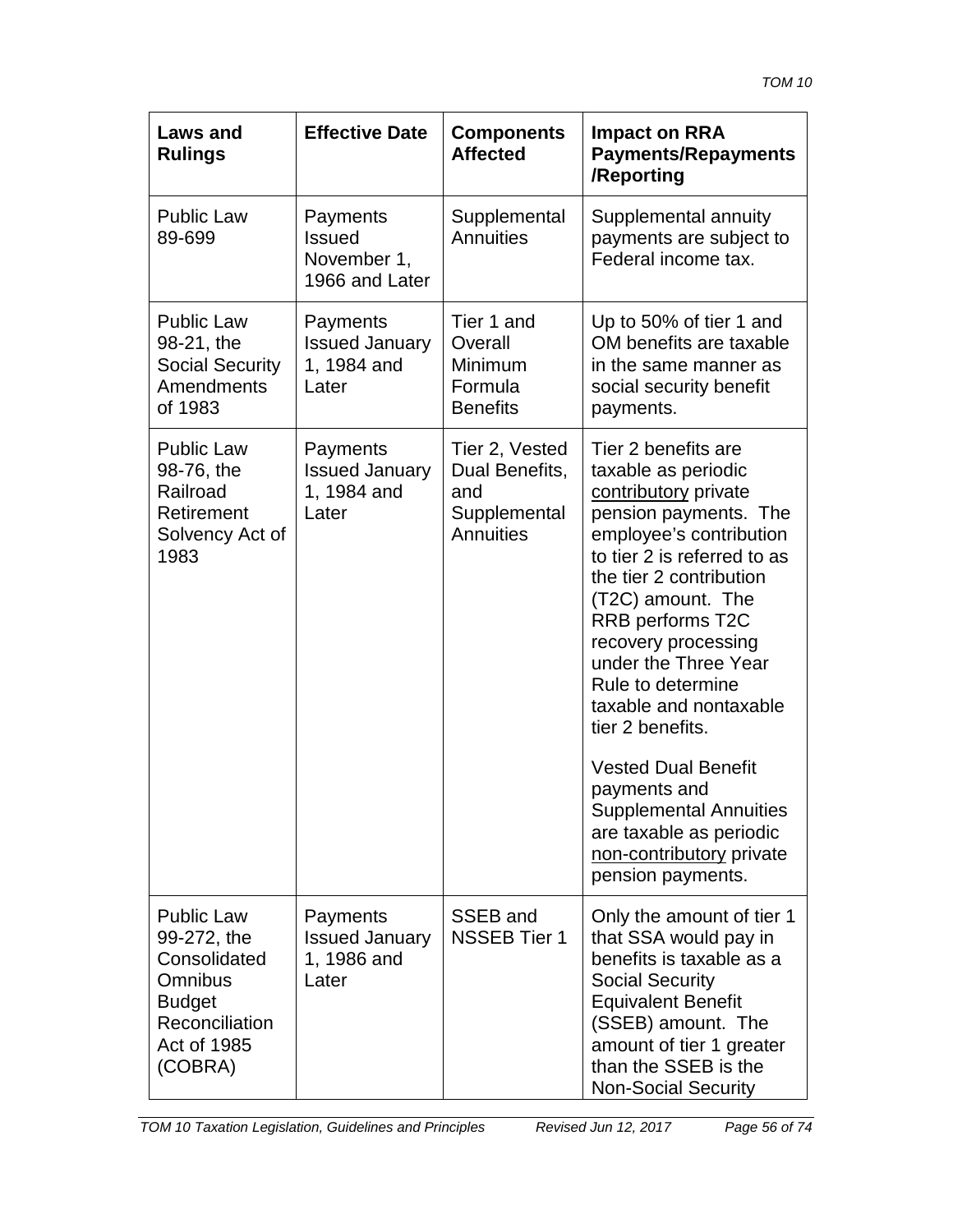| Laws and Rulings | Effective Date | Components Affected | Impact on RRA Payments/Repayments /Reporting |
|---|---|---|---|
| Public Law 89-699 | Payments Issued November 1, 1966 and Later | Supplemental Annuities | Supplemental annuity payments are subject to Federal income tax. |
| Public Law 98-21, the Social Security Amendments of 1983 | Payments Issued January 1, 1984 and Later | Tier 1 and Overall Minimum Formula Benefits | Up to 50% of tier 1 and OM benefits are taxable in the same manner as social security benefit payments. |
| Public Law 98-76, the Railroad Retirement Solvency Act of 1983 | Payments Issued January 1, 1984 and Later | Tier 2, Vested Dual Benefits, and Supplemental Annuities | Tier 2 benefits are taxable as periodic <u>contributory</u> private pension payments. The employee's contribution to tier 2 is referred to as the tier 2 contribution (T2C) amount. The RRB performs T2C recovery processing under the Three Year Rule to determine taxable and nontaxable tier 2 benefits.<br><br>Vested Dual Benefit payments and Supplemental Annuities are taxable as periodic <u>non-contributory</u> private pension payments. |
| Public Law 99-272, the Consolidated Omnibus Budget Reconciliation Act of 1985 (COBRA) | Payments Issued January 1, 1986 and Later | SSEB and NSSEB Tier 1 | Only the amount of tier 1 that SSA would pay in benefits is taxable as a Social Security Equivalent Benefit (SSEB) amount. The amount of tier 1 greater than the SSEB is the Non-Social Security |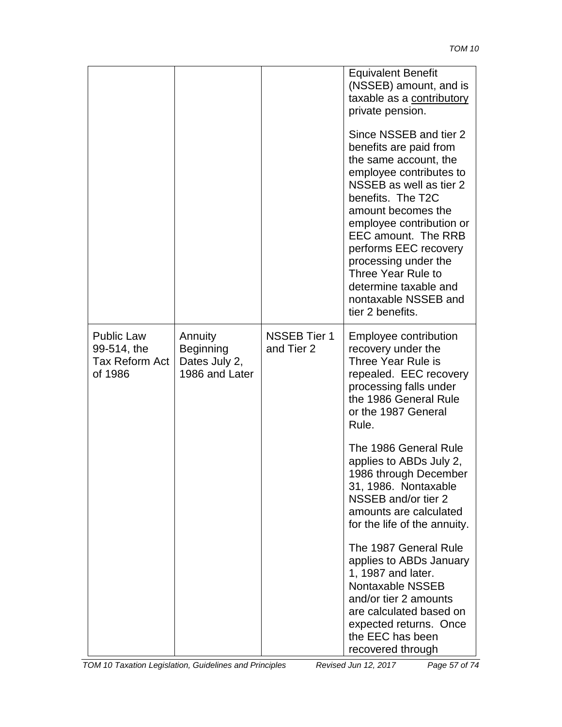| | | | |
|---|---|---|---|
| | | | Equivalent Benefit (NSSEB) amount, and is taxable as a contributory private pension.<br><br>Since NSSEB and tier 2 benefits are paid from the same account, the employee contributes to NSSEB as well as tier 2 benefits. The T2C amount becomes the employee contribution or EEC amount. The RRB performs EEC recovery processing under the Three Year Rule to determine taxable and nontaxable NSSEB and tier 2 benefits. |
| Public Law 99-514, the Tax Reform Act of 1986 | Annuity Beginning Dates July 2, 1986 and Later | NSSEB Tier 1 and Tier 2 | Employee contribution recovery under the Three Year Rule is repealed. EEC recovery processing falls under the 1986 General Rule or the 1987 General Rule.<br><br>The 1986 General Rule applies to ABDs July 2, 1986 through December 31, 1986. Nontaxable NSSEB and/or tier 2 amounts are calculated for the life of the annuity.<br><br>The 1987 General Rule applies to ABDs January 1, 1987 and later. Nontaxable NSSEB and/or tier 2 amounts are calculated based on expected returns. Once the EEC has been recovered through |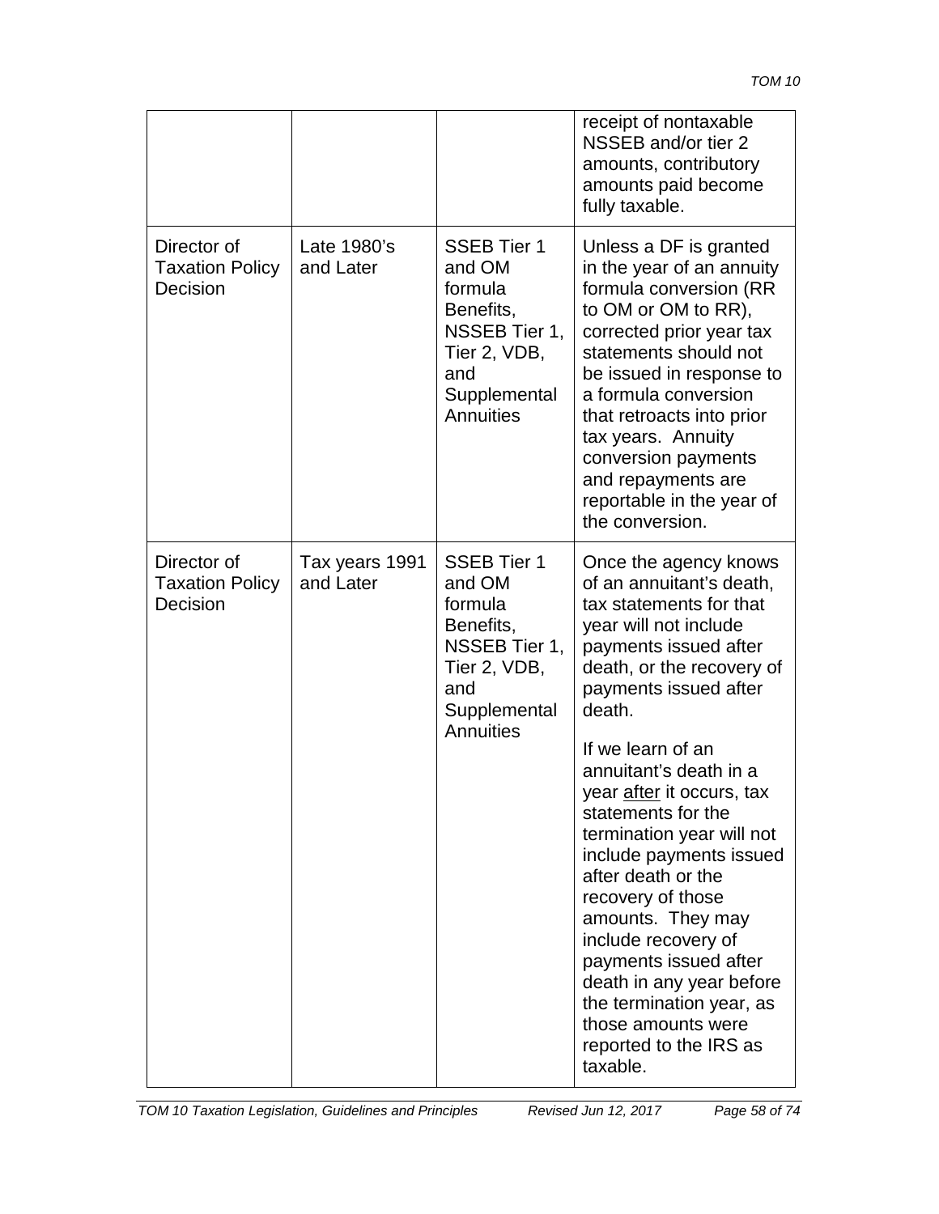| | | | |
|---|---|---|---|
| | | | receipt of nontaxable NSSEB and/or tier 2 amounts, contributory amounts paid become fully taxable. |
| Director of Taxation Policy Decision | Late 1980's and Later | SSEB Tier 1 and OM formula Benefits, NSSEB Tier 1, Tier 2, VDB, and Supplemental Annuities | Unless a DF is granted in the year of an annuity formula conversion (RR to OM or OM to RR), corrected prior year tax statements should not be issued in response to a formula conversion that retroacts into prior tax years. Annuity conversion payments and repayments are reportable in the year of the conversion. |
| Director of Taxation Policy Decision | Tax years 1991 and Later | SSEB Tier 1 and OM formula Benefits, NSSEB Tier 1, Tier 2, VDB, and Supplemental Annuities | Once the agency knows of an annuitant's death, tax statements for that year will not include payments issued after death, or the recovery of payments issued after death.<br><br>If we learn of an annuitant's death in a year <u>after</u> it occurs, tax statements for the termination year will not include payments issued after death or the recovery of those amounts. They may include recovery of payments issued after death in any year before the termination year, as those amounts were reported to the IRS as taxable. |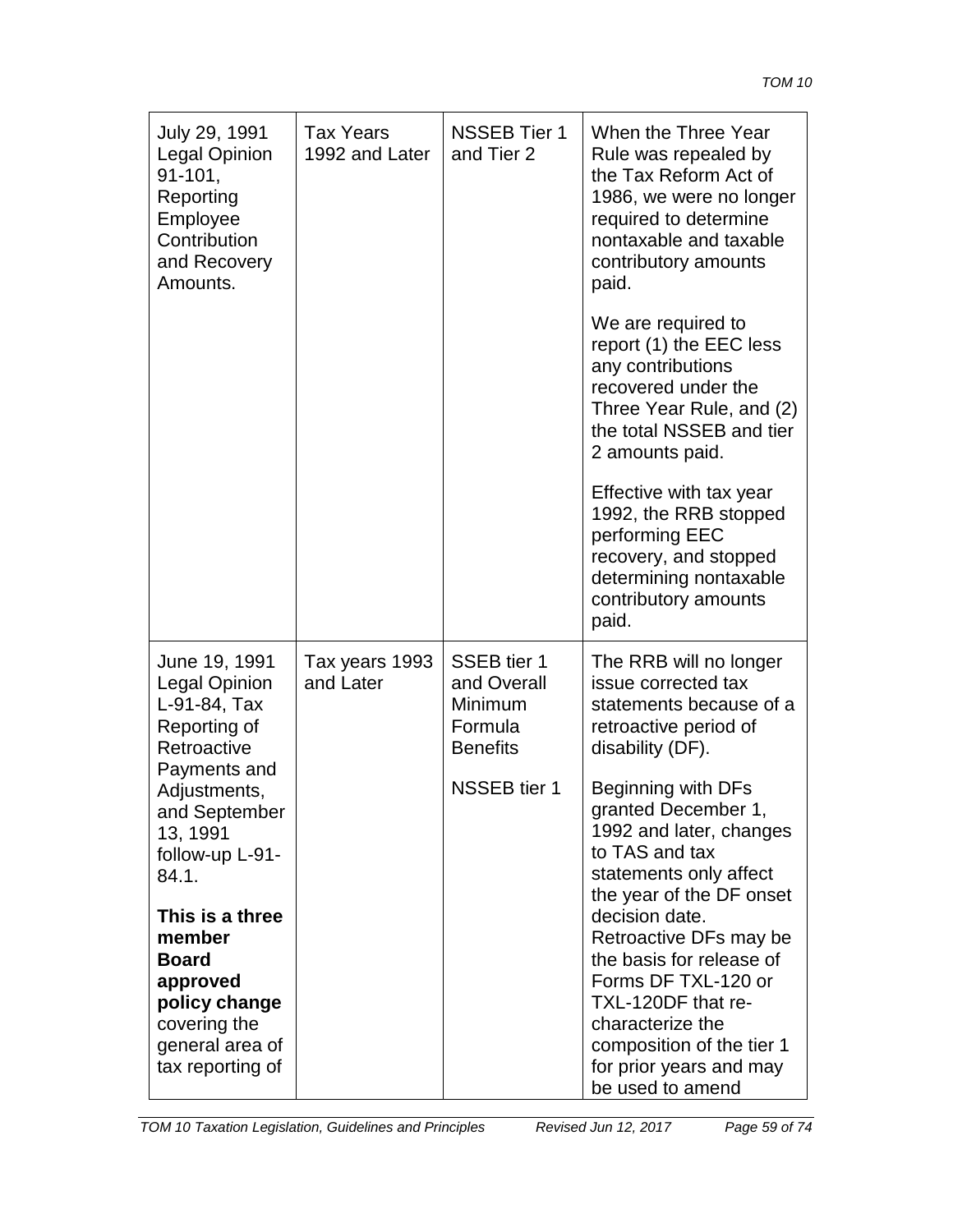| | | | |
|---|---|---|---|
| July 29, 1991 Legal Opinion 91-101, Reporting Employee Contribution and Recovery Amounts. | Tax Years 1992 and Later | NSSEB Tier 1 and Tier 2 | When the Three Year Rule was repealed by the Tax Reform Act of 1986, we were no longer required to determine nontaxable and taxable contributory amounts paid.<br><br>We are required to report (1) the EEC less any contributions recovered under the Three Year Rule, and (2) the total NSSEB and tier 2 amounts paid.<br><br>Effective with tax year 1992, the RRB stopped performing EEC recovery, and stopped determining nontaxable contributory amounts paid. |
| June 19, 1991 Legal Opinion L-91-84, Tax Reporting of Retroactive Payments and Adjustments, and September 13, 1991 follow-up L-91-84.1.<br><br>**This is a three member Board approved policy change** covering the general area of tax reporting of | Tax years 1993 and Later | SSEB tier 1 and Overall Minimum Formula Benefits<br><br>NSSEB tier 1 | The RRB will no longer issue corrected tax statements because of a retroactive period of disability (DF).<br><br>Beginning with DFs granted December 1, 1992 and later, changes to TAS and tax statements only affect the year of the DF onset decision date. Retroactive DFs may be the basis for release of Forms DF TXL-120 or TXL-120DF that re-characterize the composition of the tier 1 for prior years and may be used to amend |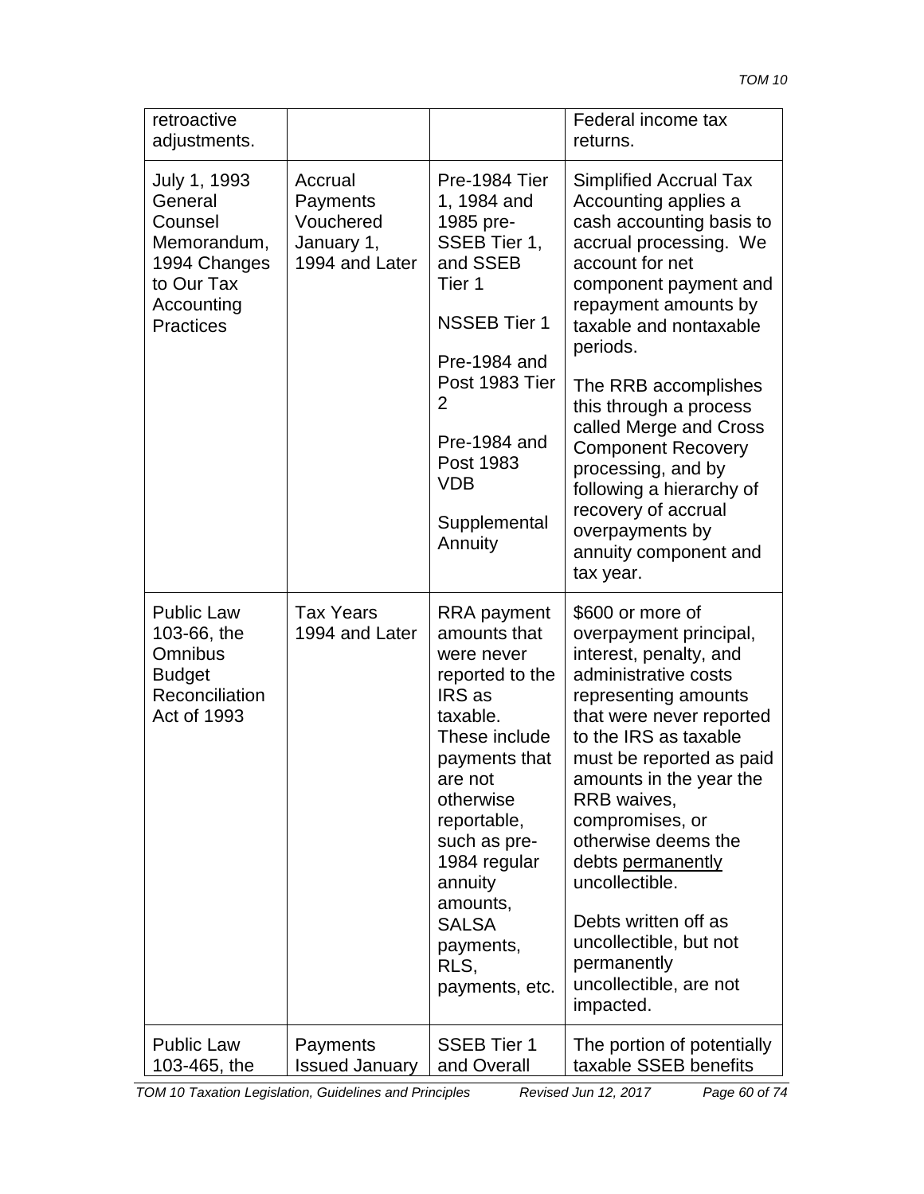| | | | |
|---|---|---|---|
| retroactive adjustments. | | | Federal income tax returns. |
| July 1, 1993 General Counsel Memorandum, 1994 Changes to Our Tax Accounting Practices | Accrual Payments Vouchered January 1, 1994 and Later | Pre-1984 Tier 1, 1984 and 1985 pre-SSEB Tier 1, and SSEB Tier 1<br><br>NSSEB Tier 1<br><br>Pre-1984 and Post 1983 Tier 2<br><br>Pre-1984 and Post 1983 VDB<br><br>Supplemental Annuity | Simplified Accrual Tax Accounting applies a cash accounting basis to accrual processing. We account for net component payment and repayment amounts by taxable and nontaxable periods.<br><br>The RRB accomplishes this through a process called Merge and Cross Component Recovery processing, and by following a hierarchy of recovery of accrual overpayments by annuity component and tax year. |
| Public Law 103-66, the Omnibus Budget Reconciliation Act of 1993 | Tax Years 1994 and Later | RRA payment amounts that were never reported to the IRS as taxable. These include payments that are not otherwise reportable, such as pre-1984 regular annuity amounts, SALSA payments, RLS, payments, etc. | $600 or more of overpayment principal, interest, penalty, and administrative costs representing amounts that were never reported to the IRS as taxable must be reported as paid amounts in the year the RRB waives, compromises, or otherwise deems the debts <u>permanently</u> uncollectible.<br><br>Debts written off as uncollectible, but not permanently uncollectible, are not impacted. |
| Public Law 103-465, the | Payments Issued January | SSEB Tier 1 and Overall | The portion of potentially taxable SSEB benefits |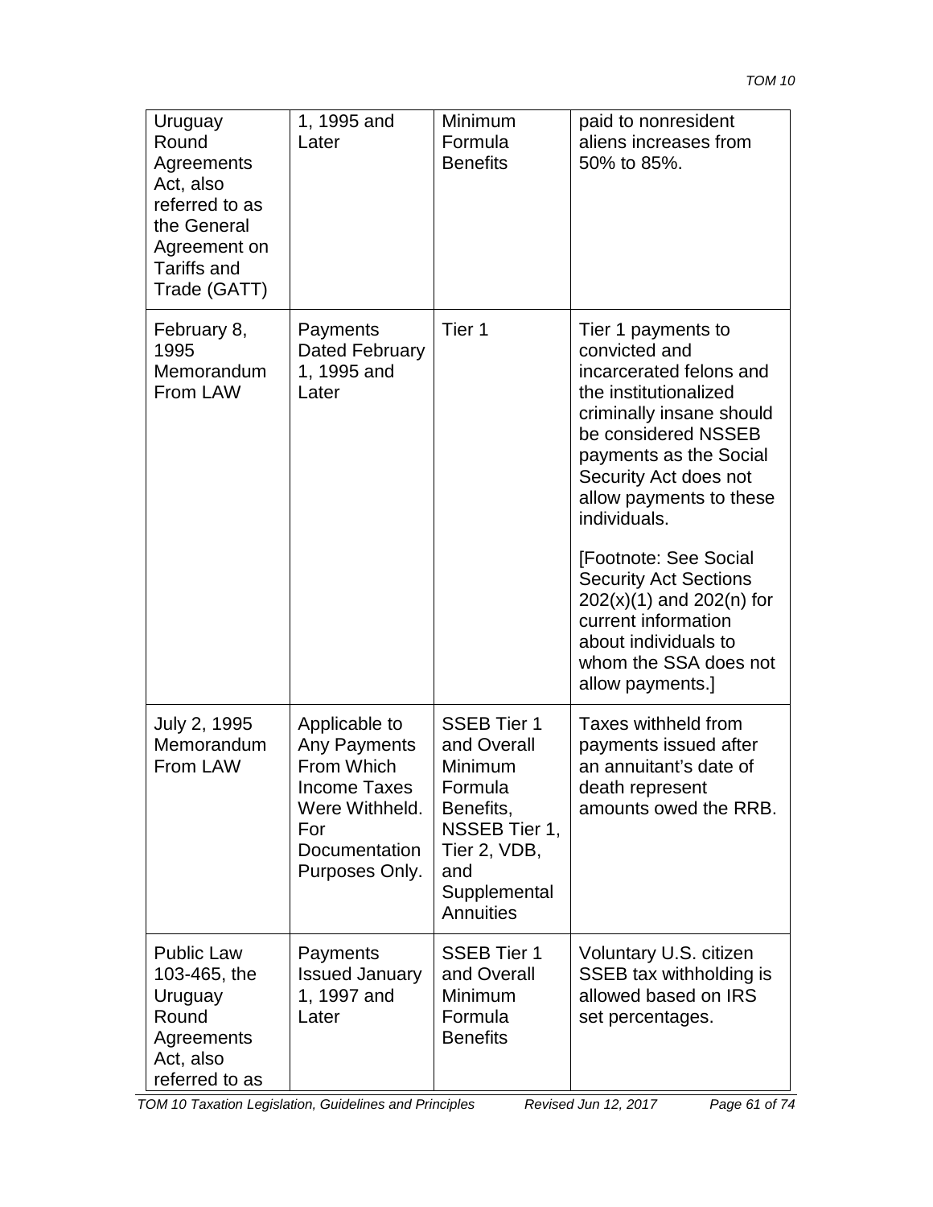| | | | |
|---|---|---|---|
| Uruguay Round Agreements Act, also referred to as the General Agreement on Tariffs and Trade (GATT) | 1, 1995 and Later | Minimum Formula Benefits | paid to nonresident aliens increases from 50% to 85%. |
| February 8, 1995 Memorandum From LAW | Payments Dated February 1, 1995 and Later | Tier 1 | Tier 1 payments to convicted and incarcerated felons and the institutionalized criminally insane should be considered NSSEB payments as the Social Security Act does not allow payments to these individuals.<br><br>[Footnote: See Social Security Act Sections 202(x)(1) and 202(n) for current information about individuals to whom the SSA does not allow payments.] |
| July 2, 1995 Memorandum From LAW | Applicable to Any Payments From Which Income Taxes Were Withheld. For Documentation Purposes Only. | SSEB Tier 1 and Overall Minimum Formula Benefits, NSSEB Tier 1, Tier 2, VDB, and Supplemental Annuities | Taxes withheld from payments issued after an annuitant's date of death represent amounts owed the RRB. |
| Public Law 103-465, the Uruguay Round Agreements Act, also referred to as | Payments Issued January 1, 1997 and Later | SSEB Tier 1 and Overall Minimum Formula Benefits | Voluntary U.S. citizen SSEB tax withholding is allowed based on IRS set percentages. |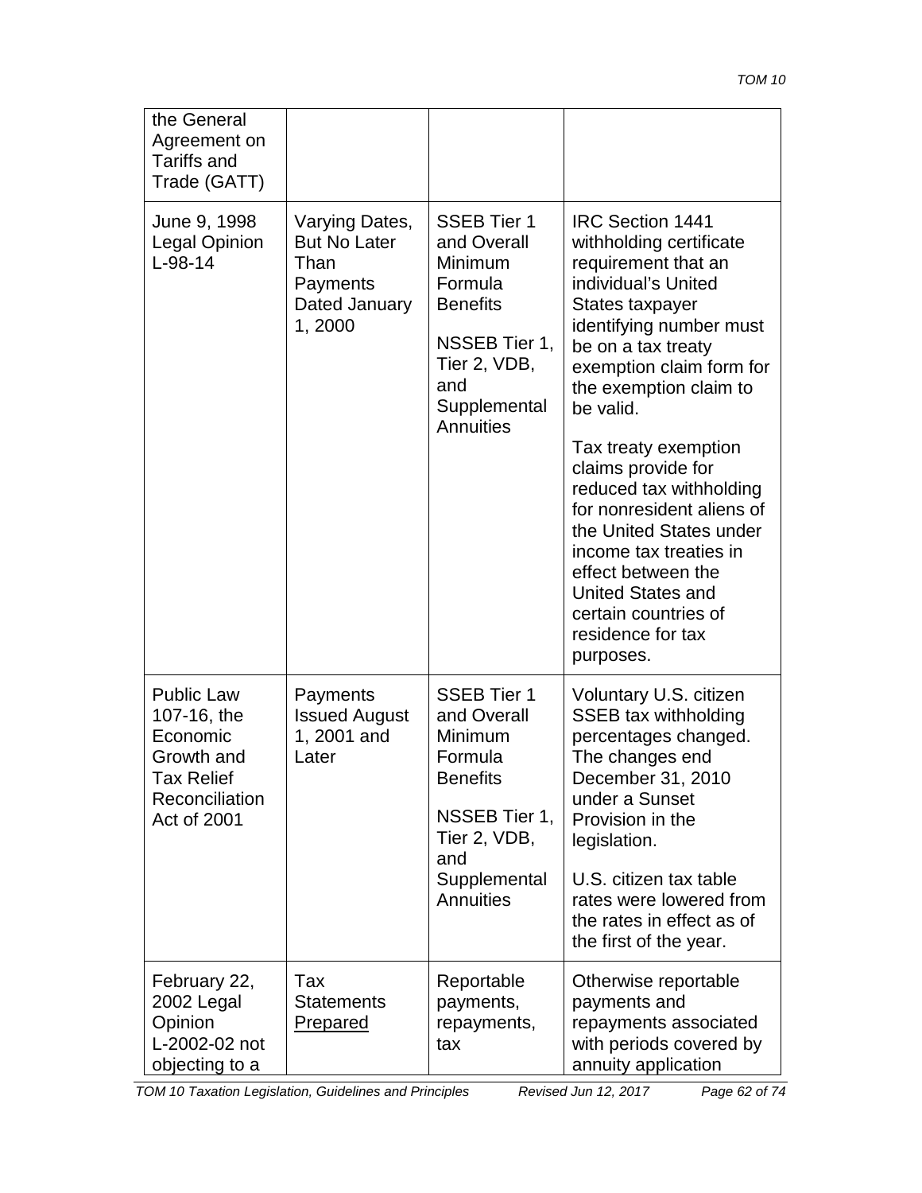| | | | |
|---|---|---|---|
| the General Agreement on Tariffs and Trade (GATT) | | | |
| June 9, 1998 Legal Opinion L-98-14 | Varying Dates, But No Later Than Payments Dated January 1, 2000 | SSEB Tier 1 and Overall Minimum Formula Benefits<br><br>NSSEB Tier 1, Tier 2, VDB, and Supplemental Annuities | IRC Section 1441 withholding certificate requirement that an individual's United States taxpayer identifying number must be on a tax treaty exemption claim form for the exemption claim to be valid.<br><br>Tax treaty exemption claims provide for reduced tax withholding for nonresident aliens of the United States under income tax treaties in effect between the United States and certain countries of residence for tax purposes. |
| Public Law 107-16, the Economic Growth and Tax Relief Reconciliation Act of 2001 | Payments Issued August 1, 2001 and Later | SSEB Tier 1 and Overall Minimum Formula Benefits<br><br>NSSEB Tier 1, Tier 2, VDB, and Supplemental Annuities | Voluntary U.S. citizen SSEB tax withholding percentages changed. The changes end December 31, 2010 under a Sunset Provision in the legislation.<br><br>U.S. citizen tax table rates were lowered from the rates in effect as of the first of the year. |
| February 22, 2002 Legal Opinion L-2002-02 not objecting to a | Tax Statements <u>Prepared</u> | Reportable payments, repayments, tax | Otherwise reportable payments and repayments associated with periods covered by annuity application |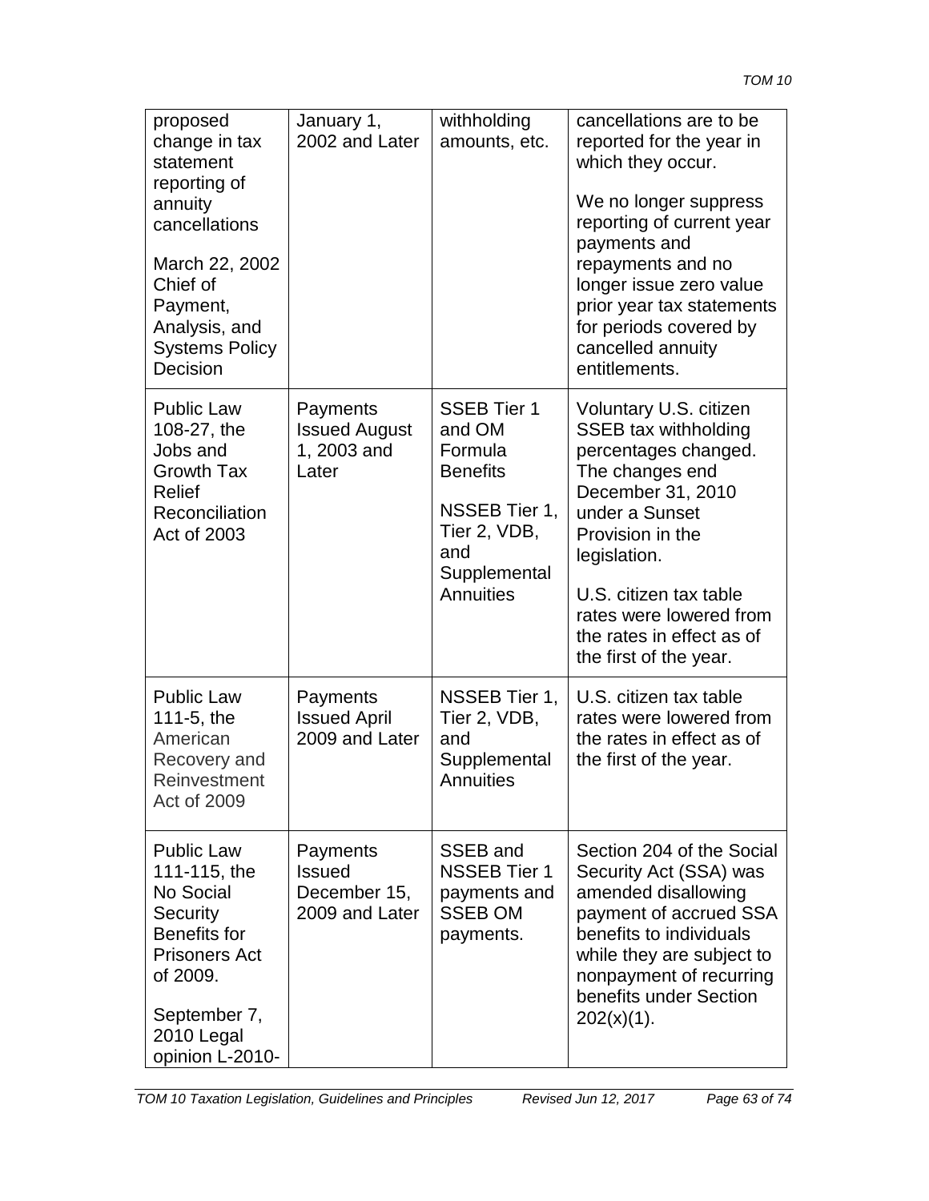| | | | |
|---|---|---|---|
| proposed change in tax statement reporting of annuity cancellations<br><br>March 22, 2002 Chief of Payment, Analysis, and Systems Policy Decision | January 1, 2002 and Later | withholding amounts, etc. | cancellations are to be reported for the year in which they occur.<br><br>We no longer suppress reporting of current year payments and repayments and no longer issue zero value prior year tax statements for periods covered by cancelled annuity entitlements. |
| Public Law 108-27, the Jobs and Growth Tax Relief Reconciliation Act of 2003 | Payments Issued August 1, 2003 and Later | SSEB Tier 1 and OM Formula Benefits<br><br>NSSEB Tier 1, Tier 2, VDB, and Supplemental Annuities | Voluntary U.S. citizen SSEB tax withholding percentages changed. The changes end December 31, 2010 under a Sunset Provision in the legislation.<br><br>U.S. citizen tax table rates were lowered from the rates in effect as of the first of the year. |
| Public Law 111-5, the American Recovery and Reinvestment Act of 2009 | Payments Issued April 2009 and Later | NSSEB Tier 1, Tier 2, VDB, and Supplemental Annuities | U.S. citizen tax table rates were lowered from the rates in effect as of the first of the year. |
| Public Law 111-115, the No Social Security Benefits for Prisoners Act of 2009.<br><br>September 7, 2010 Legal opinion L-2010- | Payments Issued December 15, 2009 and Later | SSEB and NSSEB Tier 1 payments and SSEB OM payments. | Section 204 of the Social Security Act (SSA) was amended disallowing payment of accrued SSA benefits to individuals while they are subject to nonpayment of recurring benefits under Section 202(x)(1). |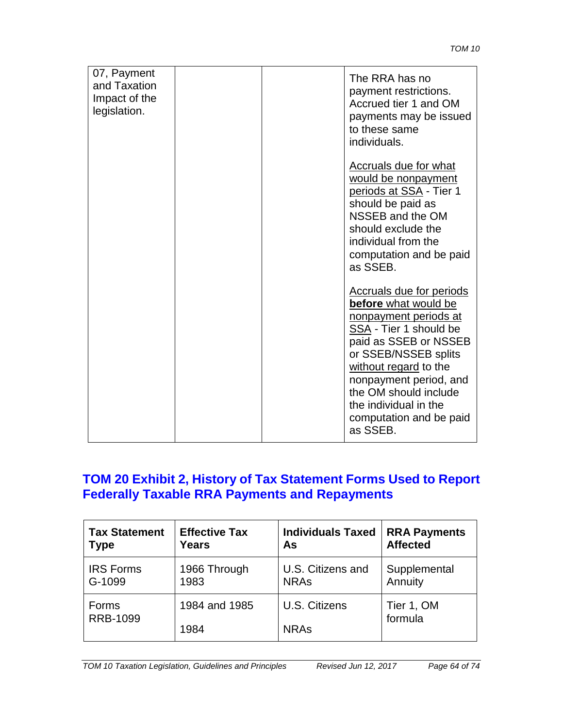| | | | |
|---|---|---|---|
| 07, Payment and Taxation Impact of the legislation. | | | The RRA has no payment restrictions. Accrued tier 1 and OM payments may be issued to these same individuals.<br><br>Accruals due for what would be nonpayment periods at SSA - Tier 1 should be paid as NSSEB and the OM should exclude the individual from the computation and be paid as SSEB.<br><br>Accruals due for periods **before** what would be nonpayment periods at SSA - Tier 1 should be paid as SSEB or NSSEB or SSEB/NSSEB splits without regard to the nonpayment period, and the OM should include the individual in the computation and be paid as SSEB. |

## TOM 20 Exhibit 2, History of Tax Statement Forms Used to Report Federally Taxable RRA Payments and Repayments

| Tax Statement Type | Effective Tax Years | Individuals Taxed As | RRA Payments Affected |
|---|---|---|---|
| IRS Forms G-1099 | 1966 Through 1983 | U.S. Citizens and NRAs | Supplemental Annuity |
| Forms RRB-1099 | 1984 and 1985<br><br>1984 | U.S. Citizens<br><br>NRAs | Tier 1, OM formula |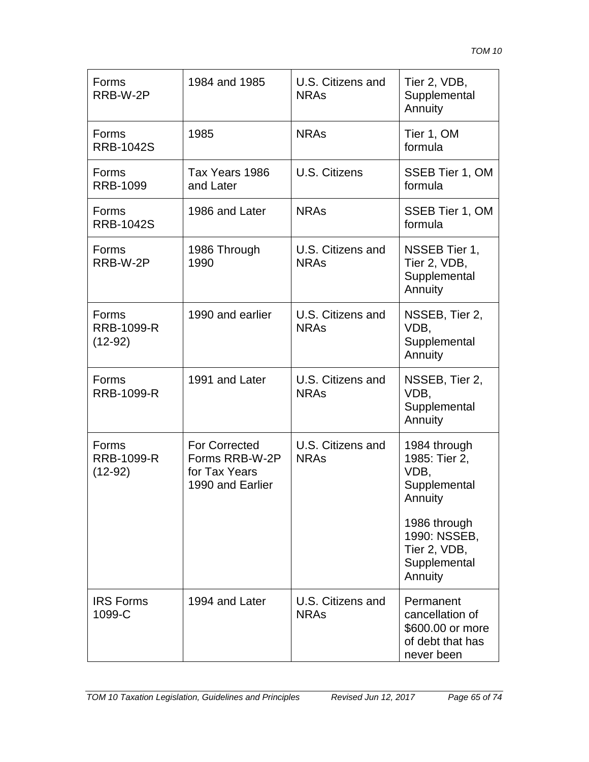| | | | |
|---|---|---|---|
| Forms RRB-W-2P | 1984 and 1985 | U.S. Citizens and NRAs | Tier 2, VDB, Supplemental Annuity |
| Forms RRB-1042S | 1985 | NRAs | Tier 1, OM formula |
| Forms RRB-1099 | Tax Years 1986 and Later | U.S. Citizens | SSEB Tier 1, OM formula |
| Forms RRB-1042S | 1986 and Later | NRAs | SSEB Tier 1, OM formula |
| Forms RRB-W-2P | 1986 Through 1990 | U.S. Citizens and NRAs | NSSEB Tier 1, Tier 2, VDB, Supplemental Annuity |
| Forms RRB-1099-R (12-92) | 1990 and earlier | U.S. Citizens and NRAs | NSSEB, Tier 2, VDB, Supplemental Annuity |
| Forms RRB-1099-R | 1991 and Later | U.S. Citizens and NRAs | NSSEB, Tier 2, VDB, Supplemental Annuity |
| Forms RRB-1099-R (12-92) | For Corrected Forms RRB-W-2P for Tax Years 1990 and Earlier | U.S. Citizens and NRAs | 1984 through 1985: Tier 2, VDB, Supplemental Annuity<br><br>1986 through 1990: NSSEB, Tier 2, VDB, Supplemental Annuity |
| IRS Forms 1099-C | 1994 and Later | U.S. Citizens and NRAs | Permanent cancellation of $600.00 or more of debt that has never been |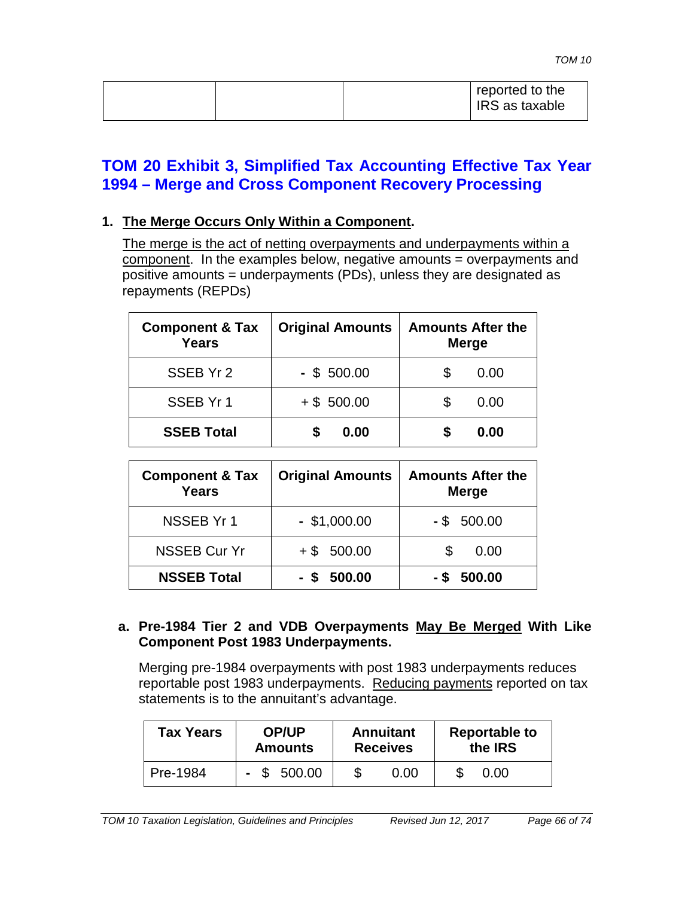| | | | |
|---|---|---|---|
| | | | reported to the IRS as taxable |

## TOM 20 Exhibit 3, Simplified Tax Accounting Effective Tax Year 1994 – Merge and Cross Component Recovery Processing

### 1. The Merge Occurs Only Within a Component.

The merge is the act of netting overpayments and underpayments within a component. In the examples below, negative amounts = overpayments and positive amounts = underpayments (PDs), unless they are designated as repayments (REPDs)

| Component & Tax Years | Original Amounts | Amounts After the Merge |
|---|---|---|
| SSEB Yr 2 | - $ 500.00 | $ 0.00 |
| SSEB Yr 1 | + $ 500.00 | $ 0.00 |
| **SSEB Total** | **$ 0.00** | **$ 0.00** |

| Component & Tax Years | Original Amounts | Amounts After the Merge |
|---|---|---|
| NSSEB Yr 1 | - $1,000.00 | - $ 500.00 |
| NSSEB Cur Yr | + $ 500.00 | $ 0.00 |
| **NSSEB Total** | **- $ 500.00** | **- $ 500.00** |

#### a. Pre-1984 Tier 2 and VDB Overpayments May Be Merged With Like Component Post 1983 Underpayments.

Merging pre-1984 overpayments with post 1983 underpayments reduces reportable post 1983 underpayments. Reducing payments reported on tax statements is to the annuitant's advantage.

| Tax Years | OP/UP Amounts | Annuitant Receives | Reportable to the IRS |
|---|---|---|---|
| Pre-1984 | - $ 500.00 | $ 0.00 | $ 0.00 |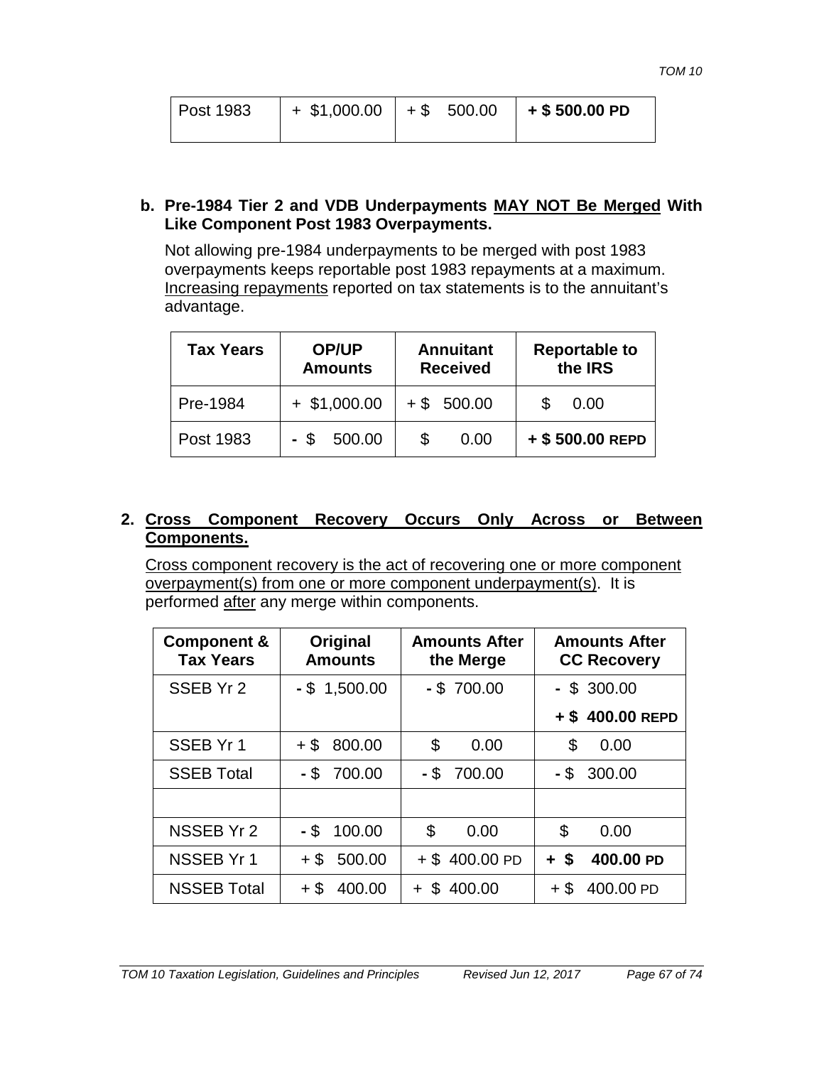| | | | |
|---|---|---|---|
| Post 1983 | + $1,000.00 | + $ 500.00 | **+ $ 500.00 PD** |

**b. Pre-1984 Tier 2 and VDB Underpayments MAY NOT Be Merged With Like Component Post 1983 Overpayments.**

Not allowing pre-1984 underpayments to be merged with post 1983 overpayments keeps reportable post 1983 repayments at a maximum. Increasing repayments reported on tax statements is to the annuitant's advantage.

| Tax Years | OP/UP Amounts | Annuitant Received | Reportable to the IRS |
|---|---|---|---|
| Pre-1984 | + $1,000.00 | + $ 500.00 | $ 0.00 |
| Post 1983 | **-** $ 500.00 | $ 0.00 | **+ $ 500.00 REPD** |

**2. Cross Component Recovery Occurs Only Across or Between Components.**

Cross component recovery is the act of recovering one or more component overpayment(s) from one or more component underpayment(s). It is performed after any merge within components.

| Component & Tax Years | Original Amounts | Amounts After the Merge | Amounts After CC Recovery |
|---|---|---|---|
| SSEB Yr 2 | **-** $ 1,500.00 | **-** $ 700.00 | **-** $ 300.00<br>**+ $ 400.00 REPD** |
| SSEB Yr 1 | + $ 800.00 | $ 0.00 | $ 0.00 |
| SSEB Total | **-** $ 700.00 | **-** $ 700.00 | **-** $ 300.00 |
| | | | |
| NSSEB Yr 2 | **-** $ 100.00 | $ 0.00 | $ 0.00 |
| NSSEB Yr 1 | + $ 500.00 | + $ 400.00 PD | **+ $ 400.00 PD** |
| NSSEB Total | + $ 400.00 | + $ 400.00 | + $ 400.00 PD |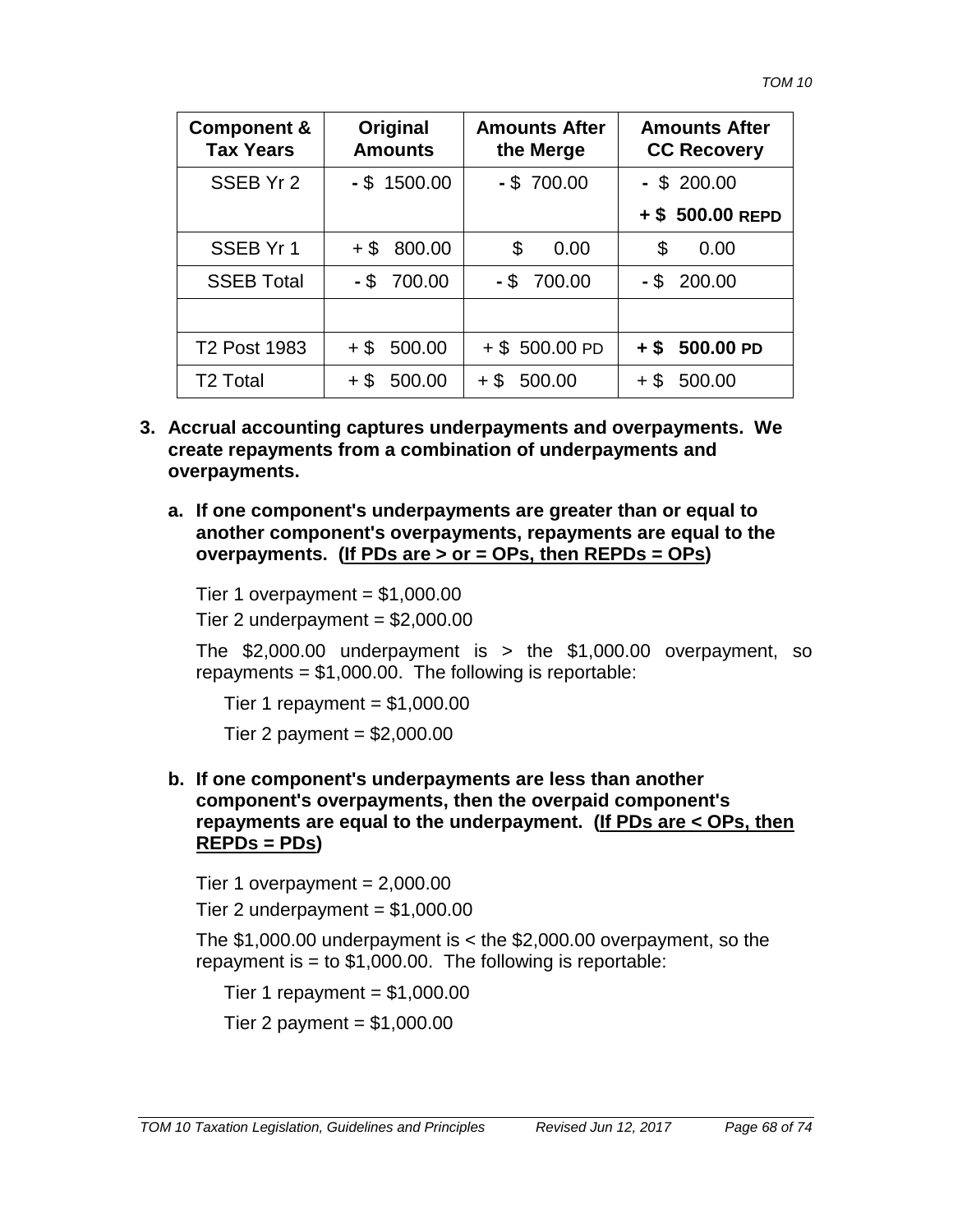| Component & Tax Years | Original Amounts | Amounts After the Merge | Amounts After CC Recovery |
|---|---|---|---|
| SSEB Yr 2 | **-** $ 1500.00 | **-** $ 700.00 | **-** $ 200.00<br>**+ $ 500.00 REPD** |
| SSEB Yr 1 | + $ 800.00 | $ 0.00 | $ 0.00 |
| SSEB Total | **-** $ 700.00 | **-** $ 700.00 | **-** $ 200.00 |
| | | | |
| T2 Post 1983 | + $ 500.00 | + $ 500.00 PD | **+ $ 500.00 PD** |
| T2 Total | + $ 500.00 | + $ 500.00 | + $ 500.00 |

**3. Accrual accounting captures underpayments and overpayments. We create repayments from a combination of underpayments and overpayments.**

**a. If one component's underpayments are greater than or equal to another component's overpayments, repayments are equal to the overpayments. (<u>If PDs are > or = OPs, then REPDs = OPs</u>)**

Tier 1 overpayment = $1,000.00

Tier 2 underpayment = $2,000.00

The $2,000.00 underpayment is > the $1,000.00 overpayment, so repayments = $1,000.00. The following is reportable:

Tier 1 repayment = $1,000.00

Tier 2 payment = $2,000.00

**b. If one component's underpayments are less than another component's overpayments, then the overpaid component's repayments are equal to the underpayment. (<u>If PDs are < OPs, then REPDs = PDs</u>)**

Tier 1 overpayment = 2,000.00

Tier 2 underpayment = $1,000.00

The $1,000.00 underpayment is < the $2,000.00 overpayment, so the repayment is = to $1,000.00. The following is reportable:

Tier 1 repayment = $1,000.00

Tier 2 payment = $1,000.00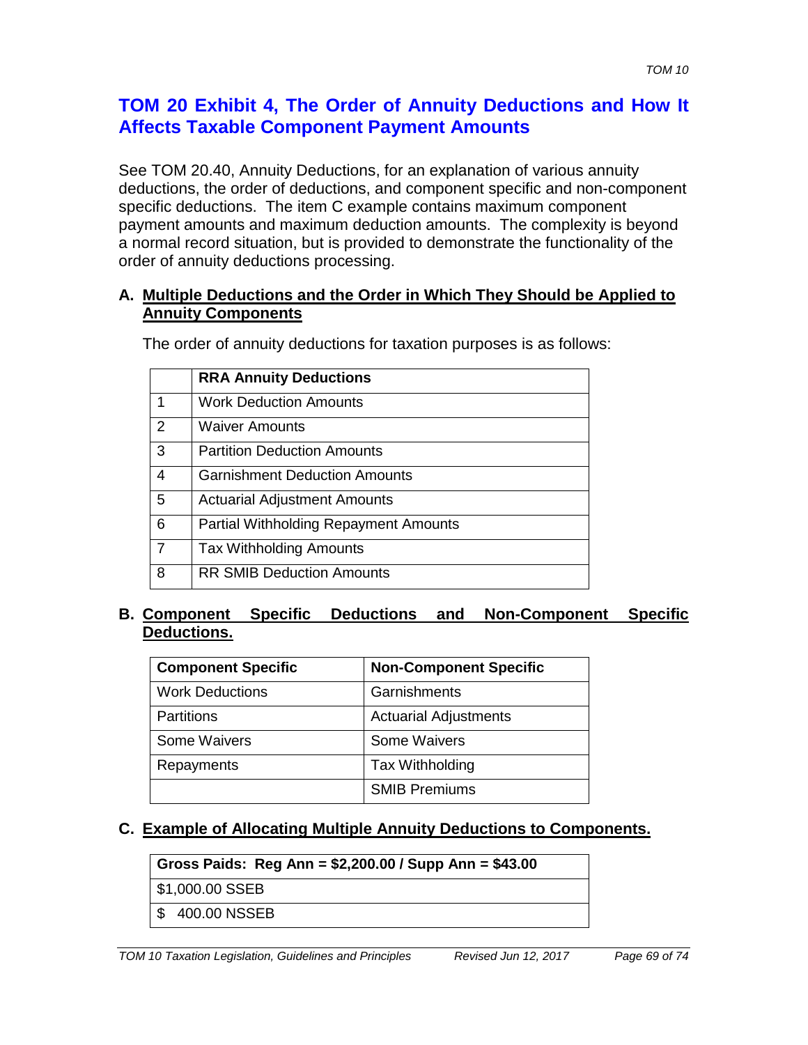## TOM 20 Exhibit 4, The Order of Annuity Deductions and How It Affects Taxable Component Payment Amounts

See TOM 20.40, Annuity Deductions, for an explanation of various annuity deductions, the order of deductions, and component specific and non-component specific deductions. The item C example contains maximum component payment amounts and maximum deduction amounts. The complexity is beyond a normal record situation, but is provided to demonstrate the functionality of the order of annuity deductions processing.

### A. Multiple Deductions and the Order in Which They Should be Applied to Annuity Components

The order of annuity deductions for taxation purposes is as follows:

| | RRA Annuity Deductions |
|---|---|
| 1 | Work Deduction Amounts |
| 2 | Waiver Amounts |
| 3 | Partition Deduction Amounts |
| 4 | Garnishment Deduction Amounts |
| 5 | Actuarial Adjustment Amounts |
| 6 | Partial Withholding Repayment Amounts |
| 7 | Tax Withholding Amounts |
| 8 | RR SMIB Deduction Amounts |

### B. Component Specific Deductions and Non-Component Specific Deductions.

| Component Specific | Non-Component Specific |
|---|---|
| Work Deductions | Garnishments |
| Partitions | Actuarial Adjustments |
| Some Waivers | Some Waivers |
| Repayments | Tax Withholding |
| | SMIB Premiums |

### C. Example of Allocating Multiple Annuity Deductions to Components.

| Gross Paids: Reg Ann = $2,200.00 / Supp Ann = $43.00 |
|---|
| $1,000.00 SSEB |
| $ 400.00 NSSEB |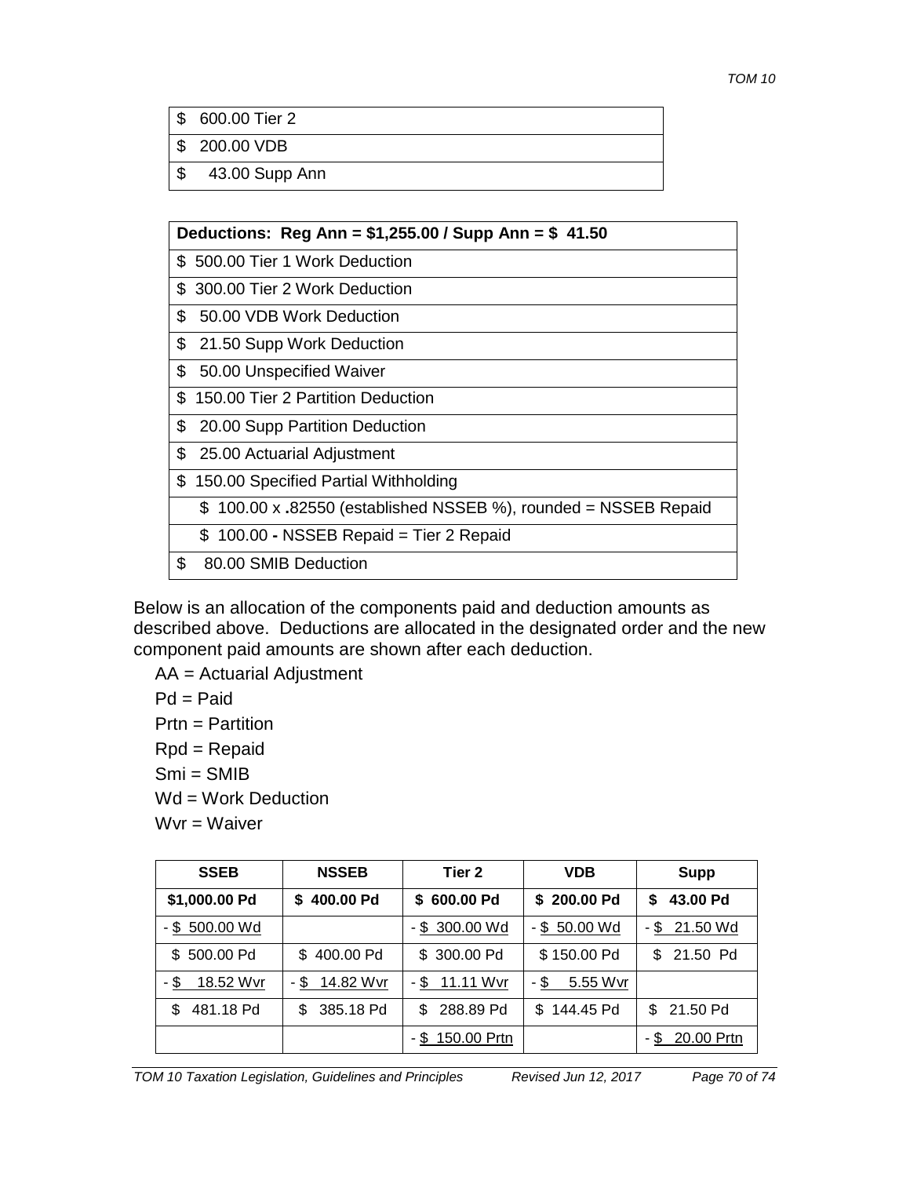| |
|---|
| \$ 600.00 Tier 2 |
| \$ 200.00 VDB |
| \$ 43.00 Supp Ann |

| **Deductions: Reg Ann = \$1,255.00 / Supp Ann = \$ 41.50** |
|---|
| \$ 500.00 Tier 1 Work Deduction |
| \$ 300.00 Tier 2 Work Deduction |
| \$ 50.00 VDB Work Deduction |
| \$ 21.50 Supp Work Deduction |
| \$ 50.00 Unspecified Waiver |
| \$ 150.00 Tier 2 Partition Deduction |
| \$ 20.00 Supp Partition Deduction |
| \$ 25.00 Actuarial Adjustment |
| \$ 150.00 Specified Partial Withholding |
| \$ 100.00 x **.**82550 (established NSSEB %), rounded = NSSEB Repaid |
| \$ 100.00 **-** NSSEB Repaid = Tier 2 Repaid |
| \$ 80.00 SMIB Deduction |

Below is an allocation of the components paid and deduction amounts as described above. Deductions are allocated in the designated order and the new component paid amounts are shown after each deduction.

AA = Actuarial Adjustment

Pd = Paid

Prtn = Partition

Rpd = Repaid

Smi = SMIB

Wd = Work Deduction

Wvr = Waiver

| SSEB | NSSEB | Tier 2 | VDB | Supp |
|---|---|---|---|---|
| **\$1,000.00 Pd** | **\$ 400.00 Pd** | **\$ 600.00 Pd** | **\$ 200.00 Pd** | **\$ 43.00 Pd** |
| - \$ 500.00 Wd | | - \$ 300.00 Wd | - \$ 50.00 Wd | - \$ 21.50 Wd |
| \$ 500.00 Pd | \$ 400.00 Pd | \$ 300.00 Pd | \$ 150.00 Pd | \$ 21.50 Pd |
| - \$ 18.52 Wvr | - \$ 14.82 Wvr | - \$ 11.11 Wvr | - \$ 5.55 Wvr | |
| \$ 481.18 Pd | \$ 385.18 Pd | \$ 288.89 Pd | \$ 144.45 Pd | \$ 21.50 Pd |
| | | - \$ 150.00 Prtn | | - \$ 20.00 Prtn |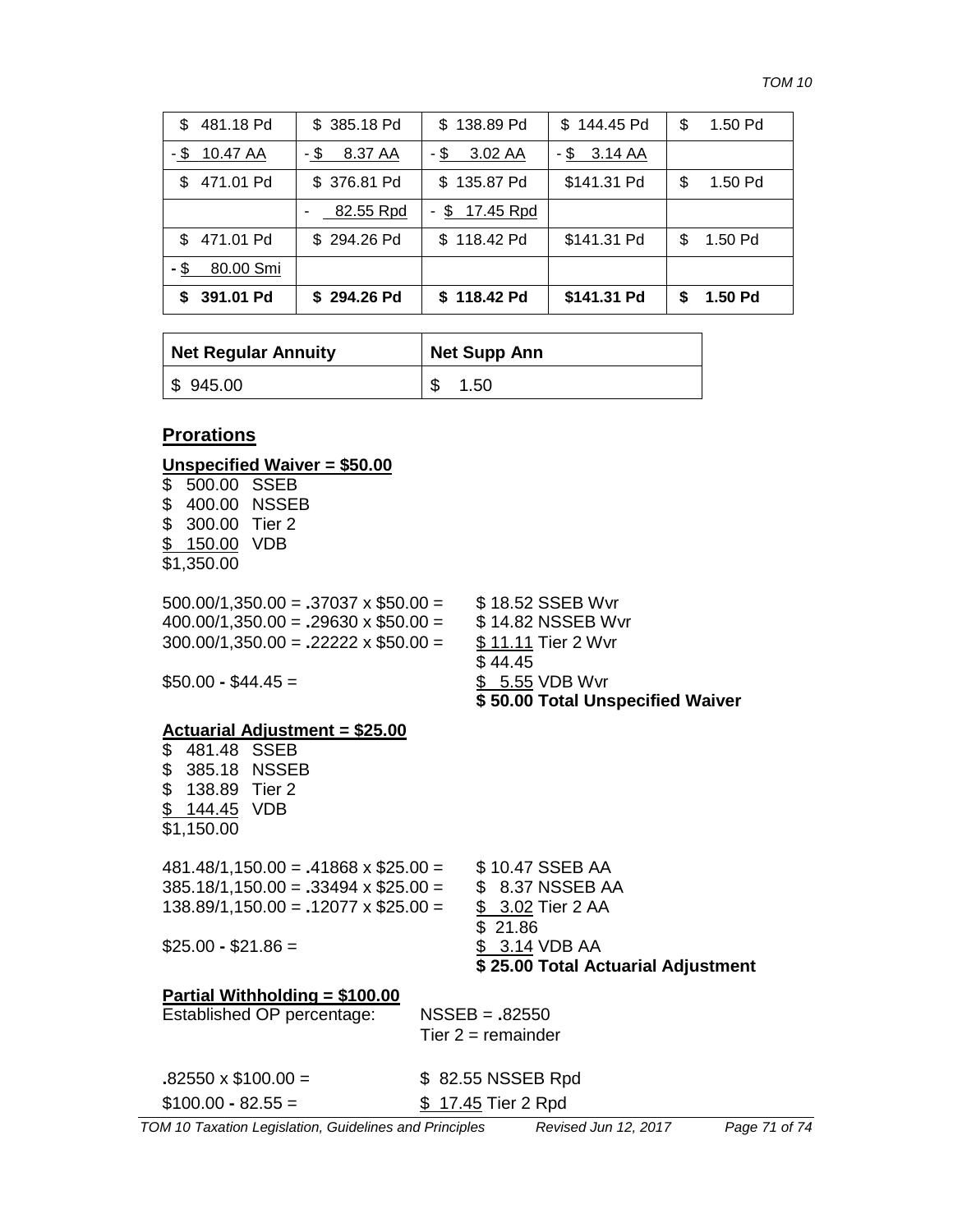| | | | | |
|---|---|---|---|---|
| $ 481.18 Pd | $ 385.18 Pd | $ 138.89 Pd | $ 144.45 Pd | $ 1.50 Pd |
| - $ 10.47 AA | - $ 8.37 AA | - $ 3.02 AA | - $ 3.14 AA | |
| $ 471.01 Pd | $ 376.81 Pd | $ 135.87 Pd | $141.31 Pd | $ 1.50 Pd |
| | - 82.55 Rpd | - $ 17.45 Rpd | | |
| $ 471.01 Pd | $ 294.26 Pd | $ 118.42 Pd | $141.31 Pd | $ 1.50 Pd |
| - $ 80.00 Smi | | | | |
| **$ 391.01 Pd** | **$ 294.26 Pd** | **$ 118.42 Pd** | **$141.31 Pd** | **$ 1.50 Pd** |

| Net Regular Annuity | Net Supp Ann |
|---|---|
| $ 945.00 | $ 1.50 |

## Prorations

**Unspecified Waiver = $50.00**

$ 500.00 SSEB
$ 400.00 NSSEB
$ 300.00 Tier 2
$ 150.00 VDB
$1,350.00

500.00/1,350.00 = **.**37037 x $50.00 = $ 18.52 SSEB Wvr
400.00/1,350.00 = **.**29630 x $50.00 = $ 14.82 NSSEB Wvr
300.00/1,350.00 = **.**22222 x $50.00 = $ 11.11 Tier 2 Wvr
$ 44.45
$50.00 **-** $44.45 = $ 5.55 VDB Wvr
**$ 50.00 Total Unspecified Waiver**

**Actuarial Adjustment = $25.00**

$ 481.48 SSEB
$ 385.18 NSSEB
$ 138.89 Tier 2
$ 144.45 VDB
$1,150.00

481.48/1,150.00 = **.**41868 x $25.00 = $ 10.47 SSEB AA
385.18/1,150.00 = **.**33494 x $25.00 = $ 8.37 NSSEB AA
138.89/1,150.00 = **.**12077 x $25.00 = $ 3.02 Tier 2 AA
$ 21.86
$25.00 **-** $21.86 = $ 3.14 VDB AA
**$ 25.00 Total Actuarial Adjustment**

**Partial Withholding = $100.00**

Established OP percentage: NSSEB = **.**82550
Tier 2 = remainder

**.**82550 x $100.00 = $ 82.55 NSSEB Rpd
$100.00 **-** 82.55 = $ 17.45 Tier 2 Rpd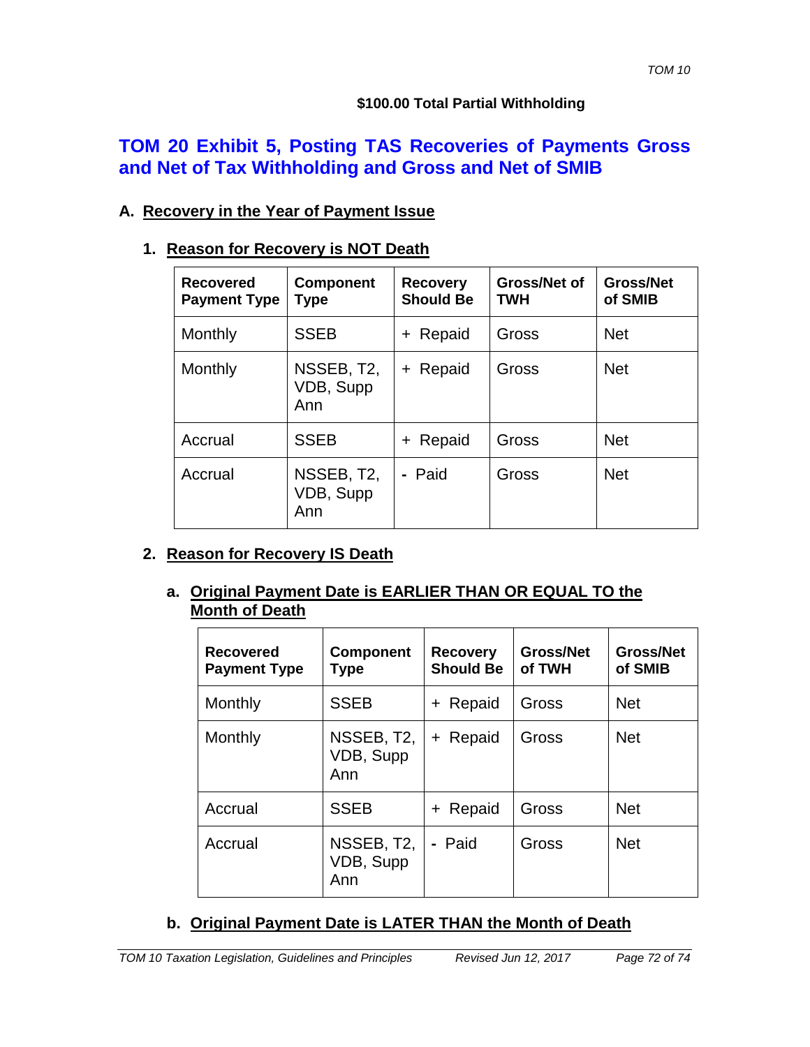**$100.00 Total Partial Withholding**

## TOM 20 Exhibit 5, Posting TAS Recoveries of Payments Gross and Net of Tax Withholding and Gross and Net of SMIB

### A. Recovery in the Year of Payment Issue

#### 1. Reason for Recovery is NOT Death

| Recovered Payment Type | Component Type | Recovery Should Be | Gross/Net of TWH | Gross/Net of SMIB |
|---|---|---|---|---|
| Monthly | SSEB | + Repaid | Gross | Net |
| Monthly | NSSEB, T2, VDB, Supp Ann | + Repaid | Gross | Net |
| Accrual | SSEB | + Repaid | Gross | Net |
| Accrual | NSSEB, T2, VDB, Supp Ann | - Paid | Gross | Net |

#### 2. Reason for Recovery IS Death

##### a. Original Payment Date is EARLIER THAN OR EQUAL TO the Month of Death

| Recovered Payment Type | Component Type | Recovery Should Be | Gross/Net of TWH | Gross/Net of SMIB |
|---|---|---|---|---|
| Monthly | SSEB | + Repaid | Gross | Net |
| Monthly | NSSEB, T2, VDB, Supp Ann | + Repaid | Gross | Net |
| Accrual | SSEB | + Repaid | Gross | Net |
| Accrual | NSSEB, T2, VDB, Supp Ann | - Paid | Gross | Net |

##### b. Original Payment Date is LATER THAN the Month of Death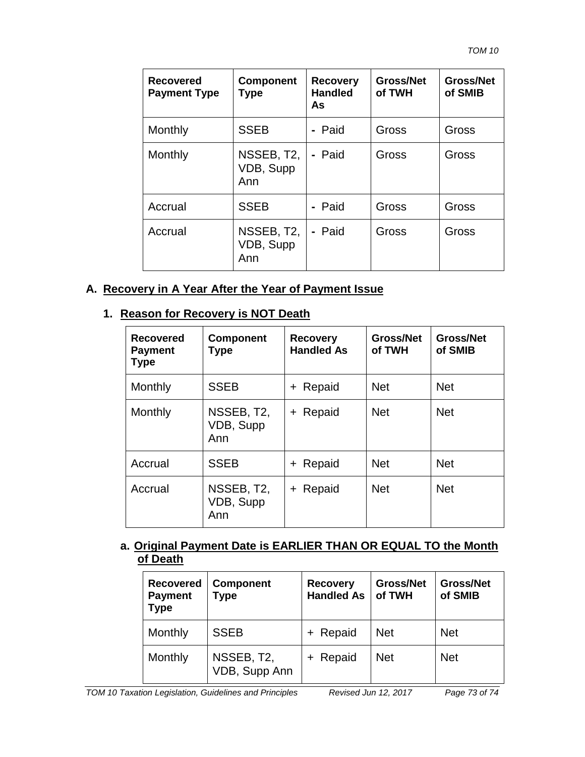| Recovered Payment Type | Component Type | Recovery Handled As | Gross/Net of TWH | Gross/Net of SMIB |
|---|---|---|---|---|
| Monthly | SSEB | - Paid | Gross | Gross |
| Monthly | NSSEB, T2, VDB, Supp Ann | - Paid | Gross | Gross |
| Accrual | SSEB | - Paid | Gross | Gross |
| Accrual | NSSEB, T2, VDB, Supp Ann | - Paid | Gross | Gross |

## A. Recovery in A Year After the Year of Payment Issue

### 1. Reason for Recovery is NOT Death

| Recovered Payment Type | Component Type | Recovery Handled As | Gross/Net of TWH | Gross/Net of SMIB |
|---|---|---|---|---|
| Monthly | SSEB | + Repaid | Net | Net |
| Monthly | NSSEB, T2, VDB, Supp Ann | + Repaid | Net | Net |
| Accrual | SSEB | + Repaid | Net | Net |
| Accrual | NSSEB, T2, VDB, Supp Ann | + Repaid | Net | Net |

#### a. Original Payment Date is EARLIER THAN OR EQUAL TO the Month of Death

| Recovered Payment Type | Component Type | Recovery Handled As | Gross/Net of TWH | Gross/Net of SMIB |
|---|---|---|---|---|
| Monthly | SSEB | + Repaid | Net | Net |
| Monthly | NSSEB, T2, VDB, Supp Ann | + Repaid | Net | Net |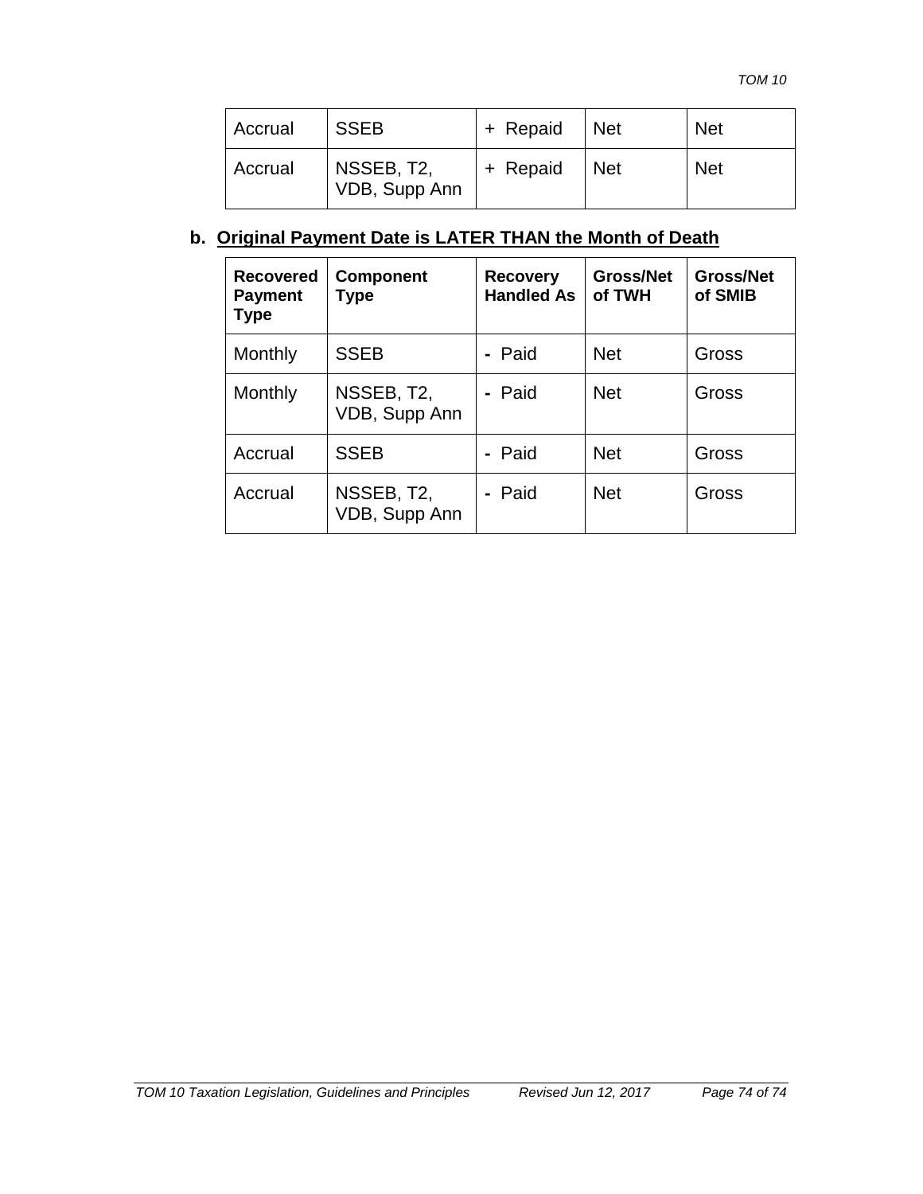| | | | | |
|---|---|---|---|---|
| Accrual | SSEB | + Repaid | Net | Net |
| Accrual | NSSEB, T2, VDB, Supp Ann | + Repaid | Net | Net |

**b. Original Payment Date is LATER THAN the Month of Death**

| Recovered Payment Type | Component Type | Recovery Handled As | Gross/Net of TWH | Gross/Net of SMIB |
|---|---|---|---|---|
| Monthly | SSEB | - Paid | Net | Gross |
| Monthly | NSSEB, T2, VDB, Supp Ann | - Paid | Net | Gross |
| Accrual | SSEB | - Paid | Net | Gross |
| Accrual | NSSEB, T2, VDB, Supp Ann | - Paid | Net | Gross |